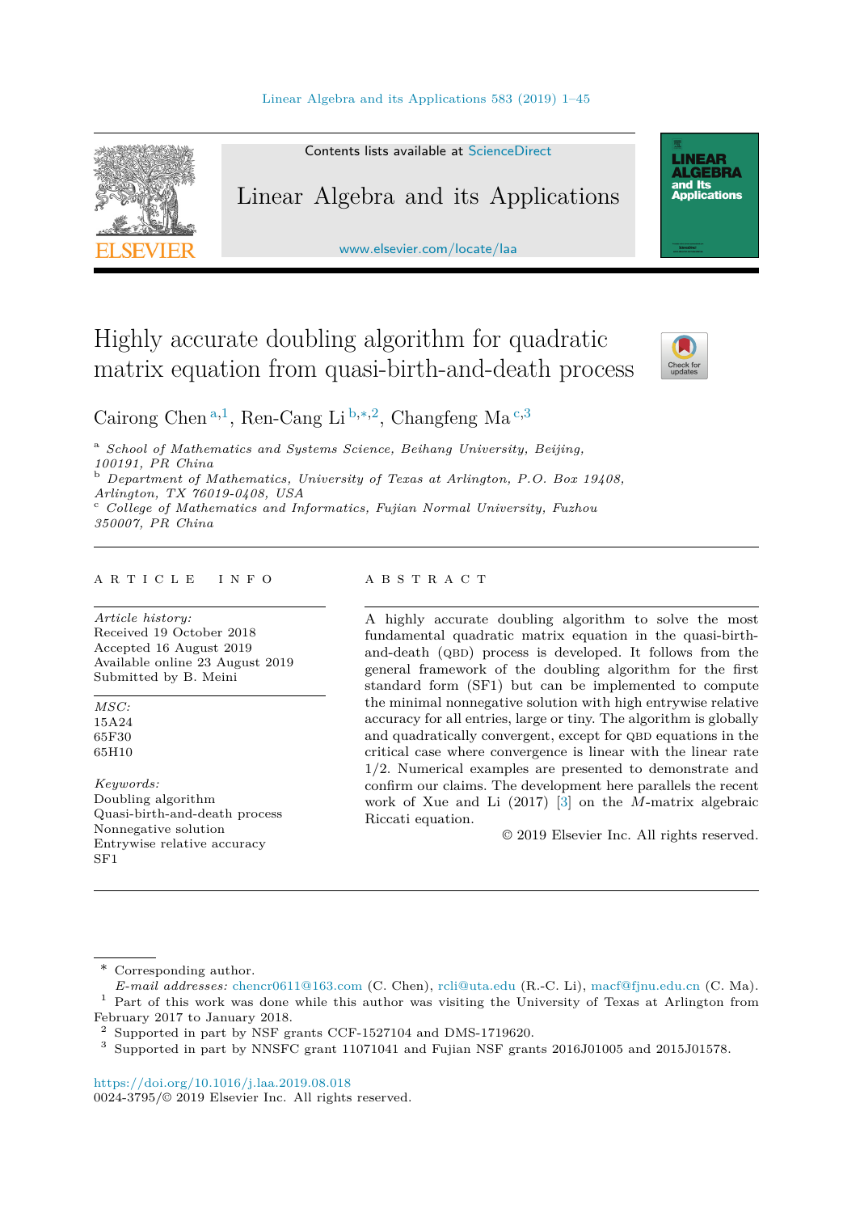# Highly accurate doubling algorithm for quadratic matrix equation from quasi-birth-and-death process

Cairong Chen [a,1], Ren-Cang Li [b,*,2], Changfeng Ma [c,3]

[a] *School of Mathematics and Systems Science, Beihang University, Beijing, 100191, PR China*

[b] *Department of Mathematics, University of Texas at Arlington, P.O. Box 19408, Arlington, TX 76019-0408, USA*

[c] *College of Mathematics and Informatics, Fujian Normal University, Fuzhou 350007, PR China*

## ARTICLE INFO

*Article history:*
Received 19 October 2018
Accepted 16 August 2019
Available online 23 August 2019
Submitted by B. Meini

*MSC:*
15A24
65F30
65H10

*Keywords:*
Doubling algorithm
Quasi-birth-and-death process
Nonnegative solution
Entrywise relative accuracy
SF1

## ABSTRACT

A highly accurate doubling algorithm to solve the most fundamental quadratic matrix equation in the quasi-birth-and-death (QBD) process is developed. It follows from the general framework of the doubling algorithm for the first standard form (SF1) but can be implemented to compute the minimal nonnegative solution with high entrywise relative accuracy for all entries, large or tiny. The algorithm is globally and quadratically convergent, except for QBD equations in the critical case where convergence is linear with the linear rate 1/2. Numerical examples are presented to demonstrate and confirm our claims. The development here parallels the recent work of Xue and Li (2017) [3] on the $M$-matrix algebraic Riccati equation.

© 2019 Elsevier Inc. All rights reserved.

---

\* Corresponding author.
*E-mail addresses:* chencr0611@163.com (C. Chen), rcli@uta.edu (R.-C. Li), macf@fjnu.edu.cn (C. Ma).

[1] Part of this work was done while this author was visiting the University of Texas at Arlington from February 2017 to January 2018.

[2] Supported in part by NSF grants CCF-1527104 and DMS-1719620.

[3] Supported in part by NNSFC grant 11071041 and Fujian NSF grants 2016J01005 and 2015J01578.

https://doi.org/10.1016/j.laa.2019.08.018
0024-3795/© 2019 Elsevier Inc. All rights reserved.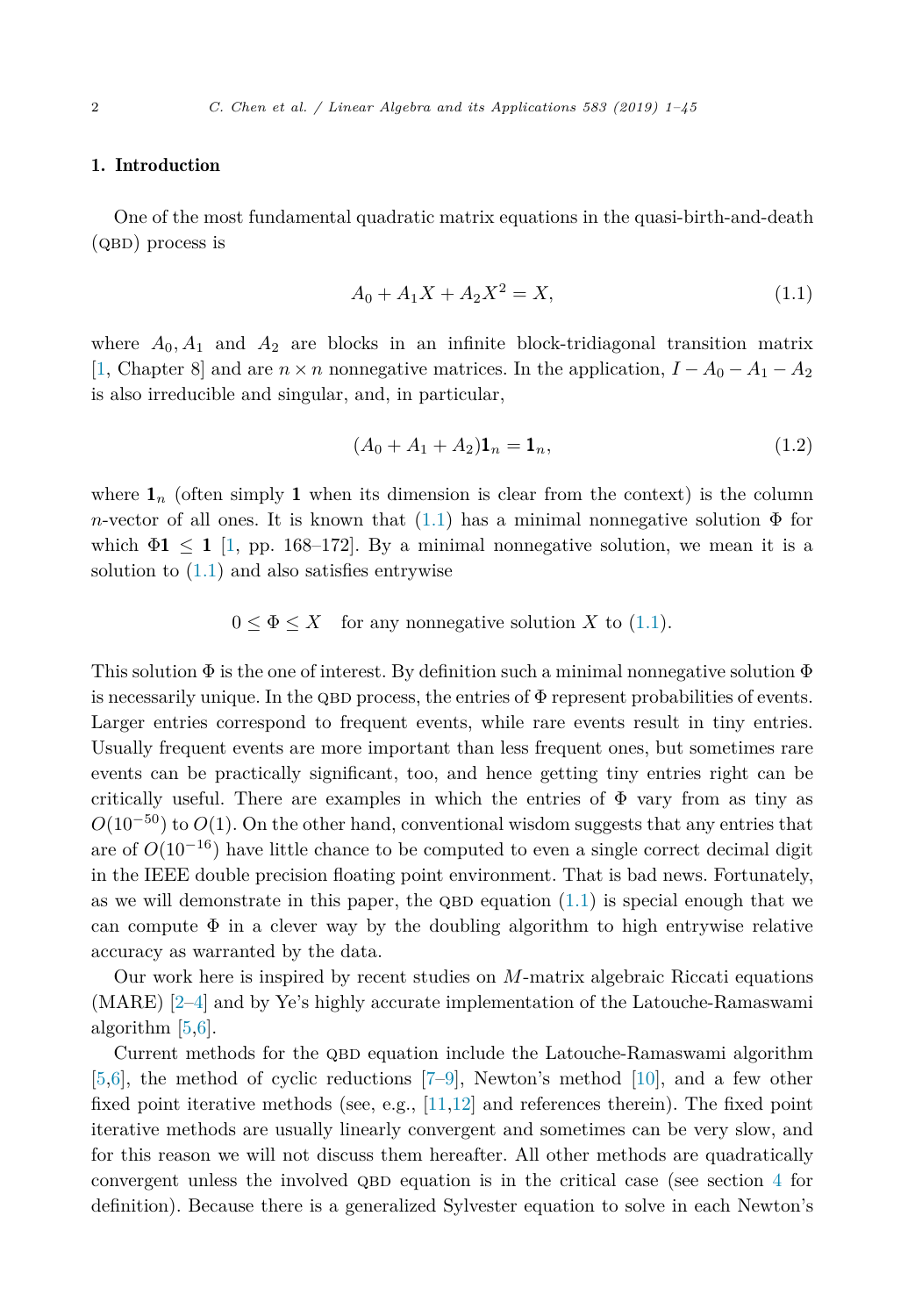## 1. Introduction

One of the most fundamental quadratic matrix equations in the quasi-birth-and-death (QBD) process is

$$A_0 + A_1 X + A_2 X^2 = X, \tag{1.1}$$

where $A_0, A_1$ and $A_2$ are blocks in an infinite block-tridiagonal transition matrix [1, Chapter 8] and are $n \times n$ nonnegative matrices. In the application, $I - A_0 - A_1 - A_2$ is also irreducible and singular, and, in particular,

$$(A_0 + A_1 + A_2)\mathbf{1}_n = \mathbf{1}_n, \tag{1.2}$$

where $\mathbf{1}_n$ (often simply $\mathbf{1}$ when its dimension is clear from the context) is the column $n$-vector of all ones. It is known that (1.1) has a minimal nonnegative solution $\Phi$ for which $\Phi\mathbf{1} \leq \mathbf{1}$ [1, pp. 168–172]. By a minimal nonnegative solution, we mean it is a solution to (1.1) and also satisfies entrywise

$$0 \leq \Phi \leq X \quad \text{for any nonnegative solution } X \text{ to (1.1)}.$$

This solution $\Phi$ is the one of interest. By definition such a minimal nonnegative solution $\Phi$ is necessarily unique. In the QBD process, the entries of $\Phi$ represent probabilities of events. Larger entries correspond to frequent events, while rare events result in tiny entries. Usually frequent events are more important than less frequent ones, but sometimes rare events can be practically significant, too, and hence getting tiny entries right can be critically useful. There are examples in which the entries of $\Phi$ vary from as tiny as $O(10^{-50})$ to $O(1)$. On the other hand, conventional wisdom suggests that any entries that are of $O(10^{-16})$ have little chance to be computed to even a single correct decimal digit in the IEEE double precision floating point environment. That is bad news. Fortunately, as we will demonstrate in this paper, the QBD equation (1.1) is special enough that we can compute $\Phi$ in a clever way by the doubling algorithm to high entrywise relative accuracy as warranted by the data.

Our work here is inspired by recent studies on $M$-matrix algebraic Riccati equations (MARE) [2–4] and by Ye's highly accurate implementation of the Latouche-Ramaswami algorithm [5,6].

Current methods for the QBD equation include the Latouche-Ramaswami algorithm [5,6], the method of cyclic reductions [7–9], Newton's method [10], and a few other fixed point iterative methods (see, e.g., [11,12] and references therein). The fixed point iterative methods are usually linearly convergent and sometimes can be very slow, and for this reason we will not discuss them hereafter. All other methods are quadratically convergent unless the involved QBD equation is in the critical case (see section 4 for definition). Because there is a generalized Sylvester equation to solve in each Newton's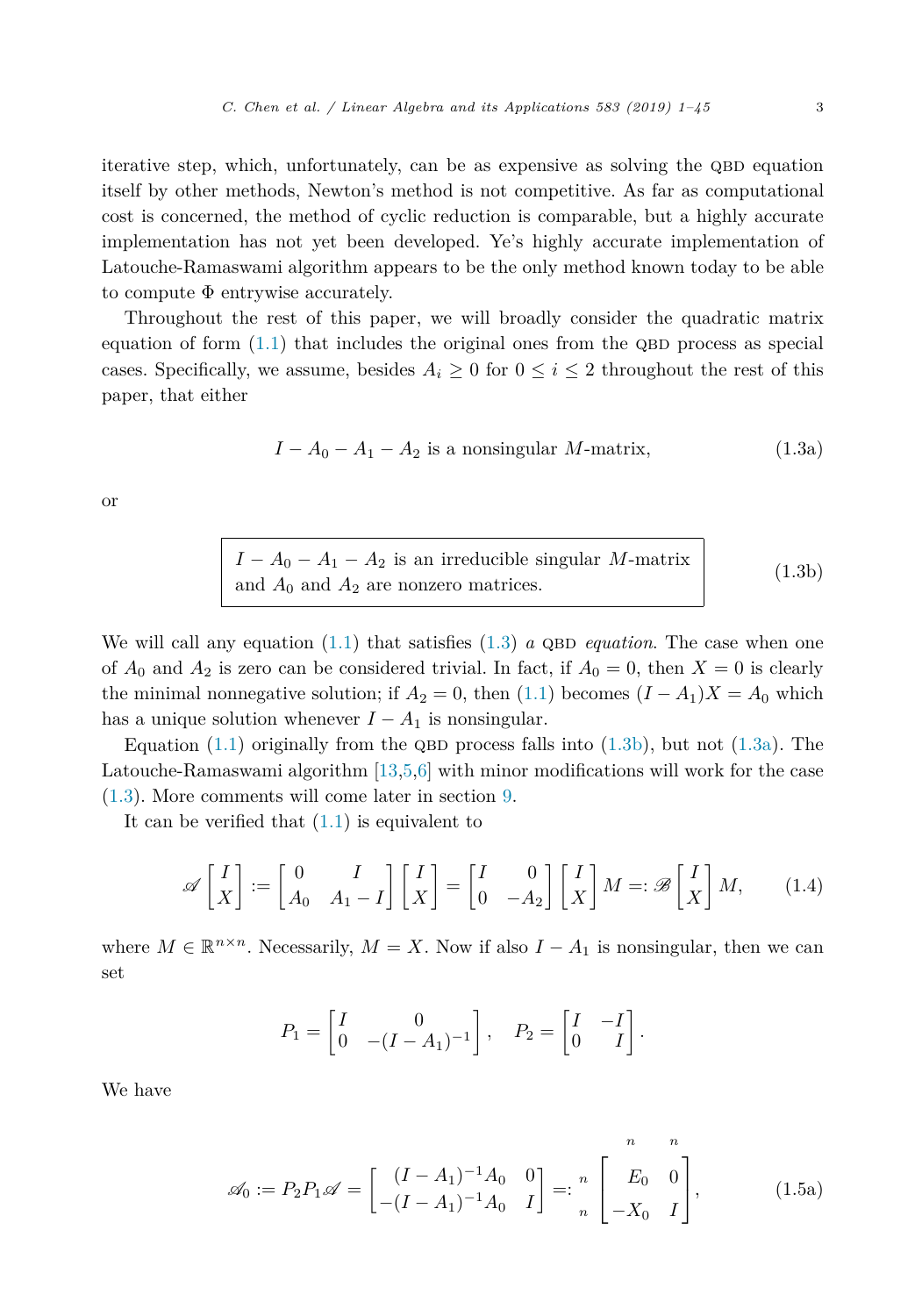iterative step, which, unfortunately, can be as expensive as solving the QBD equation itself by other methods, Newton's method is not competitive. As far as computational cost is concerned, the method of cyclic reduction is comparable, but a highly accurate implementation has not yet been developed. Ye's highly accurate implementation of Latouche-Ramaswami algorithm appears to be the only method known today to be able to compute $\Phi$ entrywise accurately.

Throughout the rest of this paper, we will broadly consider the quadratic matrix equation of form (1.1) that includes the original ones from the QBD process as special cases. Specifically, we assume, besides $A_i \geq 0$ for $0 \leq i \leq 2$ throughout the rest of this paper, that either

$$I - A_0 - A_1 - A_2 \text{ is a nonsingular } M\text{-matrix}, \tag{1.3a}$$

or

$$\boxed{\begin{array}{l} I - A_0 - A_1 - A_2 \text{ is an irreducible singular } M\text{-matrix} \\ \text{and } A_0 \text{ and } A_2 \text{ are nonzero matrices.} \end{array}} \tag{1.3b}$$

We will call any equation (1.1) that satisfies (1.3) *a* QBD *equation*. The case when one of $A_0$ and $A_2$ is zero can be considered trivial. In fact, if $A_0 = 0$, then $X = 0$ is clearly the minimal nonnegative solution; if $A_2 = 0$, then (1.1) becomes $(I - A_1)X = A_0$ which has a unique solution whenever $I - A_1$ is nonsingular.

Equation (1.1) originally from the QBD process falls into (1.3b), but not (1.3a). The Latouche-Ramaswami algorithm [13,5,6] with minor modifications will work for the case (1.3). More comments will come later in section 9.

It can be verified that (1.1) is equivalent to

$$\mathscr{A}\begin{bmatrix} I \\ X \end{bmatrix} := \begin{bmatrix} 0 & I \\ A_0 & A_1 - I \end{bmatrix}\begin{bmatrix} I \\ X \end{bmatrix} = \begin{bmatrix} I & 0 \\ 0 & -A_2 \end{bmatrix}\begin{bmatrix} I \\ X \end{bmatrix} M =: \mathscr{B}\begin{bmatrix} I \\ X \end{bmatrix} M, \tag{1.4}$$

where $M \in \mathbb{R}^{n \times n}$. Necessarily, $M = X$. Now if also $I - A_1$ is nonsingular, then we can set

$$P_1 = \begin{bmatrix} I & 0 \\ 0 & -(I - A_1)^{-1} \end{bmatrix}, \quad P_2 = \begin{bmatrix} I & -I \\ 0 & I \end{bmatrix}.$$

We have

$$\mathscr{A}_0 := P_2 P_1 \mathscr{A} = \begin{bmatrix} (I - A_1)^{-1}A_0 & 0 \\ -(I - A_1)^{-1}A_0 & I \end{bmatrix} =: \begin{array}{c} \\ n \\ n \end{array} \!\!\begin{array}{c} \begin{array}{cc} n & n \end{array} \\ \begin{bmatrix} E_0 & 0 \\ -X_0 & I \end{bmatrix} \end{array}, \tag{1.5a}$$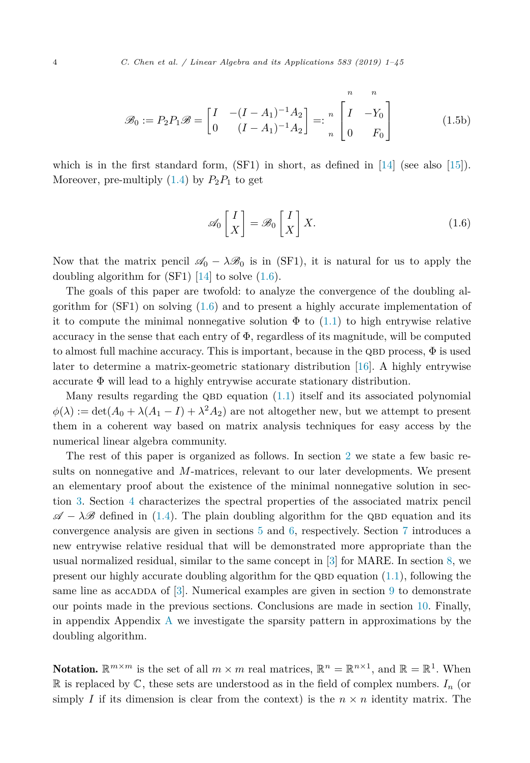$$
\mathscr{B}_0 := P_2 P_1 \mathscr{B} = \begin{bmatrix} I & -(I-A_1)^{-1}A_2 \\ 0 & (I-A_1)^{-1}A_2 \end{bmatrix} =: \begin{matrix} \\ n \\ n \end{matrix} \overset{\begin{matrix} n & n \end{matrix}}{\begin{bmatrix} I & -Y_0 \\ 0 & F_0 \end{bmatrix}} \tag{1.5b}
$$

which is in the first standard form, (SF1) in short, as defined in [14] (see also [15]). Moreover, pre-multiply (1.4) by $P_2 P_1$ to get

$$
\mathscr{A}_0 \begin{bmatrix} I \\ X \end{bmatrix} = \mathscr{B}_0 \begin{bmatrix} I \\ X \end{bmatrix} X. \tag{1.6}
$$

Now that the matrix pencil $\mathscr{A}_0 - \lambda \mathscr{B}_0$ is in (SF1), it is natural for us to apply the doubling algorithm for (SF1) [14] to solve (1.6).

The goals of this paper are twofold: to analyze the convergence of the doubling algorithm for (SF1) on solving (1.6) and to present a highly accurate implementation of it to compute the minimal nonnegative solution $\Phi$ to (1.1) to high entrywise relative accuracy in the sense that each entry of $\Phi$, regardless of its magnitude, will be computed to almost full machine accuracy. This is important, because in the QBD process, $\Phi$ is used later to determine a matrix-geometric stationary distribution [16]. A highly entrywise accurate $\Phi$ will lead to a highly entrywise accurate stationary distribution.

Many results regarding the QBD equation (1.1) itself and its associated polynomial $\phi(\lambda) := \det(A_0 + \lambda(A_1 - I) + \lambda^2 A_2)$ are not altogether new, but we attempt to present them in a coherent way based on matrix analysis techniques for easy access by the numerical linear algebra community.

The rest of this paper is organized as follows. In section 2 we state a few basic results on nonnegative and $M$-matrices, relevant to our later developments. We present an elementary proof about the existence of the minimal nonnegative solution in section 3. Section 4 characterizes the spectral properties of the associated matrix pencil $\mathscr{A} - \lambda \mathscr{B}$ defined in (1.4). The plain doubling algorithm for the QBD equation and its convergence analysis are given in sections 5 and 6, respectively. Section 7 introduces a new entrywise relative residual that will be demonstrated more appropriate than the usual normalized residual, similar to the same concept in [3] for MARE. In section 8, we present our highly accurate doubling algorithm for the QBD equation (1.1), following the same line as accADDA of [3]. Numerical examples are given in section 9 to demonstrate our points made in the previous sections. Conclusions are made in section 10. Finally, in appendix Appendix A we investigate the sparsity pattern in approximations by the doubling algorithm.

**Notation.** $\mathbb{R}^{m\times m}$ is the set of all $m \times m$ real matrices, $\mathbb{R}^n = \mathbb{R}^{n\times 1}$, and $\mathbb{R} = \mathbb{R}^1$. When $\mathbb{R}$ is replaced by $\mathbb{C}$, these sets are understood as in the field of complex numbers. $I_n$ (or simply $I$ if its dimension is clear from the context) is the $n \times n$ identity matrix. The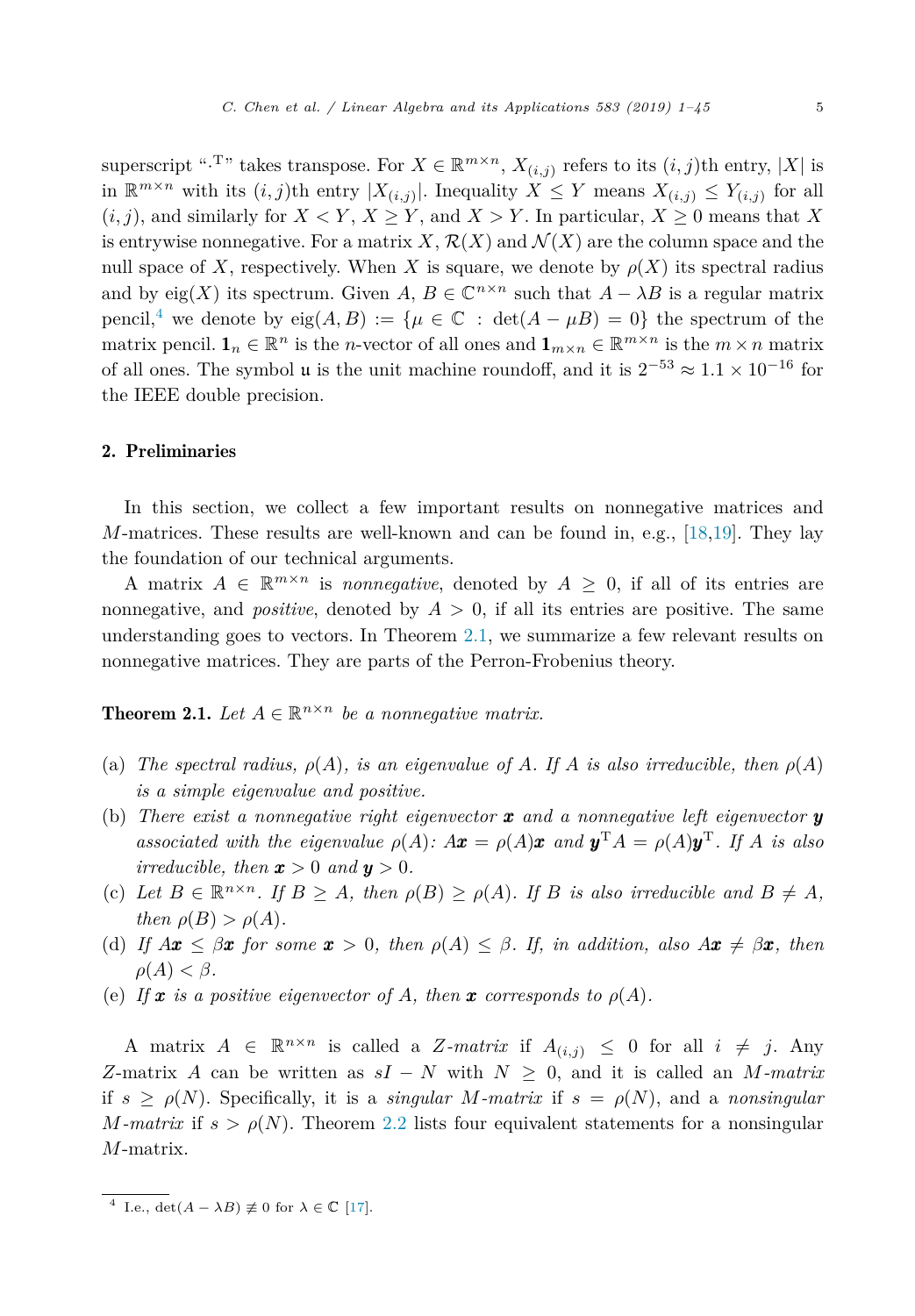superscript "$\cdot^{\mathrm{T}}$" takes transpose. For $X \in \mathbb{R}^{m\times n}$, $X_{(i,j)}$ refers to its $(i,j)$th entry, $|X|$ is in $\mathbb{R}^{m\times n}$ with its $(i,j)$th entry $|X_{(i,j)}|$. Inequality $X \le Y$ means $X_{(i,j)} \le Y_{(i,j)}$ for all $(i,j)$, and similarly for $X < Y$, $X \ge Y$, and $X > Y$. In particular, $X \ge 0$ means that $X$ is entrywise nonnegative. For a matrix $X$, $\mathcal{R}(X)$ and $\mathcal{N}(X)$ are the column space and the null space of $X$, respectively. When $X$ is square, we denote by $\rho(X)$ its spectral radius and by $\operatorname{eig}(X)$ its spectrum. Given $A, B \in \mathbb{C}^{n\times n}$ such that $A - \lambda B$ is a regular matrix pencil,[4] we denote by $\operatorname{eig}(A,B) := \{\mu \in \mathbb{C} : \det(A - \mu B) = 0\}$ the spectrum of the matrix pencil. $\mathbf{1}_n \in \mathbb{R}^n$ is the $n$-vector of all ones and $\mathbf{1}_{m\times n} \in \mathbb{R}^{m\times n}$ is the $m \times n$ matrix of all ones. The symbol $\mathfrak{u}$ is the unit machine roundoff, and it is $2^{-53} \approx 1.1 \times 10^{-16}$ for the IEEE double precision.

## 2. Preliminaries

In this section, we collect a few important results on nonnegative matrices and $M$-matrices. These results are well-known and can be found in, e.g., [18,19]. They lay the foundation of our technical arguments.

A matrix $A \in \mathbb{R}^{m\times n}$ is *nonnegative*, denoted by $A \ge 0$, if all of its entries are nonnegative, and *positive*, denoted by $A > 0$, if all its entries are positive. The same understanding goes to vectors. In Theorem 2.1, we summarize a few relevant results on nonnegative matrices. They are parts of the Perron-Frobenius theory.

**Theorem 2.1.** *Let $A \in \mathbb{R}^{n\times n}$ be a nonnegative matrix.*

- (a) *The spectral radius, $\rho(A)$, is an eigenvalue of $A$. If $A$ is also irreducible, then $\rho(A)$ is a simple eigenvalue and positive.*
- (b) *There exist a nonnegative right eigenvector $\boldsymbol{x}$ and a nonnegative left eigenvector $\boldsymbol{y}$ associated with the eigenvalue $\rho(A)$: $A\boldsymbol{x} = \rho(A)\boldsymbol{x}$ and $\boldsymbol{y}^{\mathrm{T}}A = \rho(A)\boldsymbol{y}^{\mathrm{T}}$. If $A$ is also irreducible, then $\boldsymbol{x} > 0$ and $\boldsymbol{y} > 0$.*
- (c) *Let $B \in \mathbb{R}^{n\times n}$. If $B \ge A$, then $\rho(B) \ge \rho(A)$. If $B$ is also irreducible and $B \ne A$, then $\rho(B) > \rho(A)$.*
- (d) *If $A\boldsymbol{x} \le \beta\boldsymbol{x}$ for some $\boldsymbol{x} > 0$, then $\rho(A) \le \beta$. If, in addition, also $A\boldsymbol{x} \ne \beta\boldsymbol{x}$, then $\rho(A) < \beta$.*
- (e) *If $\boldsymbol{x}$ is a positive eigenvector of $A$, then $\boldsymbol{x}$ corresponds to $\rho(A)$.*

A matrix $A \in \mathbb{R}^{n\times n}$ is called a *$Z$-matrix* if $A_{(i,j)} \le 0$ for all $i \ne j$. Any $Z$-matrix $A$ can be written as $sI - N$ with $N \ge 0$, and it is called an *$M$-matrix* if $s \ge \rho(N)$. Specifically, it is a *singular $M$-matrix* if $s = \rho(N)$, and a *nonsingular $M$-matrix* if $s > \rho(N)$. Theorem 2.2 lists four equivalent statements for a nonsingular $M$-matrix.

[4] I.e., $\det(A - \lambda B) \not\equiv 0$ for $\lambda \in \mathbb{C}$ [17].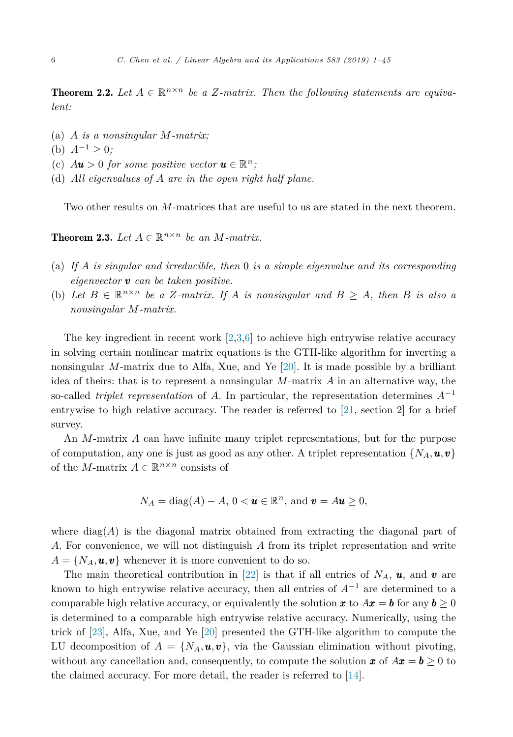**Theorem 2.2.** *Let $A \in \mathbb{R}^{n\times n}$ be a Z-matrix. Then the following statements are equivalent:*

(a) *$A$ is a nonsingular M-matrix;*
(b) *$A^{-1} \geq 0$;*
(c) *$A\boldsymbol{u} > 0$ for some positive vector $\boldsymbol{u} \in \mathbb{R}^n$;*
(d) *All eigenvalues of $A$ are in the open right half plane.*

Two other results on $M$-matrices that are useful to us are stated in the next theorem.

**Theorem 2.3.** *Let $A \in \mathbb{R}^{n\times n}$ be an M-matrix.*

(a) *If $A$ is singular and irreducible, then 0 is a simple eigenvalue and its corresponding eigenvector $\boldsymbol{v}$ can be taken positive.*
(b) *Let $B \in \mathbb{R}^{n\times n}$ be a Z-matrix. If $A$ is nonsingular and $B \geq A$, then $B$ is also a nonsingular M-matrix.*

The key ingredient in recent work [2,3,6] to achieve high entrywise relative accuracy in solving certain nonlinear matrix equations is the GTH-like algorithm for inverting a nonsingular $M$-matrix due to Alfa, Xue, and Ye [20]. It is made possible by a brilliant idea of theirs: that is to represent a nonsingular $M$-matrix $A$ in an alternative way, the so-called *triplet representation* of $A$. In particular, the representation determines $A^{-1}$ entrywise to high relative accuracy. The reader is referred to [21, section 2] for a brief survey.

An $M$-matrix $A$ can have infinite many triplet representations, but for the purpose of computation, any one is just as good as any other. A triplet representation $\{N_A, \boldsymbol{u}, \boldsymbol{v}\}$ of the $M$-matrix $A \in \mathbb{R}^{n\times n}$ consists of

$$N_A = \mathrm{diag}(A) - A,\ 0 < \boldsymbol{u} \in \mathbb{R}^n, \text{ and } \boldsymbol{v} = A\boldsymbol{u} \geq 0,$$

where $\mathrm{diag}(A)$ is the diagonal matrix obtained from extracting the diagonal part of $A$. For convenience, we will not distinguish $A$ from its triplet representation and write $A = \{N_A, \boldsymbol{u}, \boldsymbol{v}\}$ whenever it is more convenient to do so.

The main theoretical contribution in [22] is that if all entries of $N_A$, $\boldsymbol{u}$, and $\boldsymbol{v}$ are known to high entrywise relative accuracy, then all entries of $A^{-1}$ are determined to a comparable high relative accuracy, or equivalently the solution $\boldsymbol{x}$ to $A\boldsymbol{x} = \boldsymbol{b}$ for any $\boldsymbol{b} \geq 0$ is determined to a comparable high entrywise relative accuracy. Numerically, using the trick of [23], Alfa, Xue, and Ye [20] presented the GTH-like algorithm to compute the LU decomposition of $A = \{N_A, \boldsymbol{u}, \boldsymbol{v}\}$, via the Gaussian elimination without pivoting, without any cancellation and, consequently, to compute the solution $\boldsymbol{x}$ of $A\boldsymbol{x} = \boldsymbol{b} \geq 0$ to the claimed accuracy. For more detail, the reader is referred to [14].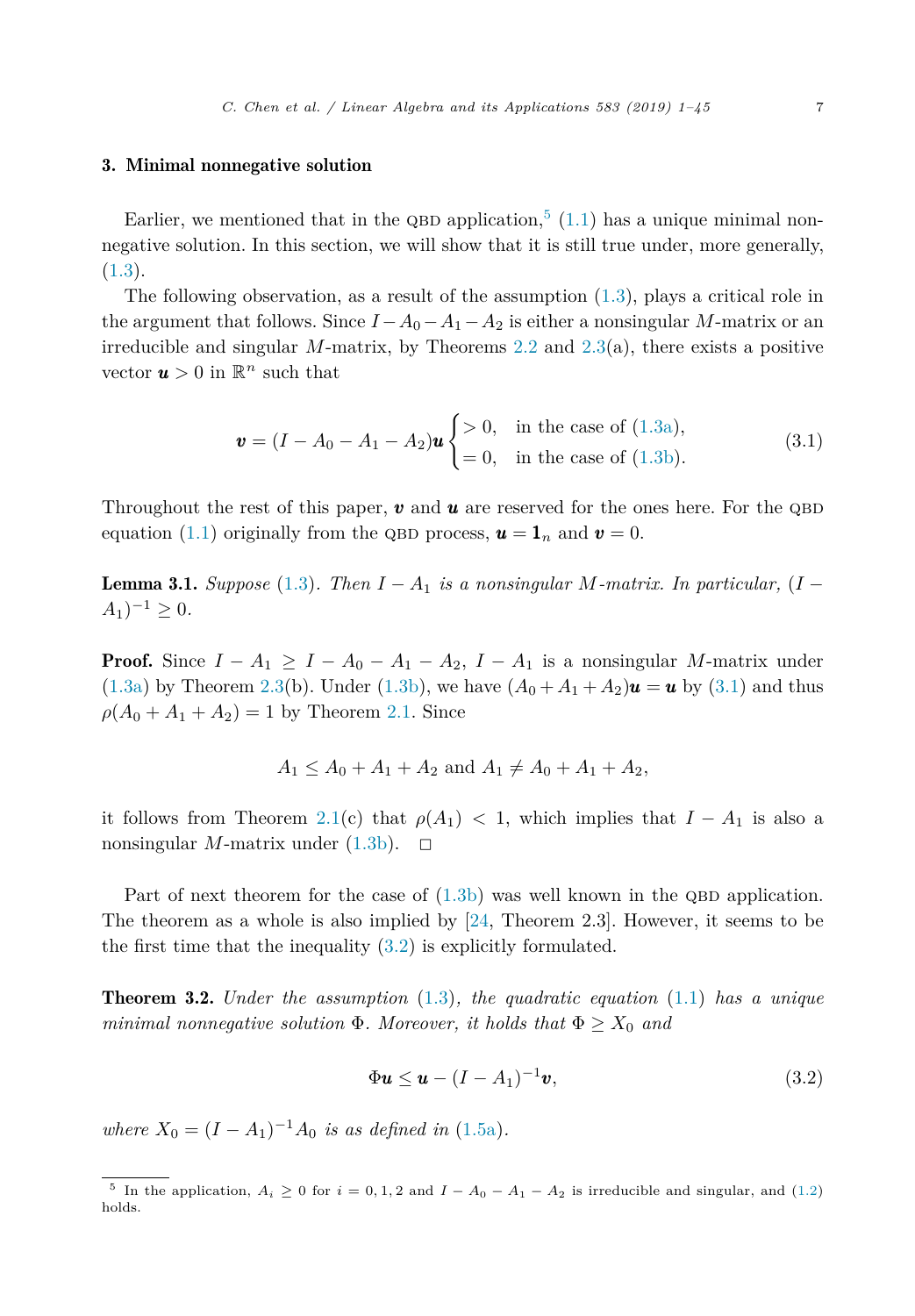## 3. Minimal nonnegative solution

Earlier, we mentioned that in the QBD application,[5] (1.1) has a unique minimal nonnegative solution. In this section, we will show that it is still true under, more generally, (1.3).

The following observation, as a result of the assumption (1.3), plays a critical role in the argument that follows. Since $I - A_0 - A_1 - A_2$ is either a nonsingular $M$-matrix or an irreducible and singular $M$-matrix, by Theorems 2.2 and 2.3(a), there exists a positive vector $\boldsymbol{u} > 0$ in $\mathbb{R}^n$ such that

$$\boldsymbol{v} = (I - A_0 - A_1 - A_2)\boldsymbol{u} \begin{cases} > 0, & \text{in the case of (1.3a)}, \\ = 0, & \text{in the case of (1.3b)}. \end{cases} \tag{3.1}$$

Throughout the rest of this paper, $\boldsymbol{v}$ and $\boldsymbol{u}$ are reserved for the ones here. For the QBD equation (1.1) originally from the QBD process, $\boldsymbol{u} = \mathbf{1}_n$ and $\boldsymbol{v} = 0$.

**Lemma 3.1.** *Suppose (1.3). Then $I - A_1$ is a nonsingular $M$-matrix. In particular, $(I - A_1)^{-1} \geq 0$.*

**Proof.** Since $I - A_1 \geq I - A_0 - A_1 - A_2$, $I - A_1$ is a nonsingular $M$-matrix under (1.3a) by Theorem 2.3(b). Under (1.3b), we have $(A_0 + A_1 + A_2)\boldsymbol{u} = \boldsymbol{u}$ by (3.1) and thus $\rho(A_0 + A_1 + A_2) = 1$ by Theorem 2.1. Since

$$A_1 \leq A_0 + A_1 + A_2 \text{ and } A_1 \neq A_0 + A_1 + A_2,$$

it follows from Theorem 2.1(c) that $\rho(A_1) < 1$, which implies that $I - A_1$ is also a nonsingular $M$-matrix under (1.3b). $\square$

Part of next theorem for the case of (1.3b) was well known in the QBD application. The theorem as a whole is also implied by [24, Theorem 2.3]. However, it seems to be the first time that the inequality (3.2) is explicitly formulated.

**Theorem 3.2.** *Under the assumption (1.3), the quadratic equation (1.1) has a unique minimal nonnegative solution $\Phi$. Moreover, it holds that $\Phi \geq X_0$ and*

$$\Phi\boldsymbol{u} \leq \boldsymbol{u} - (I - A_1)^{-1}\boldsymbol{v}, \tag{3.2}$$

*where $X_0 = (I - A_1)^{-1}A_0$ is as defined in (1.5a).*

---

[5] In the application, $A_i \geq 0$ for $i = 0, 1, 2$ and $I - A_0 - A_1 - A_2$ is irreducible and singular, and (1.2) holds.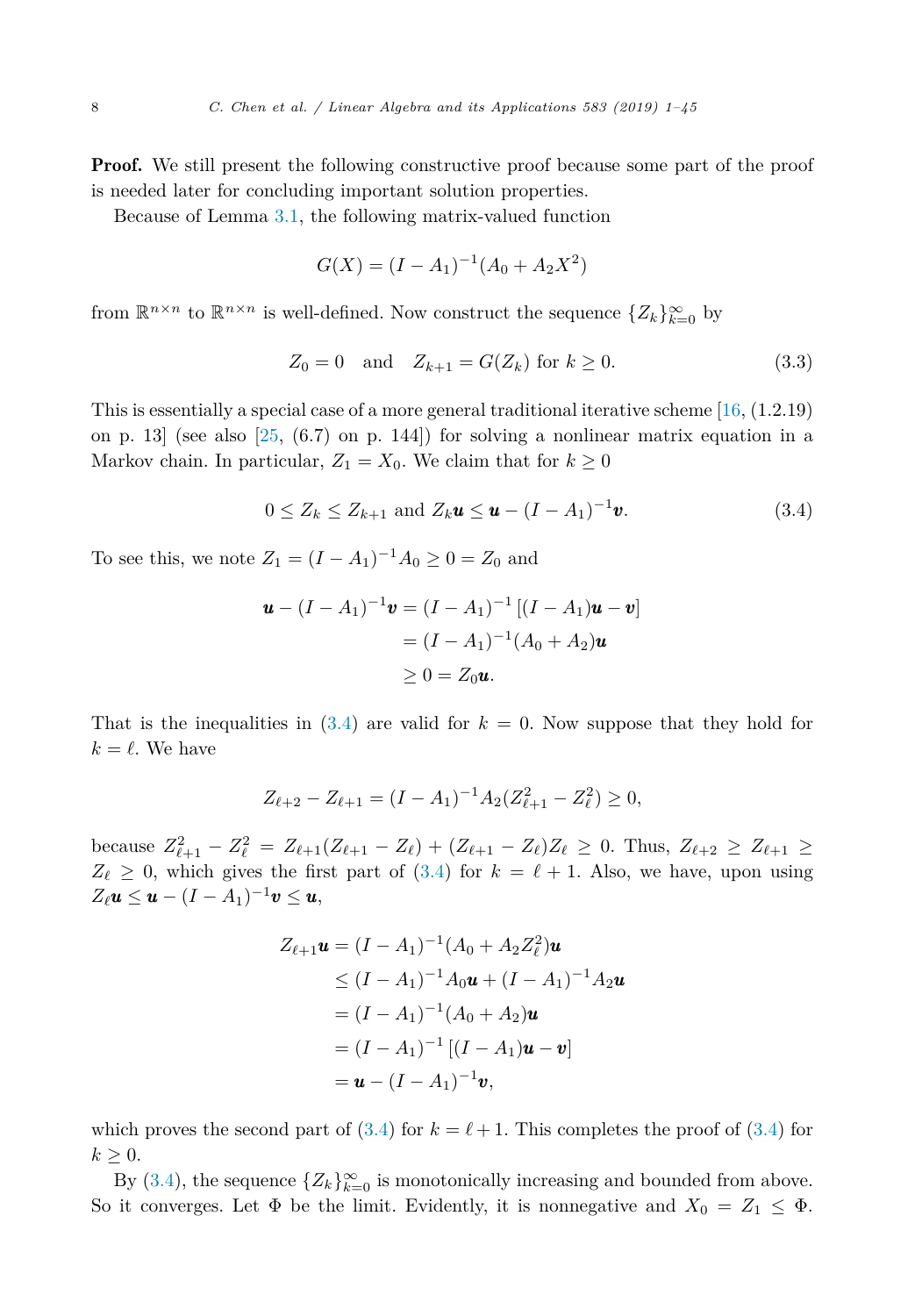**Proof.** We still present the following constructive proof because some part of the proof is needed later for concluding important solution properties.

Because of Lemma 3.1, the following matrix-valued function

$$G(X) = (I - A_1)^{-1}(A_0 + A_2 X^2)$$

from $\mathbb{R}^{n\times n}$ to $\mathbb{R}^{n\times n}$ is well-defined. Now construct the sequence $\{Z_k\}_{k=0}^{\infty}$ by

$$Z_0 = 0 \quad \text{and} \quad Z_{k+1} = G(Z_k) \text{ for } k \geq 0. \tag{3.3}$$

This is essentially a special case of a more general traditional iterative scheme [16, (1.2.19) on p. 13] (see also [25, (6.7) on p. 144]) for solving a nonlinear matrix equation in a Markov chain. In particular, $Z_1 = X_0$. We claim that for $k \geq 0$

$$0 \leq Z_k \leq Z_{k+1} \text{ and } Z_k \boldsymbol{u} \leq \boldsymbol{u} - (I - A_1)^{-1}\boldsymbol{v}. \tag{3.4}$$

To see this, we note $Z_1 = (I - A_1)^{-1}A_0 \geq 0 = Z_0$ and

$$\begin{aligned}
\boldsymbol{u} - (I - A_1)^{-1}\boldsymbol{v} &= (I - A_1)^{-1}\left[(I - A_1)\boldsymbol{u} - \boldsymbol{v}\right] \\
&= (I - A_1)^{-1}(A_0 + A_2)\boldsymbol{u} \\
&\geq 0 = Z_0\boldsymbol{u}.
\end{aligned}$$

That is the inequalities in (3.4) are valid for $k = 0$. Now suppose that they hold for $k = \ell$. We have

$$Z_{\ell+2} - Z_{\ell+1} = (I - A_1)^{-1}A_2(Z_{\ell+1}^2 - Z_\ell^2) \geq 0,$$

because $Z_{\ell+1}^2 - Z_\ell^2 = Z_{\ell+1}(Z_{\ell+1} - Z_\ell) + (Z_{\ell+1} - Z_\ell)Z_\ell \geq 0$. Thus, $Z_{\ell+2} \geq Z_{\ell+1} \geq Z_\ell \geq 0$, which gives the first part of (3.4) for $k = \ell + 1$. Also, we have, upon using $Z_\ell \boldsymbol{u} \leq \boldsymbol{u} - (I - A_1)^{-1}\boldsymbol{v} \leq \boldsymbol{u}$,

$$\begin{aligned}
Z_{\ell+1}\boldsymbol{u} &= (I - A_1)^{-1}(A_0 + A_2 Z_\ell^2)\boldsymbol{u} \\
&\leq (I - A_1)^{-1}A_0\boldsymbol{u} + (I - A_1)^{-1}A_2\boldsymbol{u} \\
&= (I - A_1)^{-1}(A_0 + A_2)\boldsymbol{u} \\
&= (I - A_1)^{-1}\left[(I - A_1)\boldsymbol{u} - \boldsymbol{v}\right] \\
&= \boldsymbol{u} - (I - A_1)^{-1}\boldsymbol{v},
\end{aligned}$$

which proves the second part of (3.4) for $k = \ell + 1$. This completes the proof of (3.4) for $k \geq 0$.

By (3.4), the sequence $\{Z_k\}_{k=0}^{\infty}$ is monotonically increasing and bounded from above. So it converges. Let $\Phi$ be the limit. Evidently, it is nonnegative and $X_0 = Z_1 \leq \Phi$.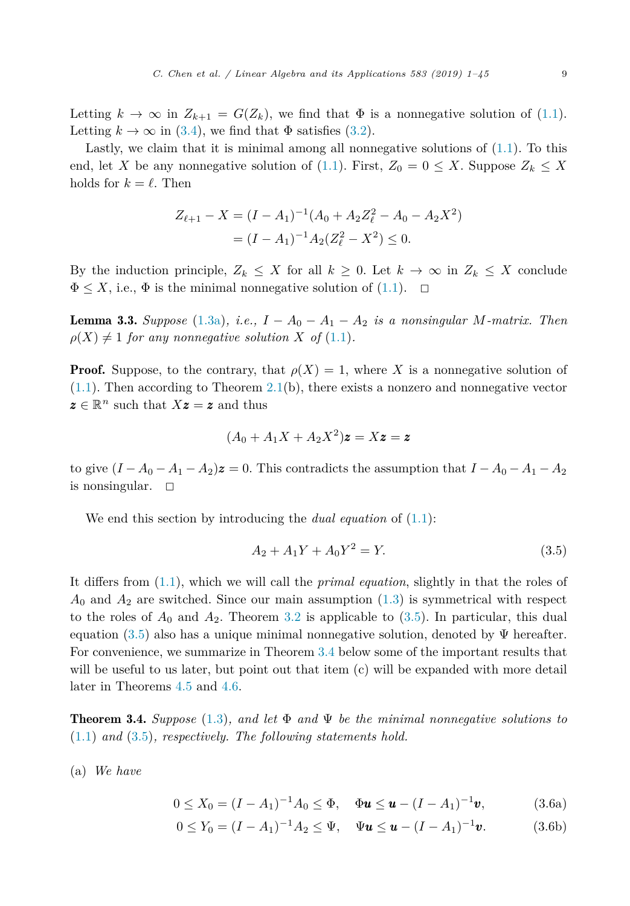Letting $k \to \infty$ in $Z_{k+1} = G(Z_k)$, we find that $\Phi$ is a nonnegative solution of (1.1). Letting $k \to \infty$ in (3.4), we find that $\Phi$ satisfies (3.2).

Lastly, we claim that it is minimal among all nonnegative solutions of (1.1). To this end, let $X$ be any nonnegative solution of (1.1). First, $Z_0 = 0 \le X$. Suppose $Z_k \le X$ holds for $k = \ell$. Then

$$
\begin{aligned}
Z_{\ell+1} - X &= (I - A_1)^{-1}(A_0 + A_2 Z_\ell^2 - A_0 - A_2 X^2) \\
&= (I - A_1)^{-1} A_2 (Z_\ell^2 - X^2) \le 0.
\end{aligned}
$$

By the induction principle, $Z_k \le X$ for all $k \ge 0$. Let $k \to \infty$ in $Z_k \le X$ conclude $\Phi \le X$, i.e., $\Phi$ is the minimal nonnegative solution of (1.1). $\square$

**Lemma 3.3.** *Suppose* (1.3a)*, i.e., $I - A_0 - A_1 - A_2$ is a nonsingular $M$-matrix. Then $\rho(X) \ne 1$ for any nonnegative solution $X$ of* (1.1)*.*

**Proof.** Suppose, to the contrary, that $\rho(X) = 1$, where $X$ is a nonnegative solution of (1.1). Then according to Theorem 2.1(b), there exists a nonzero and nonnegative vector $\boldsymbol{z} \in \mathbb{R}^n$ such that $X\boldsymbol{z} = \boldsymbol{z}$ and thus

$$
(A_0 + A_1 X + A_2 X^2)\boldsymbol{z} = X\boldsymbol{z} = \boldsymbol{z}
$$

to give $(I - A_0 - A_1 - A_2)\boldsymbol{z} = 0$. This contradicts the assumption that $I - A_0 - A_1 - A_2$ is nonsingular. $\square$

We end this section by introducing the *dual equation* of (1.1):

$$
A_2 + A_1 Y + A_0 Y^2 = Y. \tag{3.5}
$$

It differs from (1.1), which we will call the *primal equation*, slightly in that the roles of $A_0$ and $A_2$ are switched. Since our main assumption (1.3) is symmetrical with respect to the roles of $A_0$ and $A_2$. Theorem 3.2 is applicable to (3.5). In particular, this dual equation (3.5) also has a unique minimal nonnegative solution, denoted by $\Psi$ hereafter. For convenience, we summarize in Theorem 3.4 below some of the important results that will be useful to us later, but point out that item (c) will be expanded with more detail later in Theorems 4.5 and 4.6.

**Theorem 3.4.** *Suppose* (1.3)*, and let $\Phi$ and $\Psi$ be the minimal nonnegative solutions to* (1.1) *and* (3.5)*, respectively. The following statements hold.*

(a) *We have*

$$
0 \le X_0 = (I - A_1)^{-1} A_0 \le \Phi, \quad \Phi \boldsymbol{u} \le \boldsymbol{u} - (I - A_1)^{-1}\boldsymbol{v}, \tag{3.6a}
$$

$$
0 \le Y_0 = (I - A_1)^{-1} A_2 \le \Psi, \quad \Psi \boldsymbol{u} \le \boldsymbol{u} - (I - A_1)^{-1}\boldsymbol{v}. \tag{3.6b}
$$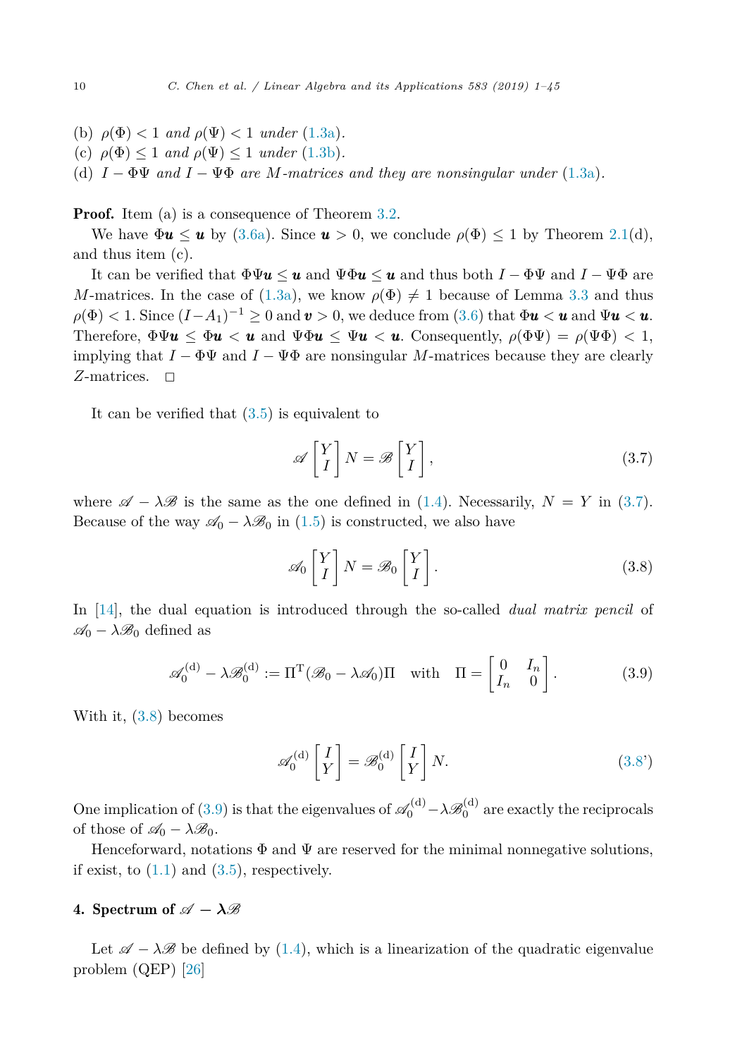(b) $\rho(\Phi) < 1$ *and* $\rho(\Psi) < 1$ *under* (1.3a).
(c) $\rho(\Phi) \le 1$ *and* $\rho(\Psi) \le 1$ *under* (1.3b).
(d) $I - \Phi\Psi$ *and* $I - \Psi\Phi$ *are* $M$*-matrices and they are nonsingular under* (1.3a).

**Proof.** Item (a) is a consequence of Theorem 3.2.

We have $\Phi \boldsymbol{u} \le \boldsymbol{u}$ by (3.6a). Since $\boldsymbol{u} > 0$, we conclude $\rho(\Phi) \le 1$ by Theorem 2.1(d), and thus item (c).

It can be verified that $\Phi\Psi\boldsymbol{u} \le \boldsymbol{u}$ and $\Psi\Phi\boldsymbol{u} \le \boldsymbol{u}$ and thus both $I - \Phi\Psi$ and $I - \Psi\Phi$ are $M$-matrices. In the case of (1.3a), we know $\rho(\Phi) \ne 1$ because of Lemma 3.3 and thus $\rho(\Phi) < 1$. Since $(I - A_1)^{-1} \ge 0$ and $\boldsymbol{v} > 0$, we deduce from (3.6) that $\Phi\boldsymbol{u} < \boldsymbol{u}$ and $\Psi\boldsymbol{u} < \boldsymbol{u}$. Therefore, $\Phi\Psi\boldsymbol{u} \le \Phi\boldsymbol{u} < \boldsymbol{u}$ and $\Psi\Phi\boldsymbol{u} \le \Psi\boldsymbol{u} < \boldsymbol{u}$. Consequently, $\rho(\Phi\Psi) = \rho(\Psi\Phi) < 1$, implying that $I - \Phi\Psi$ and $I - \Psi\Phi$ are nonsingular $M$-matrices because they are clearly $Z$-matrices. $\square$

It can be verified that (3.5) is equivalent to

$$\mathscr{A}\begin{bmatrix} Y \\ I \end{bmatrix} N = \mathscr{B}\begin{bmatrix} Y \\ I \end{bmatrix}, \tag{3.7}$$

where $\mathscr{A} - \lambda\mathscr{B}$ is the same as the one defined in (1.4). Necessarily, $N = Y$ in (3.7). Because of the way $\mathscr{A}_0 - \lambda\mathscr{B}_0$ in (1.5) is constructed, we also have

$$\mathscr{A}_0\begin{bmatrix} Y \\ I \end{bmatrix} N = \mathscr{B}_0\begin{bmatrix} Y \\ I \end{bmatrix}. \tag{3.8}$$

In [14], the dual equation is introduced through the so-called *dual matrix pencil* of $\mathscr{A}_0 - \lambda\mathscr{B}_0$ defined as

$$\mathscr{A}_0^{(\mathrm{d})} - \lambda\mathscr{B}_0^{(\mathrm{d})} := \Pi^{\mathrm{T}}(\mathscr{B}_0 - \lambda\mathscr{A}_0)\Pi \quad \text{with} \quad \Pi = \begin{bmatrix} 0 & I_n \\ I_n & 0 \end{bmatrix}. \tag{3.9}$$

With it, (3.8) becomes

$$\mathscr{A}_0^{(\mathrm{d})}\begin{bmatrix} I \\ Y \end{bmatrix} = \mathscr{B}_0^{(\mathrm{d})}\begin{bmatrix} I \\ Y \end{bmatrix} N. \tag{3.8'}$$

One implication of (3.9) is that the eigenvalues of $\mathscr{A}_0^{(\mathrm{d})} - \lambda\mathscr{B}_0^{(\mathrm{d})}$ are exactly the reciprocals of those of $\mathscr{A}_0 - \lambda\mathscr{B}_0$.

Henceforward, notations $\Phi$ and $\Psi$ are reserved for the minimal nonnegative solutions, if exist, to (1.1) and (3.5), respectively.

## 4. Spectrum of $\mathscr{A} - \lambda\mathscr{B}$

Let $\mathscr{A} - \lambda\mathscr{B}$ be defined by (1.4), which is a linearization of the quadratic eigenvalue problem (QEP) [26]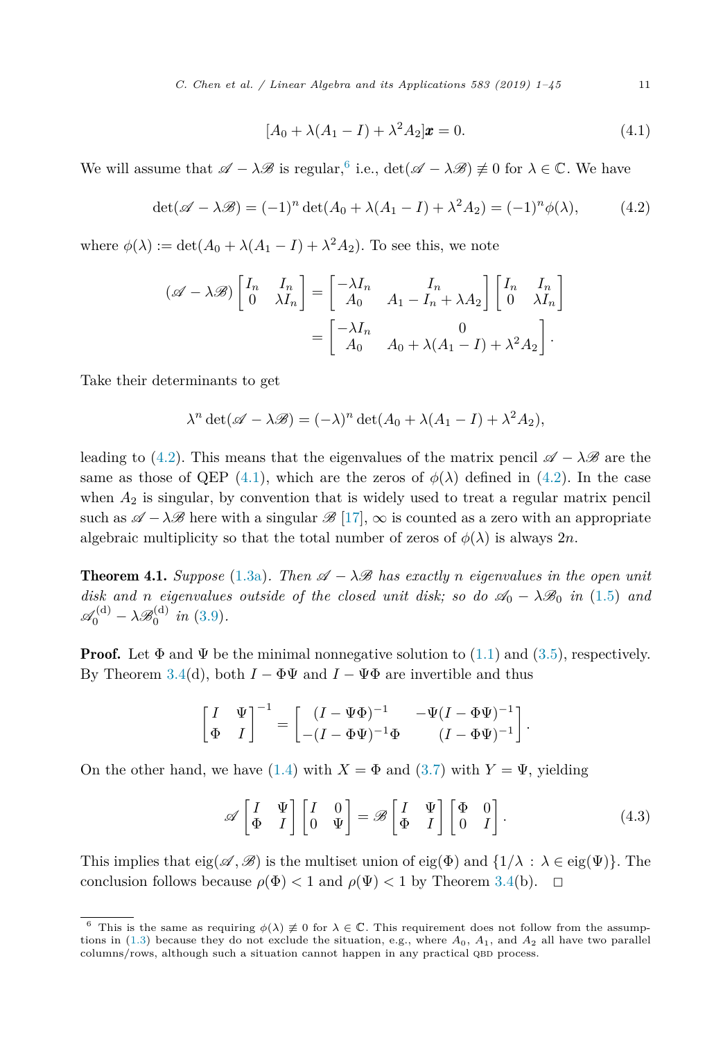$$[A_0 + \lambda(A_1 - I) + \lambda^2 A_2]\boldsymbol{x} = 0. \tag{4.1}$$

We will assume that $\mathscr{A} - \lambda\mathscr{B}$ is regular,[6] i.e., $\det(\mathscr{A} - \lambda\mathscr{B}) \not\equiv 0$ for $\lambda \in \mathbb{C}$. We have

$$\det(\mathscr{A} - \lambda\mathscr{B}) = (-1)^n \det(A_0 + \lambda(A_1 - I) + \lambda^2 A_2) = (-1)^n \phi(\lambda), \tag{4.2}$$

where $\phi(\lambda) := \det(A_0 + \lambda(A_1 - I) + \lambda^2 A_2)$. To see this, we note

$$\begin{aligned}(\mathscr{A} - \lambda\mathscr{B}) \begin{bmatrix} I_n & I_n \\ 0 & \lambda I_n \end{bmatrix} &= \begin{bmatrix} -\lambda I_n & I_n \\ A_0 & A_1 - I_n + \lambda A_2 \end{bmatrix} \begin{bmatrix} I_n & I_n \\ 0 & \lambda I_n \end{bmatrix} \\ &= \begin{bmatrix} -\lambda I_n & 0 \\ A_0 & A_0 + \lambda(A_1 - I) + \lambda^2 A_2 \end{bmatrix}.\end{aligned}$$

Take their determinants to get

$$\lambda^n \det(\mathscr{A} - \lambda\mathscr{B}) = (-\lambda)^n \det(A_0 + \lambda(A_1 - I) + \lambda^2 A_2),$$

leading to (4.2). This means that the eigenvalues of the matrix pencil $\mathscr{A} - \lambda\mathscr{B}$ are the same as those of QEP (4.1), which are the zeros of $\phi(\lambda)$ defined in (4.2). In the case when $A_2$ is singular, by convention that is widely used to treat a regular matrix pencil such as $\mathscr{A} - \lambda\mathscr{B}$ here with a singular $\mathscr{B}$ [17], $\infty$ is counted as a zero with an appropriate algebraic multiplicity so that the total number of zeros of $\phi(\lambda)$ is always $2n$.

**Theorem 4.1.** *Suppose* (1.3a). *Then $\mathscr{A} - \lambda\mathscr{B}$ has exactly $n$ eigenvalues in the open unit disk and $n$ eigenvalues outside of the closed unit disk; so do $\mathscr{A}_0 - \lambda\mathscr{B}_0$ in* (1.5) *and $\mathscr{A}_0^{(\mathrm{d})} - \lambda\mathscr{B}_0^{(\mathrm{d})}$ in* (3.9).

**Proof.** Let $\Phi$ and $\Psi$ be the minimal nonnegative solution to (1.1) and (3.5), respectively. By Theorem 3.4(d), both $I - \Phi\Psi$ and $I - \Psi\Phi$ are invertible and thus

$$\begin{bmatrix} I & \Psi \\ \Phi & I \end{bmatrix}^{-1} = \begin{bmatrix} (I - \Psi\Phi)^{-1} & -\Psi(I - \Phi\Psi)^{-1} \\ -(I - \Phi\Psi)^{-1}\Phi & (I - \Phi\Psi)^{-1} \end{bmatrix}.$$

On the other hand, we have (1.4) with $X = \Phi$ and (3.7) with $Y = \Psi$, yielding

$$\mathscr{A} \begin{bmatrix} I & \Psi \\ \Phi & I \end{bmatrix} \begin{bmatrix} I & 0 \\ 0 & \Psi \end{bmatrix} = \mathscr{B} \begin{bmatrix} I & \Psi \\ \Phi & I \end{bmatrix} \begin{bmatrix} \Phi & 0 \\ 0 & I \end{bmatrix}. \tag{4.3}$$

This implies that $\operatorname{eig}(\mathscr{A}, \mathscr{B})$ is the multiset union of $\operatorname{eig}(\Phi)$ and $\{1/\lambda : \lambda \in \operatorname{eig}(\Psi)\}$. The conclusion follows because $\rho(\Phi) < 1$ and $\rho(\Psi) < 1$ by Theorem 3.4(b). $\square$

---

[6] This is the same as requiring $\phi(\lambda) \not\equiv 0$ for $\lambda \in \mathbb{C}$. This requirement does not follow from the assumptions in (1.3) because they do not exclude the situation, e.g., where $A_0$, $A_1$, and $A_2$ all have two parallel columns/rows, although such a situation cannot happen in any practical QBD process.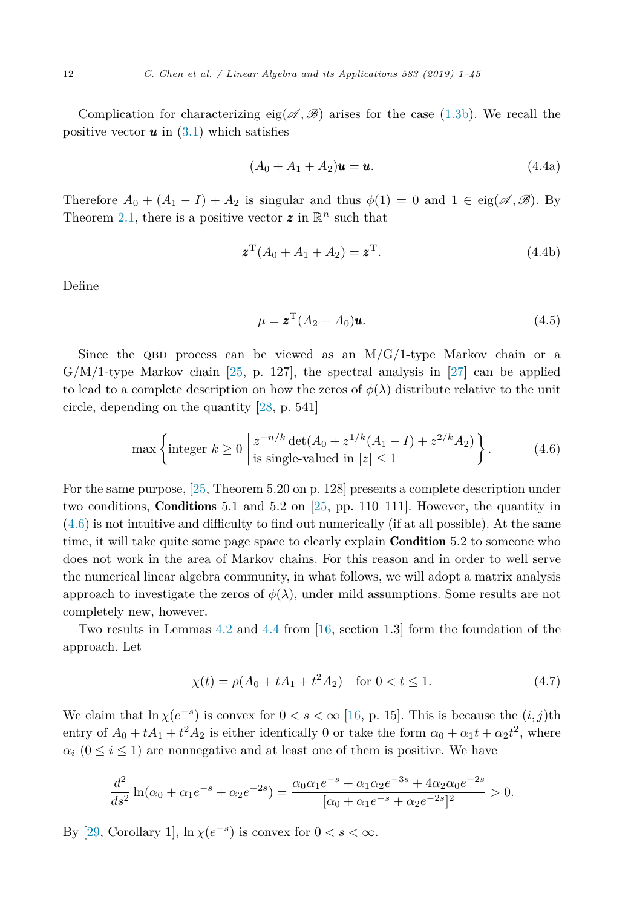Complication for characterizing $\text{eig}(\mathscr{A}, \mathscr{B})$ arises for the case (1.3b). We recall the positive vector $\boldsymbol{u}$ in (3.1) which satisfies

$$(A_0 + A_1 + A_2)\boldsymbol{u} = \boldsymbol{u}. \tag{4.4a}$$

Therefore $A_0 + (A_1 - I) + A_2$ is singular and thus $\phi(1) = 0$ and $1 \in \text{eig}(\mathscr{A}, \mathscr{B})$. By Theorem 2.1, there is a positive vector $\boldsymbol{z}$ in $\mathbb{R}^n$ such that

$$\boldsymbol{z}^{\mathrm{T}}(A_0 + A_1 + A_2) = \boldsymbol{z}^{\mathrm{T}}. \tag{4.4b}$$

Define

$$\mu = \boldsymbol{z}^{\mathrm{T}}(A_2 - A_0)\boldsymbol{u}. \tag{4.5}$$

Since the QBD process can be viewed as an M/G/1-type Markov chain or a G/M/1-type Markov chain [25, p. 127], the spectral analysis in [27] can be applied to lead to a complete description on how the zeros of $\phi(\lambda)$ distribute relative to the unit circle, depending on the quantity [28, p. 541]

$$\max\left\{\text{integer } k \geq 0 \;\middle|\; \begin{array}{l} z^{-n/k}\det(A_0 + z^{1/k}(A_1 - I) + z^{2/k}A_2) \\ \text{is single-valued in } |z| \leq 1 \end{array}\right\}. \tag{4.6}$$

For the same purpose, [25, Theorem 5.20 on p. 128] presents a complete description under two conditions, **Conditions** 5.1 and 5.2 on [25, pp. 110–111]. However, the quantity in (4.6) is not intuitive and difficulty to find out numerically (if at all possible). At the same time, it will take quite some page space to clearly explain **Condition** 5.2 to someone who does not work in the area of Markov chains. For this reason and in order to well serve the numerical linear algebra community, in what follows, we will adopt a matrix analysis approach to investigate the zeros of $\phi(\lambda)$, under mild assumptions. Some results are not completely new, however.

Two results in Lemmas 4.2 and 4.4 from [16, section 1.3] form the foundation of the approach. Let

$$\chi(t) = \rho(A_0 + tA_1 + t^2 A_2) \quad \text{for } 0 < t \leq 1. \tag{4.7}$$

We claim that $\ln \chi(e^{-s})$ is convex for $0 < s < \infty$ [16, p. 15]. This is because the $(i,j)$th entry of $A_0 + tA_1 + t^2A_2$ is either identically 0 or take the form $\alpha_0 + \alpha_1 t + \alpha_2 t^2$, where $\alpha_i$ $(0 \leq i \leq 1)$ are nonnegative and at least one of them is positive. We have

$$\frac{d^2}{ds^2}\ln(\alpha_0 + \alpha_1 e^{-s} + \alpha_2 e^{-2s}) = \frac{\alpha_0\alpha_1 e^{-s} + \alpha_1\alpha_2 e^{-3s} + 4\alpha_2\alpha_0 e^{-2s}}{[\alpha_0 + \alpha_1 e^{-s} + \alpha_2 e^{-2s}]^2} > 0.$$

By [29, Corollary 1], $\ln \chi(e^{-s})$ is convex for $0 < s < \infty$.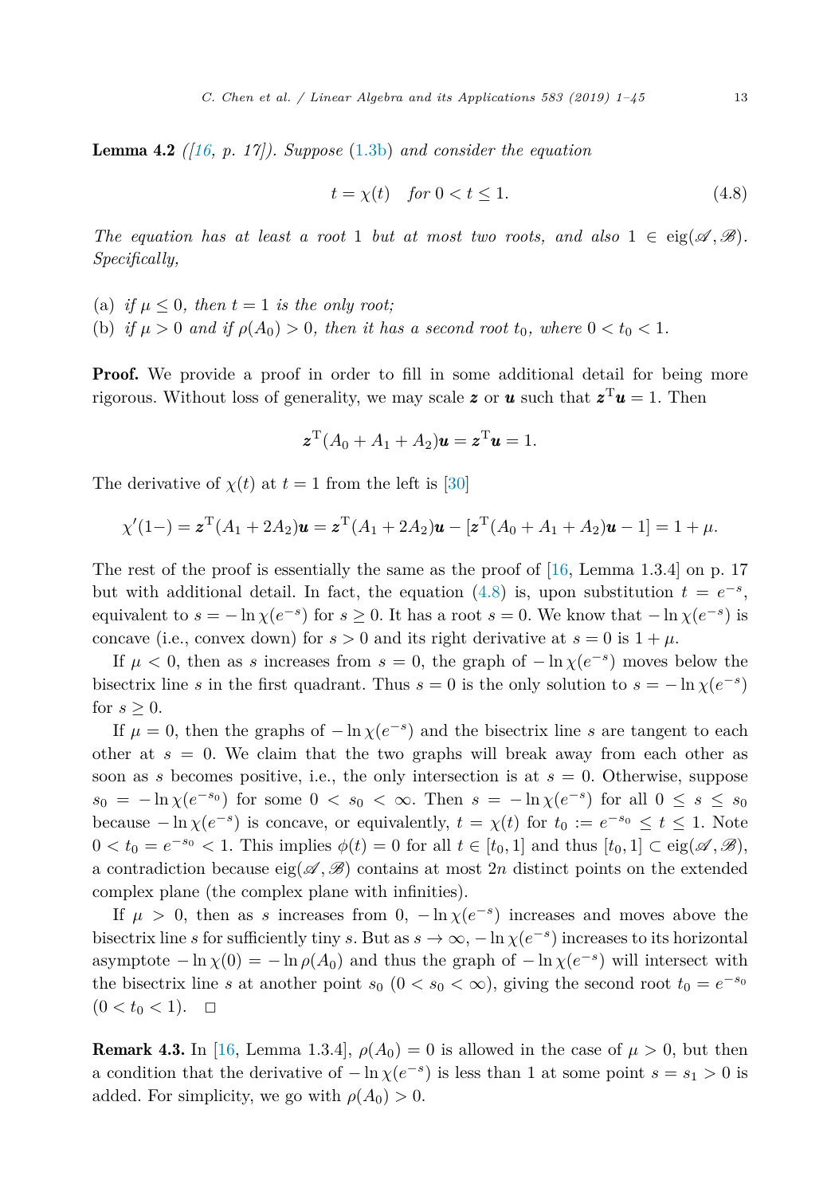**Lemma 4.2** *([16, p. 17]). Suppose (1.3b) and consider the equation*

$$t = \chi(t) \quad \textit{for } 0 < t \le 1. \tag{4.8}$$

*The equation has at least a root 1 but at most two roots, and also $1 \in \operatorname{eig}(\mathscr{A}, \mathscr{B})$. Specifically,*

(a) *if $\mu \le 0$, then $t = 1$ is the only root;*
(b) *if $\mu > 0$ and if $\rho(A_0) > 0$, then it has a second root $t_0$, where $0 < t_0 < 1$.*

**Proof.** We provide a proof in order to fill in some additional detail for being more rigorous. Without loss of generality, we may scale $\boldsymbol{z}$ or $\boldsymbol{u}$ such that $\boldsymbol{z}^{\mathrm{T}}\boldsymbol{u} = 1$. Then

$$\boldsymbol{z}^{\mathrm{T}}(A_0 + A_1 + A_2)\boldsymbol{u} = \boldsymbol{z}^{\mathrm{T}}\boldsymbol{u} = 1.$$

The derivative of $\chi(t)$ at $t = 1$ from the left is [30]

$$\chi'(1-) = \boldsymbol{z}^{\mathrm{T}}(A_1 + 2A_2)\boldsymbol{u} = \boldsymbol{z}^{\mathrm{T}}(A_1 + 2A_2)\boldsymbol{u} - [\boldsymbol{z}^{\mathrm{T}}(A_0 + A_1 + A_2)\boldsymbol{u} - 1] = 1 + \mu.$$

The rest of the proof is essentially the same as the proof of [16, Lemma 1.3.4] on p. 17 but with additional detail. In fact, the equation (4.8) is, upon substitution $t = e^{-s}$, equivalent to $s = -\ln\chi(e^{-s})$ for $s \ge 0$. It has a root $s = 0$. We know that $-\ln\chi(e^{-s})$ is concave (i.e., convex down) for $s > 0$ and its right derivative at $s = 0$ is $1 + \mu$.

If $\mu < 0$, then as $s$ increases from $s = 0$, the graph of $-\ln\chi(e^{-s})$ moves below the bisectrix line $s$ in the first quadrant. Thus $s = 0$ is the only solution to $s = -\ln\chi(e^{-s})$ for $s \ge 0$.

If $\mu = 0$, then the graphs of $-\ln\chi(e^{-s})$ and the bisectrix line $s$ are tangent to each other at $s = 0$. We claim that the two graphs will break away from each other as soon as $s$ becomes positive, i.e., the only intersection is at $s = 0$. Otherwise, suppose $s_0 = -\ln\chi(e^{-s_0})$ for some $0 < s_0 < \infty$. Then $s = -\ln\chi(e^{-s})$ for all $0 \le s \le s_0$ because $-\ln\chi(e^{-s})$ is concave, or equivalently, $t = \chi(t)$ for $t_0 := e^{-s_0} \le t \le 1$. Note $0 < t_0 = e^{-s_0} < 1$. This implies $\phi(t) = 0$ for all $t \in [t_0, 1]$ and thus $[t_0, 1] \subset \operatorname{eig}(\mathscr{A}, \mathscr{B})$, a contradiction because $\operatorname{eig}(\mathscr{A}, \mathscr{B})$ contains at most $2n$ distinct points on the extended complex plane (the complex plane with infinities).

If $\mu > 0$, then as $s$ increases from 0, $-\ln\chi(e^{-s})$ increases and moves above the bisectrix line $s$ for sufficiently tiny $s$. But as $s \to \infty$, $-\ln\chi(e^{-s})$ increases to its horizontal asymptote $-\ln\chi(0) = -\ln\rho(A_0)$ and thus the graph of $-\ln\chi(e^{-s})$ will intersect with the bisectrix line $s$ at another point $s_0$ ($0 < s_0 < \infty$), giving the second root $t_0 = e^{-s_0}$ ($0 < t_0 < 1$). $\square$

**Remark 4.3.** In [16, Lemma 1.3.4], $\rho(A_0) = 0$ is allowed in the case of $\mu > 0$, but then a condition that the derivative of $-\ln\chi(e^{-s})$ is less than 1 at some point $s = s_1 > 0$ is added. For simplicity, we go with $\rho(A_0) > 0$.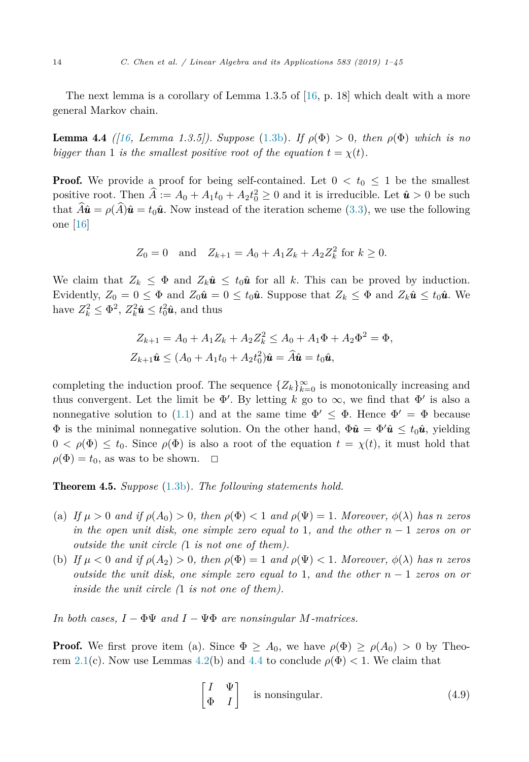The next lemma is a corollary of Lemma 1.3.5 of [16, p. 18] which dealt with a more general Markov chain.

**Lemma 4.4** *([16, Lemma 1.3.5]). Suppose (1.3b). If $\rho(\Phi) > 0$, then $\rho(\Phi)$ which is no bigger than 1 is the smallest positive root of the equation $t = \chi(t)$.*

**Proof.** We provide a proof for being self-contained. Let $0 < t_0 \le 1$ be the smallest positive root. Then $\widehat{A} := A_0 + A_1 t_0 + A_2 t_0^2 \ge 0$ and it is irreducible. Let $\hat{\boldsymbol{u}} > 0$ be such that $\widehat{A}\hat{\boldsymbol{u}} = \rho(\widehat{A})\hat{\boldsymbol{u}} = t_0\hat{\boldsymbol{u}}$. Now instead of the iteration scheme (3.3), we use the following one [16]

$$Z_0 = 0 \quad \text{and} \quad Z_{k+1} = A_0 + A_1 Z_k + A_2 Z_k^2 \text{ for } k \ge 0.$$

We claim that $Z_k \le \Phi$ and $Z_k\hat{\boldsymbol{u}} \le t_0\hat{\boldsymbol{u}}$ for all $k$. This can be proved by induction. Evidently, $Z_0 = 0 \le \Phi$ and $Z_0\hat{\boldsymbol{u}} = 0 \le t_0\hat{\boldsymbol{u}}$. Suppose that $Z_k \le \Phi$ and $Z_k\hat{\boldsymbol{u}} \le t_0\hat{\boldsymbol{u}}$. We have $Z_k^2 \le \Phi^2$, $Z_k^2\hat{\boldsymbol{u}} \le t_0^2\hat{\boldsymbol{u}}$, and thus

$$\begin{aligned} Z_{k+1} &= A_0 + A_1 Z_k + A_2 Z_k^2 \le A_0 + A_1\Phi + A_2\Phi^2 = \Phi, \\ Z_{k+1}\hat{\boldsymbol{u}} &\le (A_0 + A_1 t_0 + A_2 t_0^2)\hat{\boldsymbol{u}} = \widehat{A}\hat{\boldsymbol{u}} = t_0\hat{\boldsymbol{u}}, \end{aligned}$$

completing the induction proof. The sequence $\{Z_k\}_{k=0}^{\infty}$ is monotonically increasing and thus convergent. Let the limit be $\Phi'$. By letting $k$ go to $\infty$, we find that $\Phi'$ is also a nonnegative solution to (1.1) and at the same time $\Phi' \le \Phi$. Hence $\Phi' = \Phi$ because $\Phi$ is the minimal nonnegative solution. On the other hand, $\Phi\hat{\boldsymbol{u}} = \Phi'\hat{\boldsymbol{u}} \le t_0\hat{\boldsymbol{u}}$, yielding $0 < \rho(\Phi) \le t_0$. Since $\rho(\Phi)$ is also a root of the equation $t = \chi(t)$, it must hold that $\rho(\Phi) = t_0$, as was to be shown. $\square$

**Theorem 4.5.** *Suppose (1.3b). The following statements hold.*

(a) *If $\mu > 0$ and if $\rho(A_0) > 0$, then $\rho(\Phi) < 1$ and $\rho(\Psi) = 1$. Moreover, $\phi(\lambda)$ has $n$ zeros in the open unit disk, one simple zero equal to 1, and the other $n - 1$ zeros on or outside the unit circle (1 is not one of them).*

(b) *If $\mu < 0$ and if $\rho(A_2) > 0$, then $\rho(\Phi) = 1$ and $\rho(\Psi) < 1$. Moreover, $\phi(\lambda)$ has $n$ zeros outside the unit disk, one simple zero equal to 1, and the other $n - 1$ zeros on or inside the unit circle (1 is not one of them).*

*In both cases, $I - \Phi\Psi$ and $I - \Psi\Phi$ are nonsingular $M$-matrices.*

**Proof.** We first prove item (a). Since $\Phi \ge A_0$, we have $\rho(\Phi) \ge \rho(A_0) > 0$ by Theorem 2.1(c). Now use Lemmas 4.2(b) and 4.4 to conclude $\rho(\Phi) < 1$. We claim that

$$\begin{bmatrix} I & \Psi \\ \Phi & I \end{bmatrix} \quad \text{is nonsingular.} \tag{4.9}$$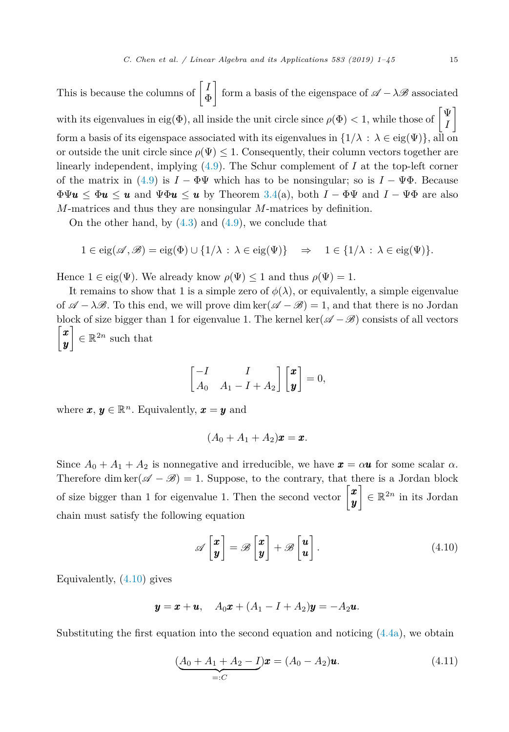This is because the columns of $\begin{bmatrix} I \\ \Phi \end{bmatrix}$ form a basis of the eigenspace of $\mathscr{A} - \lambda\mathscr{B}$ associated with its eigenvalues in $\mathrm{eig}(\Phi)$, all inside the unit circle since $\rho(\Phi) < 1$, while those of $\begin{bmatrix} \Psi \\ I \end{bmatrix}$ form a basis of its eigenspace associated with its eigenvalues in $\{1/\lambda : \lambda \in \mathrm{eig}(\Psi)\}$, all on or outside the unit circle since $\rho(\Psi) \le 1$. Consequently, their column vectors together are linearly independent, implying (4.9). The Schur complement of $I$ at the top-left corner of the matrix in (4.9) is $I - \Phi\Psi$ which has to be nonsingular; so is $I - \Psi\Phi$. Because $\Phi\Psi\boldsymbol{u} \le \Phi\boldsymbol{u} \le \boldsymbol{u}$ and $\Psi\Phi\boldsymbol{u} \le \boldsymbol{u}$ by Theorem 3.4(a), both $I - \Phi\Psi$ and $I - \Psi\Phi$ are also $M$-matrices and thus they are nonsingular $M$-matrices by definition.

On the other hand, by (4.3) and (4.9), we conclude that

$$1 \in \mathrm{eig}(\mathscr{A}, \mathscr{B}) = \mathrm{eig}(\Phi) \cup \{1/\lambda : \lambda \in \mathrm{eig}(\Psi)\} \quad \Rightarrow \quad 1 \in \{1/\lambda : \lambda \in \mathrm{eig}(\Psi)\}.$$

Hence $1 \in \mathrm{eig}(\Psi)$. We already know $\rho(\Psi) \le 1$ and thus $\rho(\Psi) = 1$.

It remains to show that 1 is a simple zero of $\phi(\lambda)$, or equivalently, a simple eigenvalue of $\mathscr{A} - \lambda\mathscr{B}$. To this end, we will prove $\dim\ker(\mathscr{A} - \mathscr{B}) = 1$, and that there is no Jordan block of size bigger than 1 for eigenvalue 1. The kernel $\ker(\mathscr{A} - \mathscr{B})$ consists of all vectors $\begin{bmatrix} \boldsymbol{x} \\ \boldsymbol{y} \end{bmatrix} \in \mathbb{R}^{2n}$ such that

$$\begin{bmatrix} -I & I \\ A_0 & A_1 - I + A_2 \end{bmatrix} \begin{bmatrix} \boldsymbol{x} \\ \boldsymbol{y} \end{bmatrix} = 0,$$

where $\boldsymbol{x}, \boldsymbol{y} \in \mathbb{R}^n$. Equivalently, $\boldsymbol{x} = \boldsymbol{y}$ and

$$(A_0 + A_1 + A_2)\boldsymbol{x} = \boldsymbol{x}.$$

Since $A_0 + A_1 + A_2$ is nonnegative and irreducible, we have $\boldsymbol{x} = \alpha\boldsymbol{u}$ for some scalar $\alpha$. Therefore $\dim\ker(\mathscr{A} - \mathscr{B}) = 1$. Suppose, to the contrary, that there is a Jordan block of size bigger than 1 for eigenvalue 1. Then the second vector $\begin{bmatrix} \boldsymbol{x} \\ \boldsymbol{y} \end{bmatrix} \in \mathbb{R}^{2n}$ in its Jordan chain must satisfy the following equation

$$\mathscr{A} \begin{bmatrix} \boldsymbol{x} \\ \boldsymbol{y} \end{bmatrix} = \mathscr{B} \begin{bmatrix} \boldsymbol{x} \\ \boldsymbol{y} \end{bmatrix} + \mathscr{B} \begin{bmatrix} \boldsymbol{u} \\ \boldsymbol{u} \end{bmatrix}. \tag{4.10}$$

Equivalently, (4.10) gives

$$\boldsymbol{y} = \boldsymbol{x} + \boldsymbol{u}, \quad A_0\boldsymbol{x} + (A_1 - I + A_2)\boldsymbol{y} = -A_2\boldsymbol{u}.$$

Substituting the first equation into the second equation and noticing (4.4a), we obtain

$$(\underbrace{A_0 + A_1 + A_2 - I}_{=:C})\boldsymbol{x} = (A_0 - A_2)\boldsymbol{u}. \tag{4.11}$$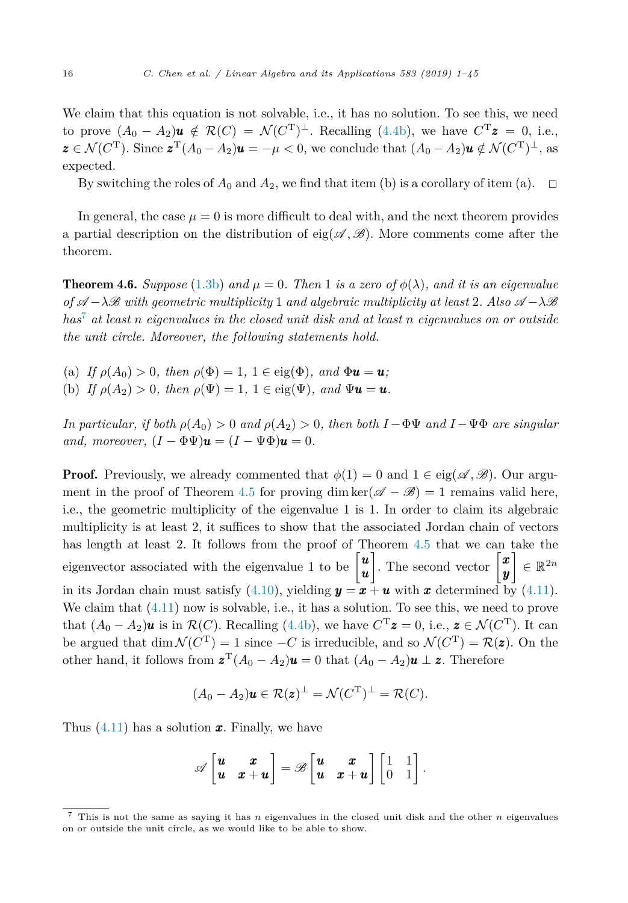We claim that this equation is not solvable, i.e., it has no solution. To see this, we need to prove $(A_0 - A_2)\boldsymbol{u} \notin \mathcal{R}(C) = \mathcal{N}(C^{\mathrm{T}})^{\perp}$. Recalling (4.4b), we have $C^{\mathrm{T}}\boldsymbol{z} = 0$, i.e., $\boldsymbol{z} \in \mathcal{N}(C^{\mathrm{T}})$. Since $\boldsymbol{z}^{\mathrm{T}}(A_0 - A_2)\boldsymbol{u} = -\mu < 0$, we conclude that $(A_0 - A_2)\boldsymbol{u} \notin \mathcal{N}(C^{\mathrm{T}})^{\perp}$, as expected.

By switching the roles of $A_0$ and $A_2$, we find that item (b) is a corollary of item (a). $\square$

In general, the case $\mu = 0$ is more difficult to deal with, and the next theorem provides a partial description on the distribution of $\mathrm{eig}(\mathscr{A}, \mathscr{B})$. More comments come after the theorem.

**Theorem 4.6.** *Suppose (1.3b) and $\mu = 0$. Then 1 is a zero of $\phi(\lambda)$, and it is an eigenvalue of $\mathscr{A} - \lambda\mathscr{B}$ with geometric multiplicity 1 and algebraic multiplicity at least 2. Also $\mathscr{A} - \lambda\mathscr{B}$ has*[7] *at least $n$ eigenvalues in the closed unit disk and at least $n$ eigenvalues on or outside the unit circle. Moreover, the following statements hold.*

(a) *If $\rho(A_0) > 0$, then $\rho(\Phi) = 1$, $1 \in \mathrm{eig}(\Phi)$, and $\Phi\boldsymbol{u} = \boldsymbol{u}$;*
(b) *If $\rho(A_2) > 0$, then $\rho(\Psi) = 1$, $1 \in \mathrm{eig}(\Psi)$, and $\Psi\boldsymbol{u} = \boldsymbol{u}$.*

*In particular, if both $\rho(A_0) > 0$ and $\rho(A_2) > 0$, then both $I - \Phi\Psi$ and $I - \Psi\Phi$ are singular and, moreover, $(I - \Phi\Psi)\boldsymbol{u} = (I - \Psi\Phi)\boldsymbol{u} = 0$.*

**Proof.** Previously, we already commented that $\phi(1) = 0$ and $1 \in \mathrm{eig}(\mathscr{A}, \mathscr{B})$. Our argument in the proof of Theorem 4.5 for proving $\dim\ker(\mathscr{A} - \mathscr{B}) = 1$ remains valid here, i.e., the geometric multiplicity of the eigenvalue 1 is 1. In order to claim its algebraic multiplicity is at least 2, it suffices to show that the associated Jordan chain of vectors has length at least 2. It follows from the proof of Theorem 4.5 that we can take the eigenvector associated with the eigenvalue 1 to be $\begin{bmatrix} \boldsymbol{u} \\ \boldsymbol{u} \end{bmatrix}$. The second vector $\begin{bmatrix} \boldsymbol{x} \\ \boldsymbol{y} \end{bmatrix} \in \mathbb{R}^{2n}$ in its Jordan chain must satisfy (4.10), yielding $\boldsymbol{y} = \boldsymbol{x} + \boldsymbol{u}$ with $\boldsymbol{x}$ determined by (4.11). We claim that (4.11) now is solvable, i.e., it has a solution. To see this, we need to prove that $(A_0 - A_2)\boldsymbol{u}$ is in $\mathcal{R}(C)$. Recalling (4.4b), we have $C^{\mathrm{T}}\boldsymbol{z} = 0$, i.e., $\boldsymbol{z} \in \mathcal{N}(C^{\mathrm{T}})$. It can be argued that $\dim\mathcal{N}(C^{\mathrm{T}}) = 1$ since $-C$ is irreducible, and so $\mathcal{N}(C^{\mathrm{T}}) = \mathcal{R}(\boldsymbol{z})$. On the other hand, it follows from $\boldsymbol{z}^{\mathrm{T}}(A_0 - A_2)\boldsymbol{u} = 0$ that $(A_0 - A_2)\boldsymbol{u} \perp \boldsymbol{z}$. Therefore

$$(A_0 - A_2)\boldsymbol{u} \in \mathcal{R}(\boldsymbol{z})^{\perp} = \mathcal{N}(C^{\mathrm{T}})^{\perp} = \mathcal{R}(C).$$

Thus (4.11) has a solution $\boldsymbol{x}$. Finally, we have

$$\mathscr{A}\begin{bmatrix} \boldsymbol{u} & \boldsymbol{x} \\ \boldsymbol{u} & \boldsymbol{x} + \boldsymbol{u} \end{bmatrix} = \mathscr{B}\begin{bmatrix} \boldsymbol{u} & \boldsymbol{x} \\ \boldsymbol{u} & \boldsymbol{x} + \boldsymbol{u} \end{bmatrix}\begin{bmatrix} 1 & 1 \\ 0 & 1 \end{bmatrix}.$$

[7] This is not the same as saying it has $n$ eigenvalues in the closed unit disk and the other $n$ eigenvalues on or outside the unit circle, as we would like to be able to show.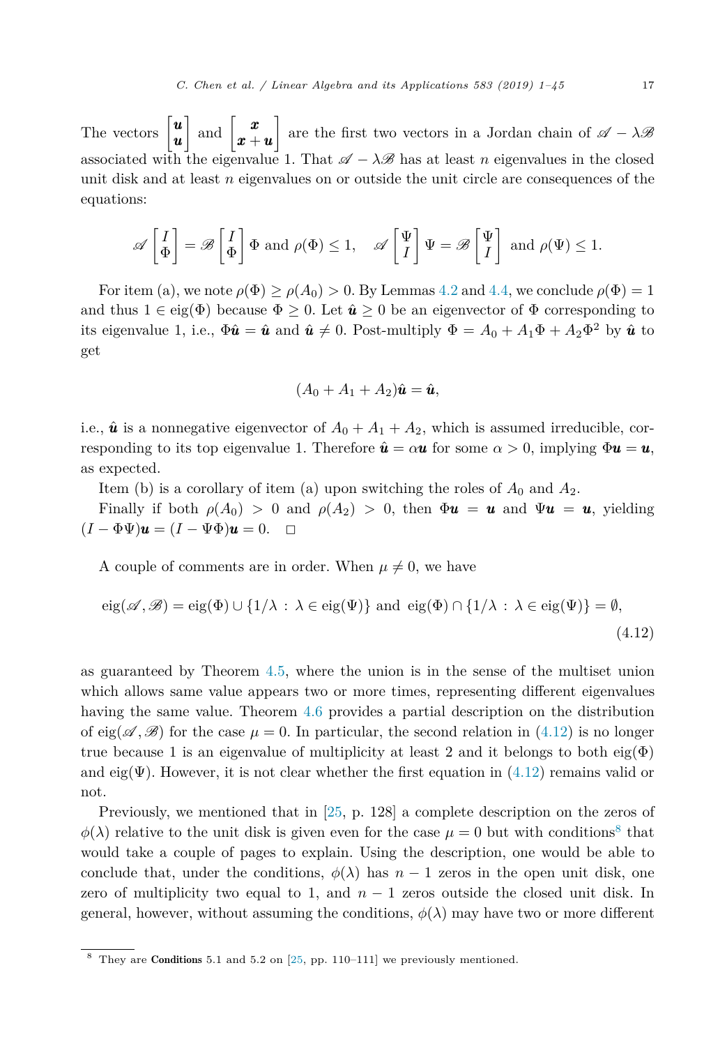The vectors $\begin{bmatrix} \boldsymbol{u} \\ \boldsymbol{u} \end{bmatrix}$ and $\begin{bmatrix} \boldsymbol{x} \\ \boldsymbol{x}+\boldsymbol{u} \end{bmatrix}$ are the first two vectors in a Jordan chain of $\mathscr{A} - \lambda\mathscr{B}$ associated with the eigenvalue 1. That $\mathscr{A} - \lambda\mathscr{B}$ has at least $n$ eigenvalues in the closed unit disk and at least $n$ eigenvalues on or outside the unit circle are consequences of the equations:

$$\mathscr{A}\begin{bmatrix} I \\ \Phi \end{bmatrix} = \mathscr{B}\begin{bmatrix} I \\ \Phi \end{bmatrix}\Phi \text{ and } \rho(\Phi) \le 1, \quad \mathscr{A}\begin{bmatrix} \Psi \\ I \end{bmatrix}\Psi = \mathscr{B}\begin{bmatrix} \Psi \\ I \end{bmatrix} \text{ and } \rho(\Psi) \le 1.$$

For item (a), we note $\rho(\Phi) \ge \rho(A_0) > 0$. By Lemmas 4.2 and 4.4, we conclude $\rho(\Phi) = 1$ and thus $1 \in \operatorname{eig}(\Phi)$ because $\Phi \ge 0$. Let $\hat{\boldsymbol{u}} \ge 0$ be an eigenvector of $\Phi$ corresponding to its eigenvalue 1, i.e., $\Phi\hat{\boldsymbol{u}} = \hat{\boldsymbol{u}}$ and $\hat{\boldsymbol{u}} \ne 0$. Post-multiply $\Phi = A_0 + A_1\Phi + A_2\Phi^2$ by $\hat{\boldsymbol{u}}$ to get

$$(A_0 + A_1 + A_2)\hat{\boldsymbol{u}} = \hat{\boldsymbol{u}},$$

i.e., $\hat{\boldsymbol{u}}$ is a nonnegative eigenvector of $A_0 + A_1 + A_2$, which is assumed irreducible, corresponding to its top eigenvalue 1. Therefore $\hat{\boldsymbol{u}} = \alpha\boldsymbol{u}$ for some $\alpha > 0$, implying $\Phi\boldsymbol{u} = \boldsymbol{u}$, as expected.

Item (b) is a corollary of item (a) upon switching the roles of $A_0$ and $A_2$.

Finally if both $\rho(A_0) > 0$ and $\rho(A_2) > 0$, then $\Phi\boldsymbol{u} = \boldsymbol{u}$ and $\Psi\boldsymbol{u} = \boldsymbol{u}$, yielding $(I - \Phi\Psi)\boldsymbol{u} = (I - \Psi\Phi)\boldsymbol{u} = 0$. $\square$

A couple of comments are in order. When $\mu \ne 0$, we have

$$\operatorname{eig}(\mathscr{A}, \mathscr{B}) = \operatorname{eig}(\Phi) \cup \{1/\lambda : \lambda \in \operatorname{eig}(\Psi)\} \text{ and } \operatorname{eig}(\Phi) \cap \{1/\lambda : \lambda \in \operatorname{eig}(\Psi)\} = \emptyset, \tag{4.12}$$

as guaranteed by Theorem 4.5, where the union is in the sense of the multiset union which allows same value appears two or more times, representing different eigenvalues having the same value. Theorem 4.6 provides a partial description on the distribution of $\operatorname{eig}(\mathscr{A}, \mathscr{B})$ for the case $\mu = 0$. In particular, the second relation in (4.12) is no longer true because 1 is an eigenvalue of multiplicity at least 2 and it belongs to both $\operatorname{eig}(\Phi)$ and $\operatorname{eig}(\Psi)$. However, it is not clear whether the first equation in (4.12) remains valid or not.

Previously, we mentioned that in [25, p. 128] a complete description on the zeros of $\phi(\lambda)$ relative to the unit disk is given even for the case $\mu = 0$ but with conditions[8] that would take a couple of pages to explain. Using the description, one would be able to conclude that, under the conditions, $\phi(\lambda)$ has $n-1$ zeros in the open unit disk, one zero of multiplicity two equal to 1, and $n-1$ zeros outside the closed unit disk. In general, however, without assuming the conditions, $\phi(\lambda)$ may have two or more different

[8] They are **Conditions** 5.1 and 5.2 on [25, pp. 110–111] we previously mentioned.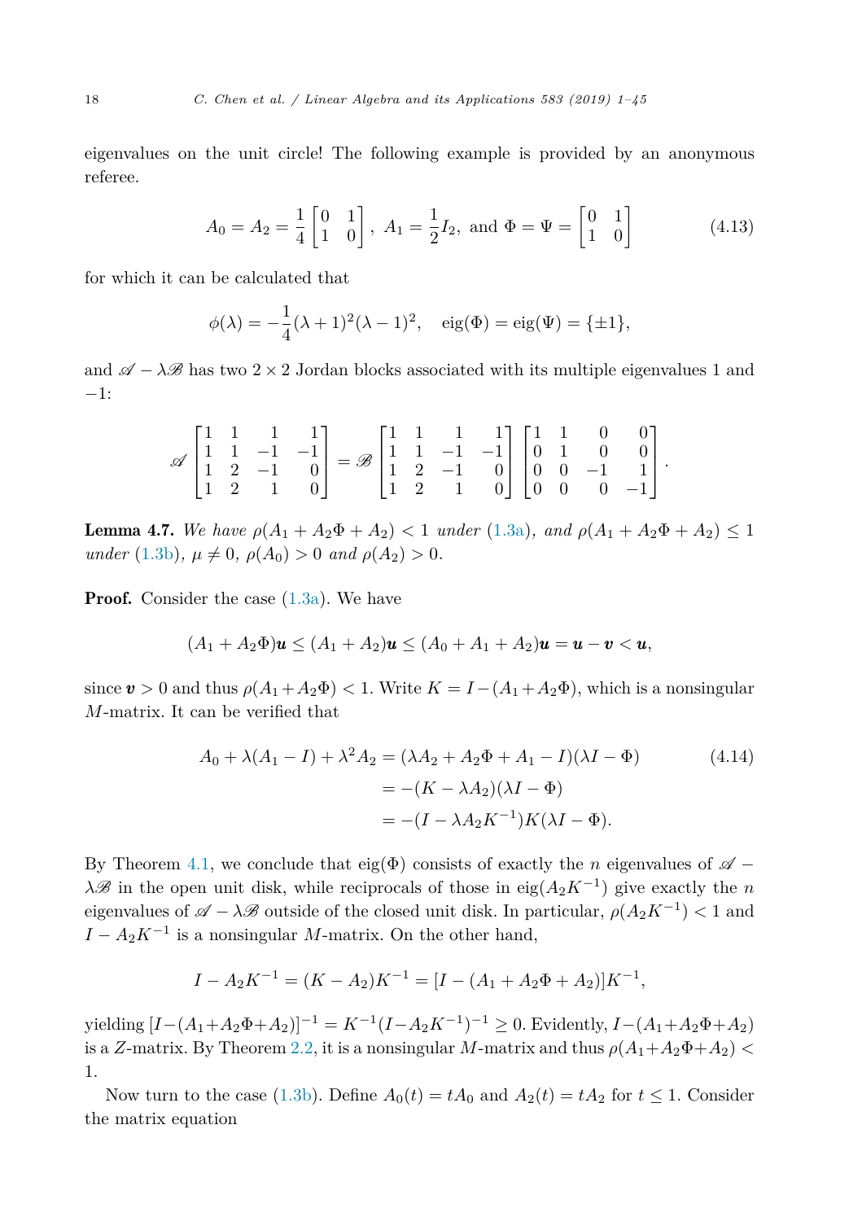eigenvalues on the unit circle! The following example is provided by an anonymous referee.

$$A_0 = A_2 = \frac{1}{4}\begin{bmatrix} 0 & 1 \\ 1 & 0 \end{bmatrix}, \; A_1 = \frac{1}{2}I_2, \text{ and } \Phi = \Psi = \begin{bmatrix} 0 & 1 \\ 1 & 0 \end{bmatrix} \tag{4.13}$$

for which it can be calculated that

$$\phi(\lambda) = -\frac{1}{4}(\lambda+1)^2(\lambda-1)^2, \quad \operatorname{eig}(\Phi) = \operatorname{eig}(\Psi) = \{\pm 1\},$$

and $\mathscr{A} - \lambda\mathscr{B}$ has two $2 \times 2$ Jordan blocks associated with its multiple eigenvalues 1 and $-1$:

$$\mathscr{A}\begin{bmatrix} 1 & 1 & 1 & 1 \\ 1 & 1 & -1 & -1 \\ 1 & 2 & -1 & 0 \\ 1 & 2 & 1 & 0 \end{bmatrix} = \mathscr{B}\begin{bmatrix} 1 & 1 & 1 & 1 \\ 1 & 1 & -1 & -1 \\ 1 & 2 & -1 & 0 \\ 1 & 2 & 1 & 0 \end{bmatrix}\begin{bmatrix} 1 & 1 & 0 & 0 \\ 0 & 1 & 0 & 0 \\ 0 & 0 & -1 & 1 \\ 0 & 0 & 0 & -1 \end{bmatrix}.$$

**Lemma 4.7.** *We have $\rho(A_1 + A_2\Phi + A_2) < 1$ under (1.3a), and $\rho(A_1 + A_2\Phi + A_2) \le 1$ under (1.3b), $\mu \ne 0$, $\rho(A_0) > 0$ and $\rho(A_2) > 0$.*

**Proof.** Consider the case (1.3a). We have

$$(A_1 + A_2\Phi)\boldsymbol{u} \le (A_1 + A_2)\boldsymbol{u} \le (A_0 + A_1 + A_2)\boldsymbol{u} = \boldsymbol{u} - \boldsymbol{v} < \boldsymbol{u},$$

since $\boldsymbol{v} > 0$ and thus $\rho(A_1 + A_2\Phi) < 1$. Write $K = I - (A_1 + A_2\Phi)$, which is a nonsingular $M$-matrix. It can be verified that

$$\begin{aligned} A_0 + \lambda(A_1 - I) + \lambda^2 A_2 &= (\lambda A_2 + A_2\Phi + A_1 - I)(\lambda I - \Phi) \\ &= -(K - \lambda A_2)(\lambda I - \Phi) \\ &= -(I - \lambda A_2 K^{-1})K(\lambda I - \Phi). \end{aligned} \tag{4.14}$$

By Theorem 4.1, we conclude that $\operatorname{eig}(\Phi)$ consists of exactly the $n$ eigenvalues of $\mathscr{A} - \lambda\mathscr{B}$ in the open unit disk, while reciprocals of those in $\operatorname{eig}(A_2K^{-1})$ give exactly the $n$ eigenvalues of $\mathscr{A} - \lambda\mathscr{B}$ outside of the closed unit disk. In particular, $\rho(A_2K^{-1}) < 1$ and $I - A_2K^{-1}$ is a nonsingular $M$-matrix. On the other hand,

$$I - A_2K^{-1} = (K - A_2)K^{-1} = [I - (A_1 + A_2\Phi + A_2)]K^{-1},$$

yielding $[I - (A_1 + A_2\Phi + A_2)]^{-1} = K^{-1}(I - A_2K^{-1})^{-1} \ge 0$. Evidently, $I - (A_1 + A_2\Phi + A_2)$ is a $Z$-matrix. By Theorem 2.2, it is a nonsingular $M$-matrix and thus $\rho(A_1 + A_2\Phi + A_2) < 1$.

Now turn to the case (1.3b). Define $A_0(t) = tA_0$ and $A_2(t) = tA_2$ for $t \le 1$. Consider the matrix equation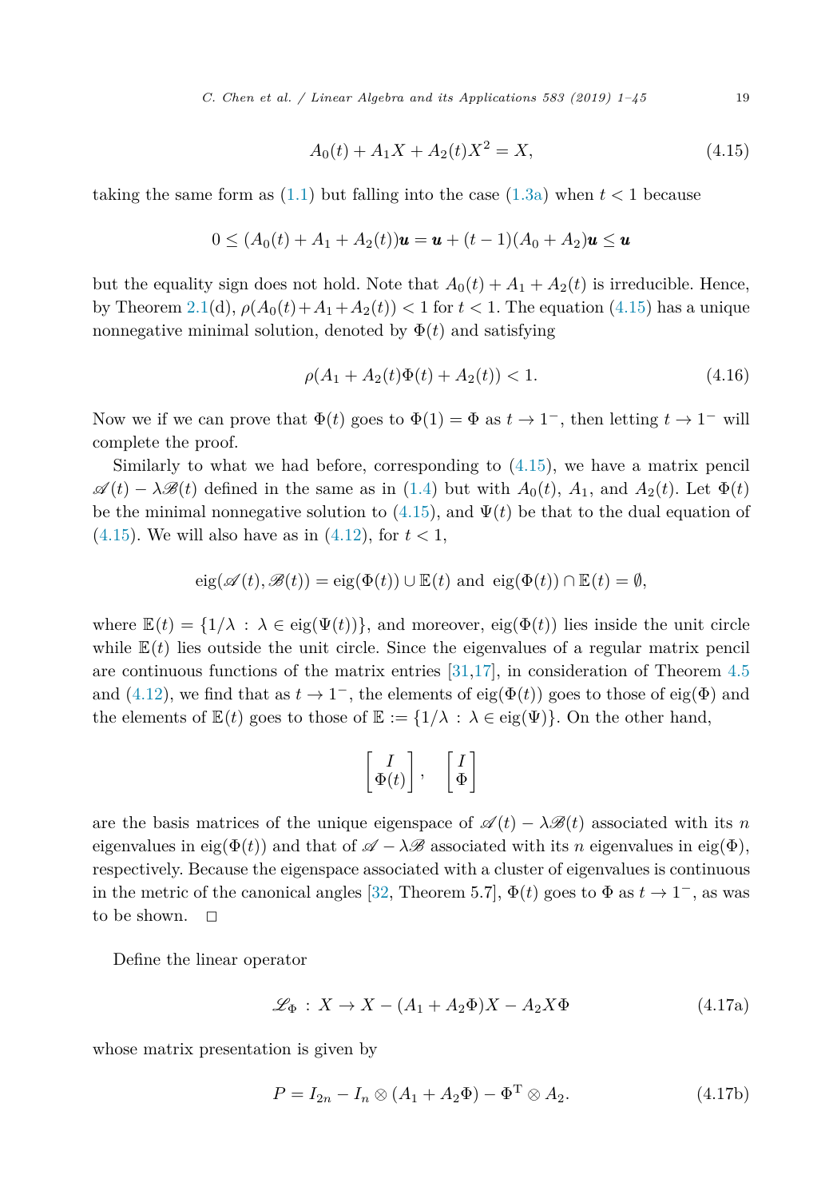$$A_0(t) + A_1 X + A_2(t) X^2 = X, \tag{4.15}$$

taking the same form as (1.1) but falling into the case (1.3a) when $t < 1$ because

$$0 \le (A_0(t) + A_1 + A_2(t))\boldsymbol{u} = \boldsymbol{u} + (t-1)(A_0 + A_2)\boldsymbol{u} \le \boldsymbol{u}$$

but the equality sign does not hold. Note that $A_0(t)+A_1+A_2(t)$ is irreducible. Hence, by Theorem 2.1(d), $\rho(A_0(t)+A_1+A_2(t)) < 1$ for $t < 1$. The equation (4.15) has a unique nonnegative minimal solution, denoted by $\Phi(t)$ and satisfying

$$\rho(A_1 + A_2(t)\Phi(t) + A_2(t)) < 1. \tag{4.16}$$

Now we if we can prove that $\Phi(t)$ goes to $\Phi(1) = \Phi$ as $t \to 1^-$, then letting $t \to 1^-$ will complete the proof.

Similarly to what we had before, corresponding to (4.15), we have a matrix pencil $\mathscr{A}(t) - \lambda \mathscr{B}(t)$ defined in the same as in (1.4) but with $A_0(t)$, $A_1$, and $A_2(t)$. Let $\Phi(t)$ be the minimal nonnegative solution to (4.15), and $\Psi(t)$ be that to the dual equation of (4.15). We will also have as in (4.12), for $t < 1$,

$$\operatorname{eig}(\mathscr{A}(t), \mathscr{B}(t)) = \operatorname{eig}(\Phi(t)) \cup \mathbb{E}(t) \text{ and } \operatorname{eig}(\Phi(t)) \cap \mathbb{E}(t) = \emptyset,$$

where $\mathbb{E}(t) = \{1/\lambda \,:\, \lambda \in \operatorname{eig}(\Psi(t))\}$, and moreover, $\operatorname{eig}(\Phi(t))$ lies inside the unit circle while $\mathbb{E}(t)$ lies outside the unit circle. Since the eigenvalues of a regular matrix pencil are continuous functions of the matrix entries [31,17], in consideration of Theorem 4.5 and (4.12), we find that as $t \to 1^-$, the elements of $\operatorname{eig}(\Phi(t))$ goes to those of $\operatorname{eig}(\Phi)$ and the elements of $\mathbb{E}(t)$ goes to those of $\mathbb{E} := \{1/\lambda \,:\, \lambda \in \operatorname{eig}(\Psi)\}$. On the other hand,

$$\begin{bmatrix} I \\ \Phi(t) \end{bmatrix}, \quad \begin{bmatrix} I \\ \Phi \end{bmatrix}$$

are the basis matrices of the unique eigenspace of $\mathscr{A}(t) - \lambda \mathscr{B}(t)$ associated with its $n$ eigenvalues in $\operatorname{eig}(\Phi(t))$ and that of $\mathscr{A} - \lambda \mathscr{B}$ associated with its $n$ eigenvalues in $\operatorname{eig}(\Phi)$, respectively. Because the eigenspace associated with a cluster of eigenvalues is continuous in the metric of the canonical angles [32, Theorem 5.7], $\Phi(t)$ goes to $\Phi$ as $t \to 1^-$, as was to be shown. $\square$

Define the linear operator

$$\mathscr{L}_\Phi \,:\, X \to X - (A_1 + A_2\Phi)X - A_2 X \Phi \tag{4.17a}$$

whose matrix presentation is given by

$$P = I_{2n} - I_n \otimes (A_1 + A_2\Phi) - \Phi^{\mathrm{T}} \otimes A_2. \tag{4.17b}$$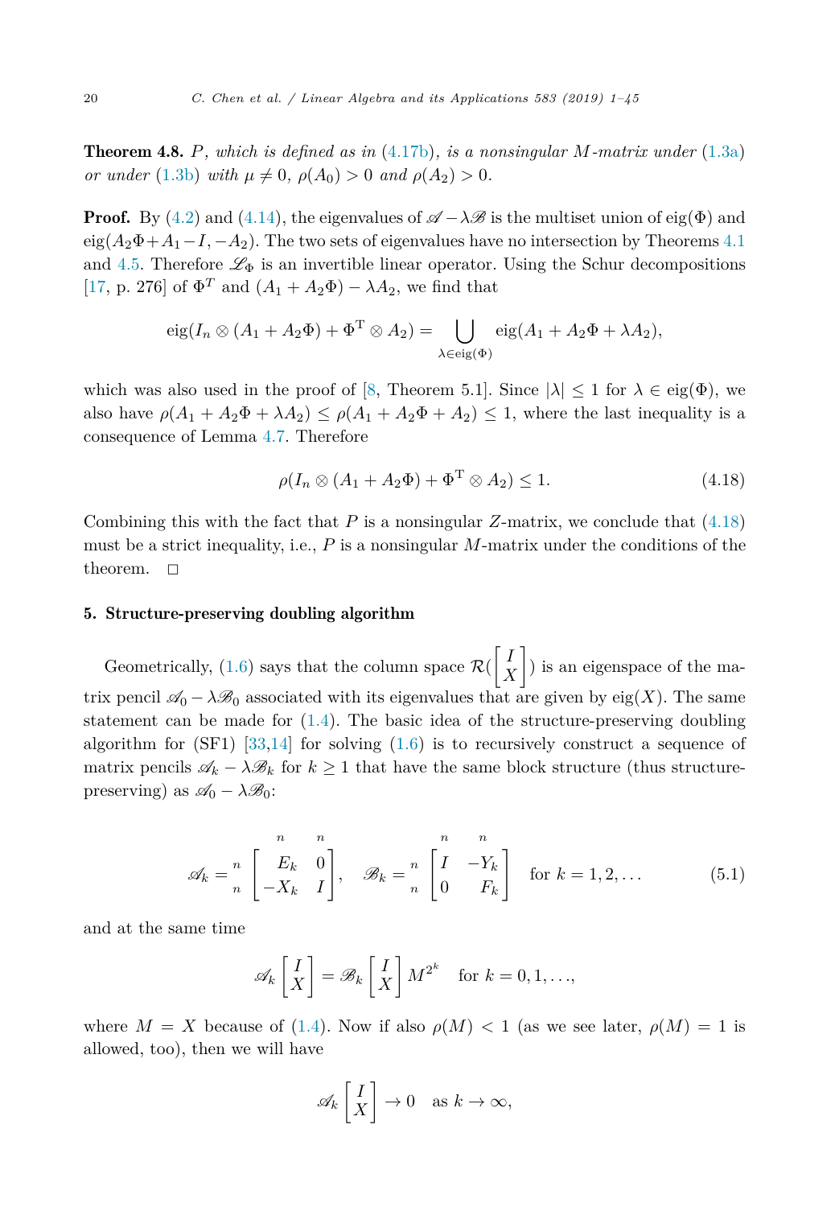**Theorem 4.8.** *$P$, which is defined as in (4.17b), is a nonsingular $M$-matrix under (1.3a) or under (1.3b) with $\mu \neq 0$, $\rho(A_0) > 0$ and $\rho(A_2) > 0$.*

**Proof.** By (4.2) and (4.14), the eigenvalues of $\mathscr{A} - \lambda\mathscr{B}$ is the multiset union of $\operatorname{eig}(\Phi)$ and $\operatorname{eig}(A_2\Phi + A_1 - I, -A_2)$. The two sets of eigenvalues have no intersection by Theorems 4.1 and 4.5. Therefore $\mathscr{L}_\Phi$ is an invertible linear operator. Using the Schur decompositions [17, p. 276] of $\Phi^T$ and $(A_1 + A_2\Phi) - \lambda A_2$, we find that

$$\operatorname{eig}(I_n \otimes (A_1 + A_2\Phi) + \Phi^{\mathrm{T}} \otimes A_2) = \bigcup_{\lambda \in \operatorname{eig}(\Phi)} \operatorname{eig}(A_1 + A_2\Phi + \lambda A_2),$$

which was also used in the proof of [8, Theorem 5.1]. Since $|\lambda| \leq 1$ for $\lambda \in \operatorname{eig}(\Phi)$, we also have $\rho(A_1 + A_2\Phi + \lambda A_2) \leq \rho(A_1 + A_2\Phi + A_2) \leq 1$, where the last inequality is a consequence of Lemma 4.7. Therefore

$$\rho(I_n \otimes (A_1 + A_2\Phi) + \Phi^{\mathrm{T}} \otimes A_2) \leq 1. \tag{4.18}$$

Combining this with the fact that $P$ is a nonsingular $Z$-matrix, we conclude that (4.18) must be a strict inequality, i.e., $P$ is a nonsingular $M$-matrix under the conditions of the theorem. $\square$

## 5. Structure-preserving doubling algorithm

Geometrically, (1.6) says that the column space $\mathcal{R}(\begin{bmatrix} I \\ X \end{bmatrix})$ is an eigenspace of the matrix pencil $\mathscr{A}_0 - \lambda\mathscr{B}_0$ associated with its eigenvalues that are given by $\operatorname{eig}(X)$. The same statement can be made for (1.4). The basic idea of the structure-preserving doubling algorithm for (SF1) [33,14] for solving (1.6) is to recursively construct a sequence of matrix pencils $\mathscr{A}_k - \lambda\mathscr{B}_k$ for $k \geq 1$ that have the same block structure (thus structure-preserving) as $\mathscr{A}_0 - \lambda\mathscr{B}_0$:

$$\mathscr{A}_k = \begin{array}{c} \scriptstyle n \\ \scriptstyle n \end{array}\!\!\overset{\begin{array}{cc} \scriptstyle n & \scriptstyle n \end{array}}{\begin{bmatrix} E_k & 0 \\ -X_k & I \end{bmatrix}}, \quad \mathscr{B}_k = \begin{array}{c} \scriptstyle n \\ \scriptstyle n \end{array}\!\!\overset{\begin{array}{cc} \scriptstyle n & \scriptstyle n \end{array}}{\begin{bmatrix} I & -Y_k \\ 0 & F_k \end{bmatrix}} \quad \text{for } k = 1, 2, \ldots \tag{5.1}$$

and at the same time

$$\mathscr{A}_k \begin{bmatrix} I \\ X \end{bmatrix} = \mathscr{B}_k \begin{bmatrix} I \\ X \end{bmatrix} M^{2^k} \quad \text{for } k = 0, 1, \ldots,$$

where $M = X$ because of (1.4). Now if also $\rho(M) < 1$ (as we see later, $\rho(M) = 1$ is allowed, too), then we will have

$$\mathscr{A}_k \begin{bmatrix} I \\ X \end{bmatrix} \to 0 \quad \text{as } k \to \infty,$$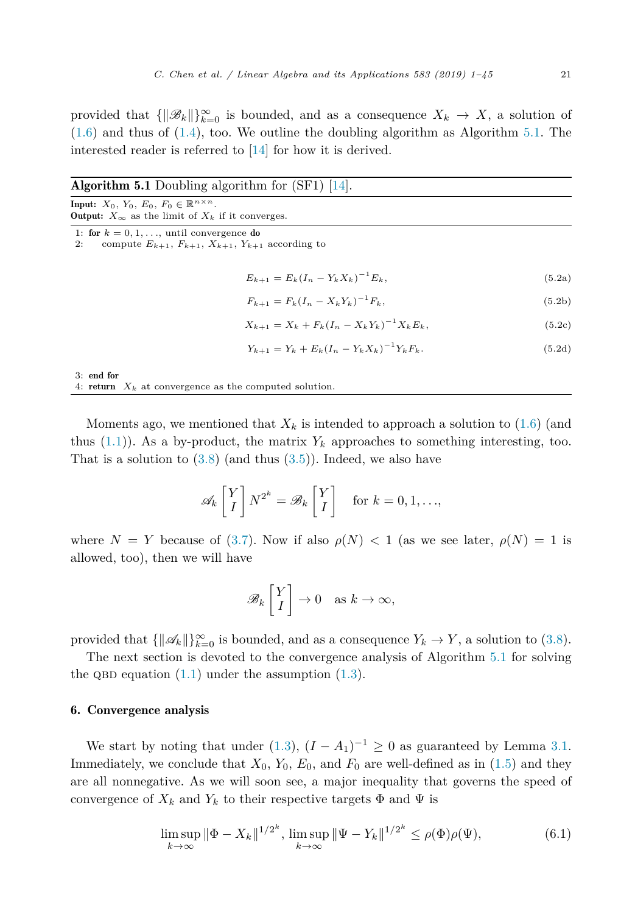provided that $\{\|\mathscr{B}_k\|\}_{k=0}^{\infty}$ is bounded, and as a consequence $X_k \to X$, a solution of (1.6) and thus of (1.4), too. We outline the doubling algorithm as Algorithm 5.1. The interested reader is referred to [14] for how it is derived.

---

**Algorithm 5.1** Doubling algorithm for (SF1) [14].

---

**Input:** $X_0$, $Y_0$, $E_0$, $F_0 \in \mathbb{R}^{n\times n}$.
**Output:** $X_\infty$ as the limit of $X_k$ if it converges.

---

1: **for** $k = 0, 1, \ldots,$ until convergence **do**
2: compute $E_{k+1}$, $F_{k+1}$, $X_{k+1}$, $Y_{k+1}$ according to

$$E_{k+1} = E_k(I_n - Y_k X_k)^{-1} E_k, \tag{5.2a}$$

$$F_{k+1} = F_k(I_n - X_k Y_k)^{-1} F_k, \tag{5.2b}$$

$$X_{k+1} = X_k + F_k(I_n - X_k Y_k)^{-1} X_k E_k, \tag{5.2c}$$

$$Y_{k+1} = Y_k + E_k(I_n - Y_k X_k)^{-1} Y_k F_k. \tag{5.2d}$$

3: **end for**
4: **return** $X_k$ at convergence as the computed solution.

---

Moments ago, we mentioned that $X_k$ is intended to approach a solution to (1.6) (and thus (1.1)). As a by-product, the matrix $Y_k$ approaches to something interesting, too. That is a solution to (3.8) (and thus (3.5)). Indeed, we also have

$$\mathscr{A}_k \begin{bmatrix} Y \\ I \end{bmatrix} N^{2^k} = \mathscr{B}_k \begin{bmatrix} Y \\ I \end{bmatrix} \quad \text{for } k = 0, 1, \ldots,$$

where $N = Y$ because of (3.7). Now if also $\rho(N) < 1$ (as we see later, $\rho(N) = 1$ is allowed, too), then we will have

$$\mathscr{B}_k \begin{bmatrix} Y \\ I \end{bmatrix} \to 0 \quad \text{as } k \to \infty,$$

provided that $\{\|\mathscr{A}_k\|\}_{k=0}^{\infty}$ is bounded, and as a consequence $Y_k \to Y$, a solution to (3.8).

The next section is devoted to the convergence analysis of Algorithm 5.1 for solving the QBD equation (1.1) under the assumption (1.3).

## 6. Convergence analysis

We start by noting that under (1.3), $(I - A_1)^{-1} \geq 0$ as guaranteed by Lemma 3.1. Immediately, we conclude that $X_0$, $Y_0$, $E_0$, and $F_0$ are well-defined as in (1.5) and they are all nonnegative. As we will soon see, a major inequality that governs the speed of convergence of $X_k$ and $Y_k$ to their respective targets $\Phi$ and $\Psi$ is

$$\limsup_{k\to\infty} \|\Phi - X_k\|^{1/2^k}, \ \limsup_{k\to\infty} \|\Psi - Y_k\|^{1/2^k} \leq \rho(\Phi)\rho(\Psi), \tag{6.1}$$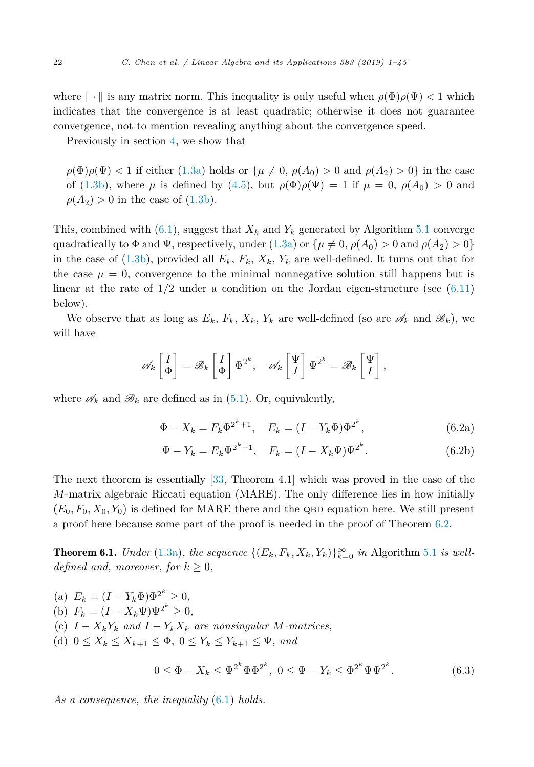where $\|\cdot\|$ is any matrix norm. This inequality is only useful when $\rho(\Phi)\rho(\Psi) < 1$ which indicates that the convergence is at least quadratic; otherwise it does not guarantee convergence, not to mention revealing anything about the convergence speed.

Previously in section 4, we show that

> $\rho(\Phi)\rho(\Psi) < 1$ if either (1.3a) holds or $\{\mu \neq 0,\, \rho(A_0) > 0$ and $\rho(A_2) > 0\}$ in the case of (1.3b), where $\mu$ is defined by (4.5), but $\rho(\Phi)\rho(\Psi) = 1$ if $\mu = 0$, $\rho(A_0) > 0$ and $\rho(A_2) > 0$ in the case of (1.3b).

This, combined with (6.1), suggest that $X_k$ and $Y_k$ generated by Algorithm 5.1 converge quadratically to $\Phi$ and $\Psi$, respectively, under (1.3a) or $\{\mu \neq 0,\, \rho(A_0) > 0$ and $\rho(A_2) > 0\}$ in the case of (1.3b), provided all $E_k$, $F_k$, $X_k$, $Y_k$ are well-defined. It turns out that for the case $\mu = 0$, convergence to the minimal nonnegative solution still happens but is linear at the rate of $1/2$ under a condition on the Jordan eigen-structure (see (6.11) below).

We observe that as long as $E_k$, $F_k$, $X_k$, $Y_k$ are well-defined (so are $\mathscr{A}_k$ and $\mathscr{B}_k$), we will have

$$\mathscr{A}_k \begin{bmatrix} I \\ \Phi \end{bmatrix} = \mathscr{B}_k \begin{bmatrix} I \\ \Phi \end{bmatrix} \Phi^{2^k}, \quad \mathscr{A}_k \begin{bmatrix} \Psi \\ I \end{bmatrix} \Psi^{2^k} = \mathscr{B}_k \begin{bmatrix} \Psi \\ I \end{bmatrix},$$

where $\mathscr{A}_k$ and $\mathscr{B}_k$ are defined as in (5.1). Or, equivalently,

$$\Phi - X_k = F_k \Phi^{2^k+1}, \quad E_k = (I - Y_k\Phi)\Phi^{2^k}, \tag{6.2a}$$

$$\Psi - Y_k = E_k \Psi^{2^k+1}, \quad F_k = (I - X_k\Psi)\Psi^{2^k}. \tag{6.2b}$$

The next theorem is essentially [33, Theorem 4.1] which was proved in the case of the $M$-matrix algebraic Riccati equation (MARE). The only difference lies in how initially $(E_0, F_0, X_0, Y_0)$ is defined for MARE there and the QBD equation here. We still present a proof here because some part of the proof is needed in the proof of Theorem 6.2.

**Theorem 6.1.** *Under (1.3a), the sequence $\{(E_k, F_k, X_k, Y_k)\}_{k=0}^{\infty}$ in* Algorithm 5.1 *is well-defined and, moreover, for $k \geq 0$,*

(a) $E_k = (I - Y_k\Phi)\Phi^{2^k} \geq 0$,
(b) $F_k = (I - X_k\Psi)\Psi^{2^k} \geq 0$,
(c) *$I - X_kY_k$ and $I - Y_kX_k$ are nonsingular $M$-matrices,*
(d) *$0 \leq X_k \leq X_{k+1} \leq \Phi$, $0 \leq Y_k \leq Y_{k+1} \leq \Psi$, and*

$$0 \leq \Phi - X_k \leq \Psi^{2^k}\Phi\Phi^{2^k},\ 0 \leq \Psi - Y_k \leq \Phi^{2^k}\Psi\Psi^{2^k}. \tag{6.3}$$

*As a consequence, the inequality (6.1) holds.*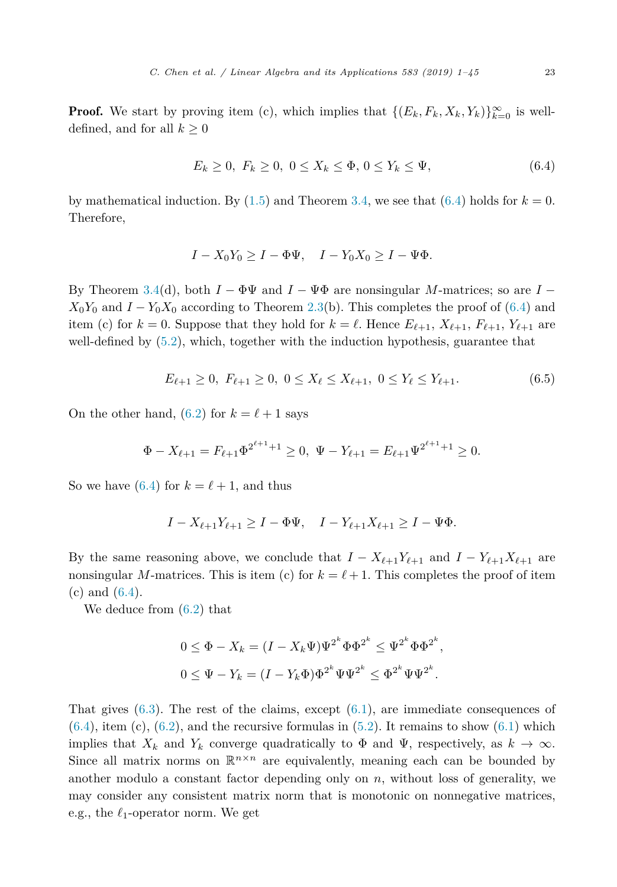**Proof.** We start by proving item (c), which implies that $\{(E_k, F_k, X_k, Y_k)\}_{k=0}^{\infty}$ is well-defined, and for all $k \geq 0$

$$E_k \geq 0,\ F_k \geq 0,\ 0 \leq X_k \leq \Phi,\ 0 \leq Y_k \leq \Psi, \tag{6.4}$$

by mathematical induction. By (1.5) and Theorem 3.4, we see that (6.4) holds for $k = 0$. Therefore,

$$I - X_0 Y_0 \geq I - \Phi\Psi, \quad I - Y_0 X_0 \geq I - \Psi\Phi.$$

By Theorem 3.4(d), both $I - \Phi\Psi$ and $I - \Psi\Phi$ are nonsingular $M$-matrices; so are $I - X_0 Y_0$ and $I - Y_0 X_0$ according to Theorem 2.3(b). This completes the proof of (6.4) and item (c) for $k = 0$. Suppose that they hold for $k = \ell$. Hence $E_{\ell+1}$, $X_{\ell+1}$, $F_{\ell+1}$, $Y_{\ell+1}$ are well-defined by (5.2), which, together with the induction hypothesis, guarantee that

$$E_{\ell+1} \geq 0,\ F_{\ell+1} \geq 0,\ 0 \leq X_\ell \leq X_{\ell+1},\ 0 \leq Y_\ell \leq Y_{\ell+1}. \tag{6.5}$$

On the other hand, (6.2) for $k = \ell + 1$ says

$$\Phi - X_{\ell+1} = F_{\ell+1}\Phi^{2^{\ell+1}+1} \geq 0,\ \Psi - Y_{\ell+1} = E_{\ell+1}\Psi^{2^{\ell+1}+1} \geq 0.$$

So we have (6.4) for $k = \ell + 1$, and thus

$$I - X_{\ell+1} Y_{\ell+1} \geq I - \Phi\Psi, \quad I - Y_{\ell+1} X_{\ell+1} \geq I - \Psi\Phi.$$

By the same reasoning above, we conclude that $I - X_{\ell+1} Y_{\ell+1}$ and $I - Y_{\ell+1} X_{\ell+1}$ are nonsingular $M$-matrices. This is item (c) for $k = \ell + 1$. This completes the proof of item (c) and (6.4).

We deduce from (6.2) that

$$\begin{aligned}
0 &\leq \Phi - X_k = (I - X_k \Psi)\Psi^{2^k}\Phi\Phi^{2^k} \leq \Psi^{2^k}\Phi\Phi^{2^k}, \\
0 &\leq \Psi - Y_k = (I - Y_k \Phi)\Phi^{2^k}\Psi\Psi^{2^k} \leq \Phi^{2^k}\Psi\Psi^{2^k}.
\end{aligned}$$

That gives (6.3). The rest of the claims, except (6.1), are immediate consequences of (6.4), item (c), (6.2), and the recursive formulas in (5.2). It remains to show (6.1) which implies that $X_k$ and $Y_k$ converge quadratically to $\Phi$ and $\Psi$, respectively, as $k \to \infty$. Since all matrix norms on $\mathbb{R}^{n\times n}$ are equivalently, meaning each can be bounded by another modulo a constant factor depending only on $n$, without loss of generality, we may consider any consistent matrix norm that is monotonic on nonnegative matrices, e.g., the $\ell_1$-operator norm. We get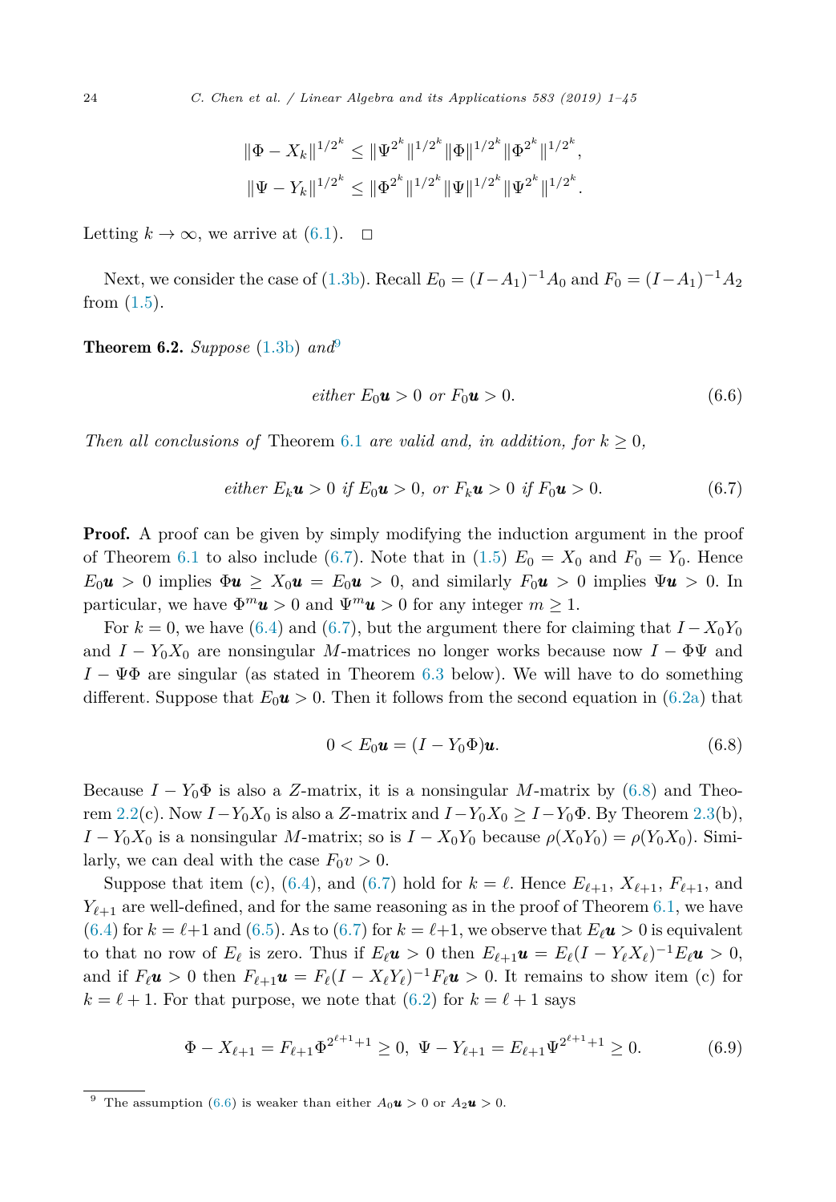$$\|\Phi - X_k\|^{1/2^k} \le \|\Psi^{2^k}\|^{1/2^k} \|\Phi\|^{1/2^k} \|\Phi^{2^k}\|^{1/2^k},$$
$$\|\Psi - Y_k\|^{1/2^k} \le \|\Phi^{2^k}\|^{1/2^k} \|\Psi\|^{1/2^k} \|\Psi^{2^k}\|^{1/2^k}.$$

Letting $k \to \infty$, we arrive at (6.1). $\square$

Next, we consider the case of (1.3b). Recall $E_0 = (I - A_1)^{-1} A_0$ and $F_0 = (I - A_1)^{-1} A_2$ from (1.5).

**Theorem 6.2.** *Suppose* (1.3b) *and*[9]

$$\textit{either } E_0 \boldsymbol{u} > 0 \textit{ or } F_0 \boldsymbol{u} > 0. \tag{6.6}$$

*Then all conclusions of* Theorem 6.1 *are valid and, in addition, for* $k \ge 0$,

$$\textit{either } E_k \boldsymbol{u} > 0 \textit{ if } E_0 \boldsymbol{u} > 0, \textit{ or } F_k \boldsymbol{u} > 0 \textit{ if } F_0 \boldsymbol{u} > 0. \tag{6.7}$$

**Proof.** A proof can be given by simply modifying the induction argument in the proof of Theorem 6.1 to also include (6.7). Note that in (1.5) $E_0 = X_0$ and $F_0 = Y_0$. Hence $E_0 \boldsymbol{u} > 0$ implies $\Phi \boldsymbol{u} \ge X_0 \boldsymbol{u} = E_0 \boldsymbol{u} > 0$, and similarly $F_0 \boldsymbol{u} > 0$ implies $\Psi \boldsymbol{u} > 0$. In particular, we have $\Phi^m \boldsymbol{u} > 0$ and $\Psi^m \boldsymbol{u} > 0$ for any integer $m \ge 1$.

For $k = 0$, we have (6.4) and (6.7), but the argument there for claiming that $I - X_0 Y_0$ and $I - Y_0 X_0$ are nonsingular $M$-matrices no longer works because now $I - \Phi\Psi$ and $I - \Psi\Phi$ are singular (as stated in Theorem 6.3 below). We will have to do something different. Suppose that $E_0 \boldsymbol{u} > 0$. Then it follows from the second equation in (6.2a) that

$$0 < E_0 \boldsymbol{u} = (I - Y_0 \Phi) \boldsymbol{u}. \tag{6.8}$$

Because $I - Y_0 \Phi$ is also a $Z$-matrix, it is a nonsingular $M$-matrix by (6.8) and Theorem 2.2(c). Now $I - Y_0 X_0$ is also a $Z$-matrix and $I - Y_0 X_0 \ge I - Y_0 \Phi$. By Theorem 2.3(b), $I - Y_0 X_0$ is a nonsingular $M$-matrix; so is $I - X_0 Y_0$ because $\rho(X_0 Y_0) = \rho(Y_0 X_0)$. Similarly, we can deal with the case $F_0 v > 0$.

Suppose that item (c), (6.4), and (6.7) hold for $k = \ell$. Hence $E_{\ell+1}$, $X_{\ell+1}$, $F_{\ell+1}$, and $Y_{\ell+1}$ are well-defined, and for the same reasoning as in the proof of Theorem 6.1, we have (6.4) for $k = \ell+1$ and (6.5). As to (6.7) for $k = \ell+1$, we observe that $E_\ell \boldsymbol{u} > 0$ is equivalent to that no row of $E_\ell$ is zero. Thus if $E_\ell \boldsymbol{u} > 0$ then $E_{\ell+1} \boldsymbol{u} = E_\ell (I - Y_\ell X_\ell)^{-1} E_\ell \boldsymbol{u} > 0$, and if $F_\ell \boldsymbol{u} > 0$ then $F_{\ell+1} \boldsymbol{u} = F_\ell (I - X_\ell Y_\ell)^{-1} F_\ell \boldsymbol{u} > 0$. It remains to show item (c) for $k = \ell + 1$. For that purpose, we note that (6.2) for $k = \ell + 1$ says

$$\Phi - X_{\ell+1} = F_{\ell+1} \Phi^{2^{\ell+1}+1} \ge 0, \;\; \Psi - Y_{\ell+1} = E_{\ell+1} \Psi^{2^{\ell+1}+1} \ge 0. \tag{6.9}$$

[9] The assumption (6.6) is weaker than either $A_0 \boldsymbol{u} > 0$ or $A_2 \boldsymbol{u} > 0$.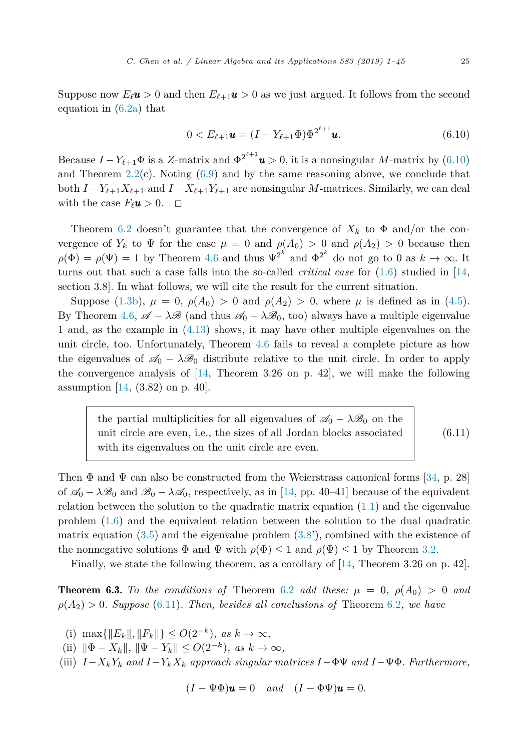Suppose now $E_\ell \boldsymbol{u} > 0$ and then $E_{\ell+1}\boldsymbol{u} > 0$ as we just argued. It follows from the second equation in (6.2a) that

$$0 < E_{\ell+1}\boldsymbol{u} = (I - Y_{\ell+1}\Phi)\Phi^{2^{\ell+1}}\boldsymbol{u}. \tag{6.10}$$

Because $I - Y_{\ell+1}\Phi$ is a $Z$-matrix and $\Phi^{2^{\ell+1}}\boldsymbol{u} > 0$, it is a nonsingular $M$-matrix by (6.10) and Theorem 2.2(c). Noting (6.9) and by the same reasoning above, we conclude that both $I - Y_{\ell+1}X_{\ell+1}$ and $I - X_{\ell+1}Y_{\ell+1}$ are nonsingular $M$-matrices. Similarly, we can deal with the case $F_\ell \boldsymbol{u} > 0$. $\square$

Theorem 6.2 doesn't guarantee that the convergence of $X_k$ to $\Phi$ and/or the convergence of $Y_k$ to $\Psi$ for the case $\mu = 0$ and $\rho(A_0) > 0$ and $\rho(A_2) > 0$ because then $\rho(\Phi) = \rho(\Psi) = 1$ by Theorem 4.6 and thus $\Psi^{2^k}$ and $\Phi^{2^k}$ do not go to 0 as $k \to \infty$. It turns out that such a case falls into the so-called *critical case* for (1.6) studied in [14, section 3.8]. In what follows, we will cite the result for the current situation.

Suppose (1.3b), $\mu = 0$, $\rho(A_0) > 0$ and $\rho(A_2) > 0$, where $\mu$ is defined as in (4.5). By Theorem 4.6, $\mathscr{A} - \lambda\mathscr{B}$ (and thus $\mathscr{A}_0 - \lambda\mathscr{B}_0$, too) always have a multiple eigenvalue 1 and, as the example in (4.13) shows, it may have other multiple eigenvalues on the unit circle, too. Unfortunately, Theorem 4.6 fails to reveal a complete picture as how the eigenvalues of $\mathscr{A}_0 - \lambda\mathscr{B}_0$ distribute relative to the unit circle. In order to apply the convergence analysis of [14, Theorem 3.26 on p. 42], we will make the following assumption [14, (3.82) on p. 40].

$$\boxed{\begin{array}{l}\text{the partial multiplicities for all eigenvalues of } \mathscr{A}_0 - \lambda\mathscr{B}_0 \text{ on the}\\ \text{unit circle are even, i.e., the sizes of all Jordan blocks associated}\\ \text{with its eigenvalues on the unit circle are even.}\end{array}} \tag{6.11}$$

Then $\Phi$ and $\Psi$ can also be constructed from the Weierstrass canonical forms [34, p. 28] of $\mathscr{A}_0 - \lambda\mathscr{B}_0$ and $\mathscr{B}_0 - \lambda\mathscr{A}_0$, respectively, as in [14, pp. 40–41] because of the equivalent relation between the solution to the quadratic matrix equation (1.1) and the eigenvalue problem (1.6) and the equivalent relation between the solution to the dual quadratic matrix equation (3.5) and the eigenvalue problem (3.8'), combined with the existence of the nonnegative solutions $\Phi$ and $\Psi$ with $\rho(\Phi) \le 1$ and $\rho(\Psi) \le 1$ by Theorem 3.2.

Finally, we state the following theorem, as a corollary of [14, Theorem 3.26 on p. 42].

**Theorem 6.3.** *To the conditions of* Theorem 6.2 *add these:* $\mu = 0$, $\rho(A_0) > 0$ *and* $\rho(A_2) > 0$. *Suppose* (6.11). *Then, besides all conclusions of* Theorem 6.2, *we have*

- (i) $\max\{\|E_k\|, \|F_k\|\} \le O(2^{-k})$, *as* $k \to \infty$,
- (ii) $\|\Phi - X_k\|$, $\|\Psi - Y_k\| \le O(2^{-k})$, *as* $k \to \infty$,
- (iii) $I - X_kY_k$ *and* $I - Y_kX_k$ *approach singular matrices* $I - \Phi\Psi$ *and* $I - \Psi\Phi$. *Furthermore,*

$$(I - \Psi\Phi)\boldsymbol{u} = 0 \quad \textit{and} \quad (I - \Phi\Psi)\boldsymbol{u} = 0.$$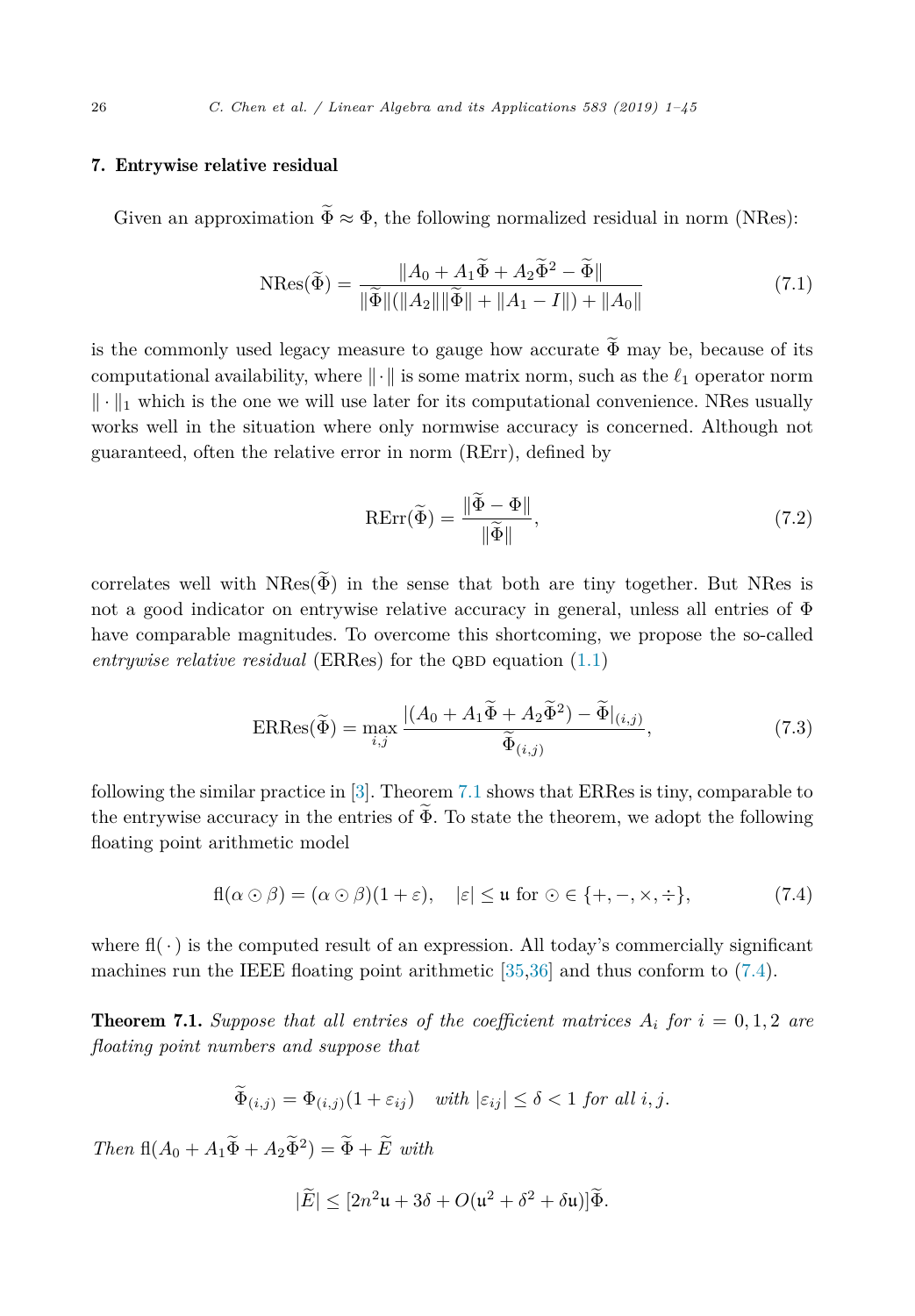## 7. Entrywise relative residual

Given an approximation $\widetilde{\Phi} \approx \Phi$, the following normalized residual in norm (NRes):

$$\mathrm{NRes}(\widetilde{\Phi}) = \frac{\|A_0 + A_1\widetilde{\Phi} + A_2\widetilde{\Phi}^2 - \widetilde{\Phi}\|}{\|\widetilde{\Phi}\|(\|A_2\|\|\widetilde{\Phi}\| + \|A_1 - I\|) + \|A_0\|} \tag{7.1}$$

is the commonly used legacy measure to gauge how accurate $\widetilde{\Phi}$ may be, because of its computational availability, where $\|\cdot\|$ is some matrix norm, such as the $\ell_1$ operator norm $\|\cdot\|_1$ which is the one we will use later for its computational convenience. NRes usually works well in the situation where only normwise accuracy is concerned. Although not guaranteed, often the relative error in norm (RErr), defined by

$$\mathrm{RErr}(\widetilde{\Phi}) = \frac{\|\widetilde{\Phi} - \Phi\|}{\|\widetilde{\Phi}\|}, \tag{7.2}$$

correlates well with $\mathrm{NRes}(\widetilde{\Phi})$ in the sense that both are tiny together. But NRes is not a good indicator on entrywise relative accuracy in general, unless all entries of $\Phi$ have comparable magnitudes. To overcome this shortcoming, we propose the so-called *entrywise relative residual* (ERRes) for the QBD equation (1.1)

$$\mathrm{ERRes}(\widetilde{\Phi}) = \max_{i,j} \frac{|(A_0 + A_1\widetilde{\Phi} + A_2\widetilde{\Phi}^2) - \widetilde{\Phi}|_{(i,j)}}{\widetilde{\Phi}_{(i,j)}}, \tag{7.3}$$

following the similar practice in [3]. Theorem 7.1 shows that ERRes is tiny, comparable to the entrywise accuracy in the entries of $\widetilde{\Phi}$. To state the theorem, we adopt the following floating point arithmetic model

$$\mathrm{fl}(\alpha \odot \beta) = (\alpha \odot \beta)(1 + \varepsilon), \quad |\varepsilon| \le \mathfrak{u} \text{ for } \odot \in \{+, -, \times, \div\}, \tag{7.4}$$

where $\mathrm{fl}(\,\cdot\,)$ is the computed result of an expression. All today's commercially significant machines run the IEEE floating point arithmetic [35,36] and thus conform to (7.4).

**Theorem 7.1.** *Suppose that all entries of the coefficient matrices $A_i$ for $i = 0, 1, 2$ are floating point numbers and suppose that*

$$\widetilde{\Phi}_{(i,j)} = \Phi_{(i,j)}(1 + \varepsilon_{ij}) \quad \text{with } |\varepsilon_{ij}| \le \delta < 1 \text{ for all } i, j.$$

*Then $\mathrm{fl}(A_0 + A_1\widetilde{\Phi} + A_2\widetilde{\Phi}^2) = \widetilde{\Phi} + \widetilde{E}$ with*

$$|\widetilde{E}| \le [2n^2\mathfrak{u} + 3\delta + O(\mathfrak{u}^2 + \delta^2 + \delta\mathfrak{u})]\widetilde{\Phi}.$$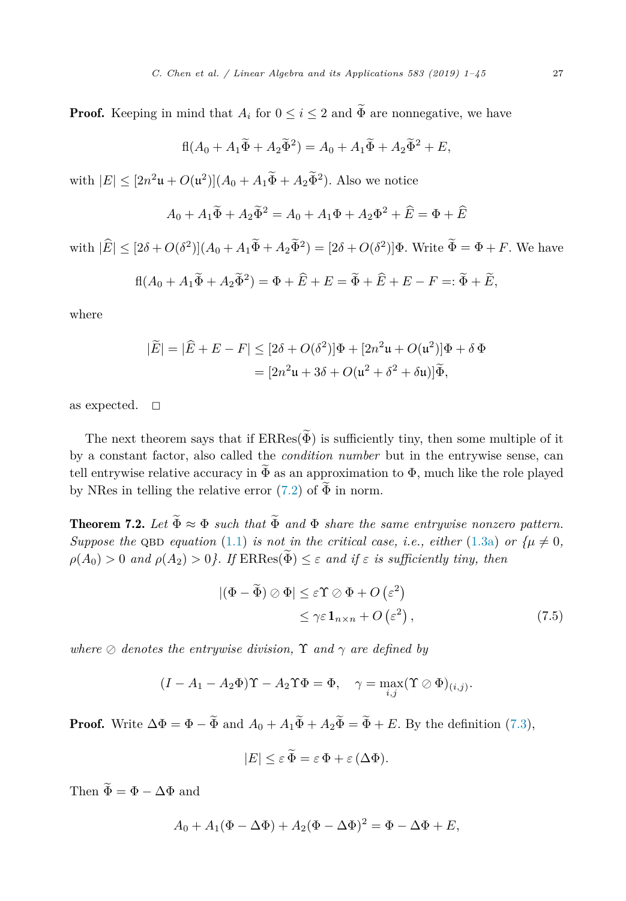**Proof.** Keeping in mind that $A_i$ for $0 \le i \le 2$ and $\widetilde{\Phi}$ are nonnegative, we have

$$\mathrm{fl}(A_0 + A_1\widetilde{\Phi} + A_2\widetilde{\Phi}^2) = A_0 + A_1\widetilde{\Phi} + A_2\widetilde{\Phi}^2 + E,$$

with $|E| \le [2n^2\mathfrak{u} + O(\mathfrak{u}^2)](A_0 + A_1\widetilde{\Phi} + A_2\widetilde{\Phi}^2)$. Also we notice

$$A_0 + A_1\widetilde{\Phi} + A_2\widetilde{\Phi}^2 = A_0 + A_1\Phi + A_2\Phi^2 + \widehat{E} = \Phi + \widehat{E}$$

with $|\widehat{E}| \le [2\delta + O(\delta^2)](A_0 + A_1\widetilde{\Phi} + A_2\widetilde{\Phi}^2) = [2\delta + O(\delta^2)]\Phi$. Write $\widetilde{\Phi} = \Phi + F$. We have

$$\mathrm{fl}(A_0 + A_1\widetilde{\Phi} + A_2\widetilde{\Phi}^2) = \Phi + \widehat{E} + E = \widetilde{\Phi} + \widehat{E} + E - F =: \widetilde{\Phi} + \widetilde{E},$$

where

$$\begin{aligned}
|\widetilde{E}| = |\widehat{E} + E - F| &\le [2\delta + O(\delta^2)]\Phi + [2n^2\mathfrak{u} + O(\mathfrak{u}^2)]\Phi + \delta\,\Phi \\
&= [2n^2\mathfrak{u} + 3\delta + O(\mathfrak{u}^2 + \delta^2 + \delta\mathfrak{u})]\widetilde{\Phi},
\end{aligned}$$

as expected. $\square$

The next theorem says that if $\mathrm{ERRes}(\widetilde{\Phi})$ is sufficiently tiny, then some multiple of it by a constant factor, also called the *condition number* but in the entrywise sense, can tell entrywise relative accuracy in $\widetilde{\Phi}$ as an approximation to $\Phi$, much like the role played by NRes in telling the relative error (7.2) of $\widetilde{\Phi}$ in norm.

**Theorem 7.2.** *Let $\widetilde{\Phi} \approx \Phi$ such that $\widetilde{\Phi}$ and $\Phi$ share the same entrywise nonzero pattern. Suppose the* QBD *equation* (1.1) *is not in the critical case, i.e., either* (1.3a) *or* $\{\mu \ne 0,$ $\rho(A_0) > 0$ *and* $\rho(A_2) > 0\}$. *If* $\mathrm{ERRes}(\widetilde{\Phi}) \le \varepsilon$ *and if* $\varepsilon$ *is sufficiently tiny, then*

$$\begin{aligned}
|(\Phi - \widetilde{\Phi}) \oslash \Phi| &\le \varepsilon\Upsilon \oslash \Phi + O\left(\varepsilon^2\right) \\
&\le \gamma\varepsilon\,\mathbf{1}_{n\times n} + O\left(\varepsilon^2\right),
\end{aligned} \tag{7.5}$$

*where $\oslash$ denotes the entrywise division, $\Upsilon$ and $\gamma$ are defined by*

$$(I - A_1 - A_2\Phi)\Upsilon - A_2\Upsilon\Phi = \Phi, \quad \gamma = \max_{i,j}(\Upsilon \oslash \Phi)_{(i,j)}.$$

**Proof.** Write $\Delta\Phi = \Phi - \widetilde{\Phi}$ and $A_0 + A_1\widetilde{\Phi} + A_2\widetilde{\Phi} = \widetilde{\Phi} + E$. By the definition (7.3),

$$|E| \le \varepsilon\,\widetilde{\Phi} = \varepsilon\,\Phi + \varepsilon\,(\Delta\Phi).$$

Then $\widetilde{\Phi} = \Phi - \Delta\Phi$ and

$$A_0 + A_1(\Phi - \Delta\Phi) + A_2(\Phi - \Delta\Phi)^2 = \Phi - \Delta\Phi + E,$$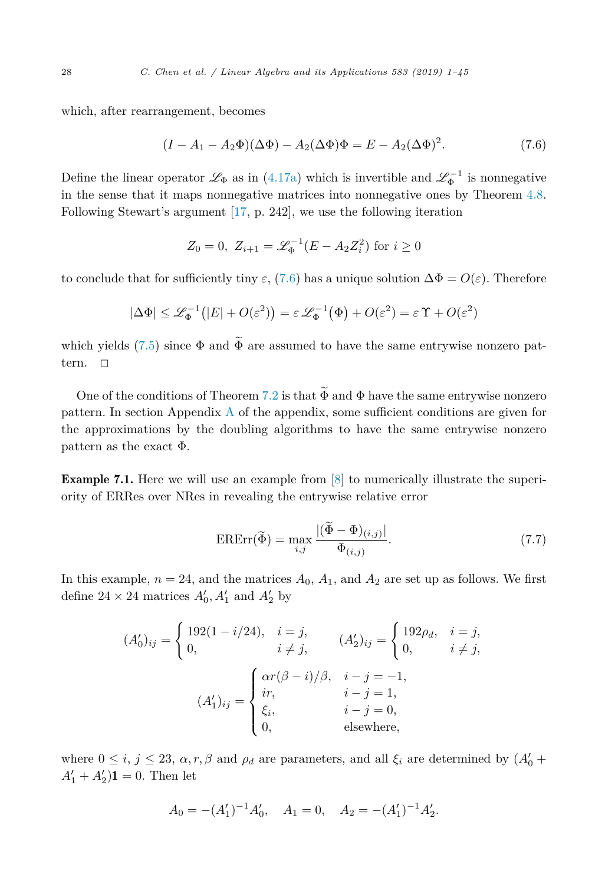which, after rearrangement, becomes

$$(I - A_1 - A_2\Phi)(\Delta\Phi) - A_2(\Delta\Phi)\Phi = E - A_2(\Delta\Phi)^2. \tag{7.6}$$

Define the linear operator $\mathscr{L}_\Phi$ as in (4.17a) which is invertible and $\mathscr{L}_\Phi^{-1}$ is nonnegative in the sense that it maps nonnegative matrices into nonnegative ones by Theorem 4.8. Following Stewart's argument [17, p. 242], we use the following iteration

$$Z_0 = 0,\ Z_{i+1} = \mathscr{L}_\Phi^{-1}(E - A_2 Z_i^2) \text{ for } i \ge 0$$

to conclude that for sufficiently tiny $\varepsilon$, (7.6) has a unique solution $\Delta\Phi = O(\varepsilon)$. Therefore

$$|\Delta\Phi| \le \mathscr{L}_\Phi^{-1}\big(|E| + O(\varepsilon^2)\big) = \varepsilon\, \mathscr{L}_\Phi^{-1}\big(\Phi\big) + O(\varepsilon^2) = \varepsilon\, \Upsilon + O(\varepsilon^2)$$

which yields (7.5) since $\Phi$ and $\widetilde{\Phi}$ are assumed to have the same entrywise nonzero pattern. $\square$

One of the conditions of Theorem 7.2 is that $\widetilde{\Phi}$ and $\Phi$ have the same entrywise nonzero pattern. In section Appendix A of the appendix, some sufficient conditions are given for the approximations by the doubling algorithms to have the same entrywise nonzero pattern as the exact $\Phi$.

**Example 7.1.** Here we will use an example from [8] to numerically illustrate the superiority of ERRes over NRes in revealing the entrywise relative error

$$\mathrm{ERErr}(\widetilde{\Phi}) = \max_{i,j} \frac{|(\widetilde{\Phi} - \Phi)_{(i,j)}|}{\Phi_{(i,j)}}. \tag{7.7}$$

In this example, $n = 24$, and the matrices $A_0$, $A_1$, and $A_2$ are set up as follows. We first define $24 \times 24$ matrices $A_0'$, $A_1'$ and $A_2'$ by

$$(A_0')_{ij} = \begin{cases} 192(1 - i/24), & i = j, \\ 0, & i \ne j, \end{cases} \qquad (A_2')_{ij} = \begin{cases} 192\rho_d, & i = j, \\ 0, & i \ne j, \end{cases}$$

$$(A_1')_{ij} = \begin{cases} \alpha r(\beta - i)/\beta, & i - j = -1, \\ ir, & i - j = 1, \\ \xi_i, & i - j = 0, \\ 0, & \text{elsewhere}, \end{cases}$$

where $0 \le i,\ j \le 23$, $\alpha, r, \beta$ and $\rho_d$ are parameters, and all $\xi_i$ are determined by $(A_0' + A_1' + A_2')\mathbf{1} = 0$. Then let

$$A_0 = -(A_1')^{-1}A_0', \quad A_1 = 0, \quad A_2 = -(A_1')^{-1}A_2'.$$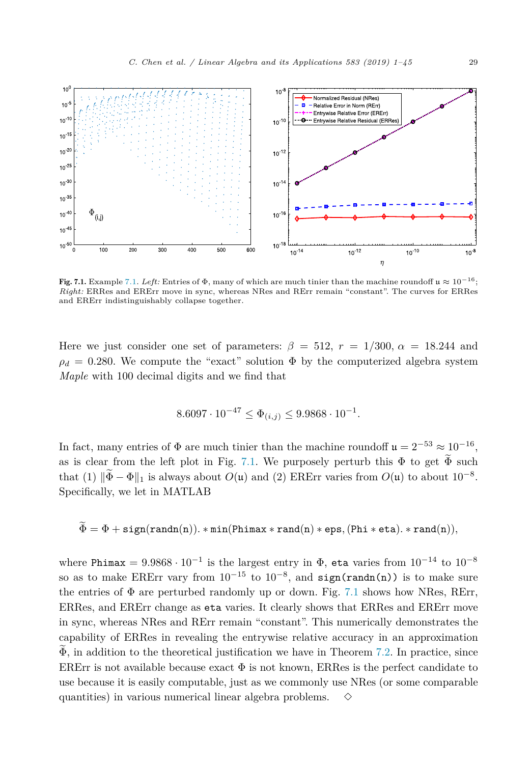**Fig. 7.1.** Example 7.1. *Left:* Entries of $\Phi$, many of which are much tinier than the machine roundoff $\mathfrak{u} \approx 10^{-16}$; *Right:* ERRes and EREerr move in sync, whereas NRes and RErr remain "constant". The curves for ERRes and EREerr indistinguishably collapse together.

Here we just consider one set of parameters: $\beta = 512$, $r = 1/300$, $\alpha = 18.244$ and $\rho_d = 0.280$. We compute the "exact" solution $\Phi$ by the computerized algebra system *Maple* with 100 decimal digits and we find that

$$8.6097 \cdot 10^{-47} \le \Phi_{(i,j)} \le 9.9868 \cdot 10^{-1}.$$

In fact, many entries of $\Phi$ are much tinier than the machine roundoff $\mathfrak{u} = 2^{-53} \approx 10^{-16}$, as is clear from the left plot in Fig. 7.1. We purposely perturb this $\Phi$ to get $\widetilde{\Phi}$ such that (1) $\|\widetilde{\Phi} - \Phi\|_1$ is always about $O(\mathfrak{u})$ and (2) EREerr varies from $O(\mathfrak{u})$ to about $10^{-8}$. Specifically, we let in MATLAB

$$\widetilde{\Phi} = \Phi + \mathtt{sign}(\mathtt{randn}(\mathtt{n})).*\mathtt{min}(\mathtt{Phimax}*\mathtt{rand}(\mathtt{n})*\mathtt{eps}, (\mathtt{Phi}*\mathtt{eta}).*\mathtt{rand}(\mathtt{n})),$$

where $\mathtt{Phimax} = 9.9868 \cdot 10^{-1}$ is the largest entry in $\Phi$, `eta` varies from $10^{-14}$ to $10^{-8}$ so as to make EREerr vary from $10^{-15}$ to $10^{-8}$, and `sign(randn(n))` is to make sure the entries of $\Phi$ are perturbed randomly up or down. Fig. 7.1 shows how NRes, RErr, ERRes, and EREerr change as `eta` varies. It clearly shows that ERRes and EREerr move in sync, whereas NRes and RErr remain "constant". This numerically demonstrates the capability of ERRes in revealing the entrywise relative accuracy in an approximation $\widetilde{\Phi}$, in addition to the theoretical justification we have in Theorem 7.2. In practice, since EREerr is not available because exact $\Phi$ is not known, ERRes is the perfect candidate to use because it is easily computable, just as we commonly use NRes (or some comparable quantities) in various numerical linear algebra problems. $\diamond$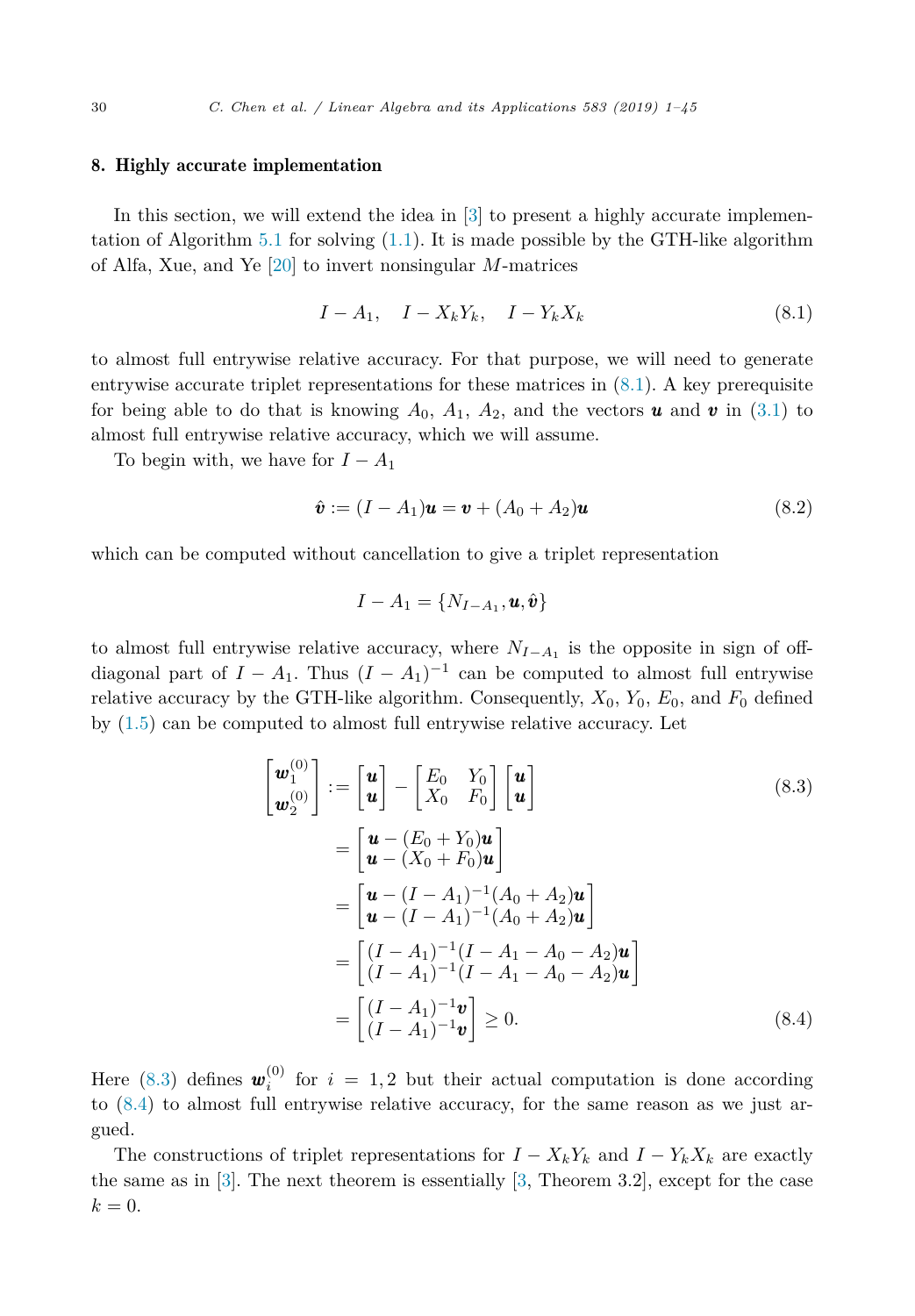## 8. Highly accurate implementation

In this section, we will extend the idea in [3] to present a highly accurate implementation of Algorithm 5.1 for solving (1.1). It is made possible by the GTH-like algorithm of Alfa, Xue, and Ye [20] to invert nonsingular $M$-matrices

$$I - A_1, \quad I - X_k Y_k, \quad I - Y_k X_k \tag{8.1}$$

to almost full entrywise relative accuracy. For that purpose, we will need to generate entrywise accurate triplet representations for these matrices in (8.1). A key prerequisite for being able to do that is knowing $A_0$, $A_1$, $A_2$, and the vectors $\boldsymbol{u}$ and $\boldsymbol{v}$ in (3.1) to almost full entrywise relative accuracy, which we will assume.

To begin with, we have for $I - A_1$

$$\hat{\boldsymbol{v}} := (I - A_1)\boldsymbol{u} = \boldsymbol{v} + (A_0 + A_2)\boldsymbol{u} \tag{8.2}$$

which can be computed without cancellation to give a triplet representation

$$I - A_1 = \{N_{I-A_1}, \boldsymbol{u}, \hat{\boldsymbol{v}}\}$$

to almost full entrywise relative accuracy, where $N_{I-A_1}$ is the opposite in sign of off-diagonal part of $I - A_1$. Thus $(I - A_1)^{-1}$ can be computed to almost full entrywise relative accuracy by the GTH-like algorithm. Consequently, $X_0$, $Y_0$, $E_0$, and $F_0$ defined by (1.5) can be computed to almost full entrywise relative accuracy. Let

$$\begin{aligned}
\begin{bmatrix} \boldsymbol{w}_1^{(0)} \\ \boldsymbol{w}_2^{(0)} \end{bmatrix} &:= \begin{bmatrix} \boldsymbol{u} \\ \boldsymbol{u} \end{bmatrix} - \begin{bmatrix} E_0 & Y_0 \\ X_0 & F_0 \end{bmatrix} \begin{bmatrix} \boldsymbol{u} \\ \boldsymbol{u} \end{bmatrix} && (8.3) \\
&= \begin{bmatrix} \boldsymbol{u} - (E_0 + Y_0)\boldsymbol{u} \\ \boldsymbol{u} - (X_0 + F_0)\boldsymbol{u} \end{bmatrix} \\
&= \begin{bmatrix} \boldsymbol{u} - (I - A_1)^{-1}(A_0 + A_2)\boldsymbol{u} \\ \boldsymbol{u} - (I - A_1)^{-1}(A_0 + A_2)\boldsymbol{u} \end{bmatrix} \\
&= \begin{bmatrix} (I - A_1)^{-1}(I - A_1 - A_0 - A_2)\boldsymbol{u} \\ (I - A_1)^{-1}(I - A_1 - A_0 - A_2)\boldsymbol{u} \end{bmatrix} \\
&= \begin{bmatrix} (I - A_1)^{-1}\boldsymbol{v} \\ (I - A_1)^{-1}\boldsymbol{v} \end{bmatrix} \geq 0. && (8.4)
\end{aligned}$$

Here (8.3) defines $\boldsymbol{w}_i^{(0)}$ for $i = 1, 2$ but their actual computation is done according to (8.4) to almost full entrywise relative accuracy, for the same reason as we just argued.

The constructions of triplet representations for $I - X_k Y_k$ and $I - Y_k X_k$ are exactly the same as in [3]. The next theorem is essentially [3, Theorem 3.2], except for the case $k = 0$.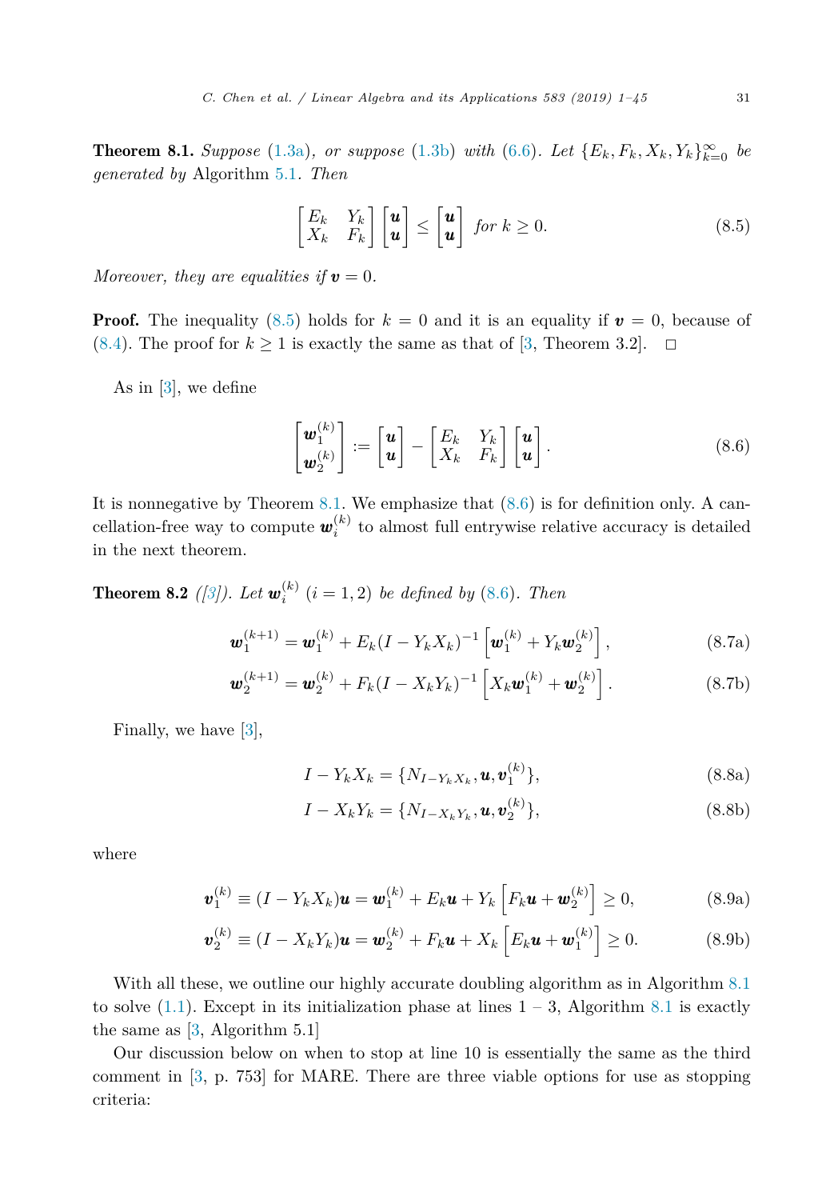**Theorem 8.1.** *Suppose* (1.3a)*, or suppose* (1.3b) *with* (6.6)*. Let* $\{E_k, F_k, X_k, Y_k\}_{k=0}^{\infty}$ *be generated by* Algorithm 5.1*. Then*

$$\begin{bmatrix} E_k & Y_k \\ X_k & F_k \end{bmatrix} \begin{bmatrix} \boldsymbol{u} \\ \boldsymbol{u} \end{bmatrix} \le \begin{bmatrix} \boldsymbol{u} \\ \boldsymbol{u} \end{bmatrix} \quad \text{for } k \ge 0. \tag{8.5}$$

*Moreover, they are equalities if* $\boldsymbol{v} = 0$*.*

**Proof.** The inequality (8.5) holds for $k = 0$ and it is an equality if $\boldsymbol{v} = 0$, because of (8.4). The proof for $k \ge 1$ is exactly the same as that of [3, Theorem 3.2]. □

As in [3], we define

$$\begin{bmatrix} \boldsymbol{w}_1^{(k)} \\ \boldsymbol{w}_2^{(k)} \end{bmatrix} := \begin{bmatrix} \boldsymbol{u} \\ \boldsymbol{u} \end{bmatrix} - \begin{bmatrix} E_k & Y_k \\ X_k & F_k \end{bmatrix} \begin{bmatrix} \boldsymbol{u} \\ \boldsymbol{u} \end{bmatrix}. \tag{8.6}$$

It is nonnegative by Theorem 8.1. We emphasize that (8.6) is for definition only. A cancellation-free way to compute $\boldsymbol{w}_i^{(k)}$ to almost full entrywise relative accuracy is detailed in the next theorem.

**Theorem 8.2** *([3]). Let* $\boldsymbol{w}_i^{(k)}$ $(i = 1, 2)$ *be defined by* (8.6)*. Then*

$$\boldsymbol{w}_1^{(k+1)} = \boldsymbol{w}_1^{(k)} + E_k (I - Y_k X_k)^{-1} \left[ \boldsymbol{w}_1^{(k)} + Y_k \boldsymbol{w}_2^{(k)} \right], \tag{8.7a}$$

$$\boldsymbol{w}_2^{(k+1)} = \boldsymbol{w}_2^{(k)} + F_k (I - X_k Y_k)^{-1} \left[ X_k \boldsymbol{w}_1^{(k)} + \boldsymbol{w}_2^{(k)} \right]. \tag{8.7b}$$

Finally, we have [3],

$$I - Y_k X_k = \{N_{I - Y_k X_k}, \boldsymbol{u}, \boldsymbol{v}_1^{(k)}\}, \tag{8.8a}$$

$$I - X_k Y_k = \{N_{I - X_k Y_k}, \boldsymbol{u}, \boldsymbol{v}_2^{(k)}\}, \tag{8.8b}$$

where

$$\boldsymbol{v}_1^{(k)} \equiv (I - Y_k X_k)\boldsymbol{u} = \boldsymbol{w}_1^{(k)} + E_k \boldsymbol{u} + Y_k \left[ F_k \boldsymbol{u} + \boldsymbol{w}_2^{(k)} \right] \ge 0, \tag{8.9a}$$

$$\boldsymbol{v}_2^{(k)} \equiv (I - X_k Y_k)\boldsymbol{u} = \boldsymbol{w}_2^{(k)} + F_k \boldsymbol{u} + X_k \left[ E_k \boldsymbol{u} + \boldsymbol{w}_1^{(k)} \right] \ge 0. \tag{8.9b}$$

With all these, we outline our highly accurate doubling algorithm as in Algorithm 8.1 to solve (1.1). Except in its initialization phase at lines 1 – 3, Algorithm 8.1 is exactly the same as [3, Algorithm 5.1]

Our discussion below on when to stop at line 10 is essentially the same as the third comment in [3, p. 753] for MARE. There are three viable options for use as stopping criteria: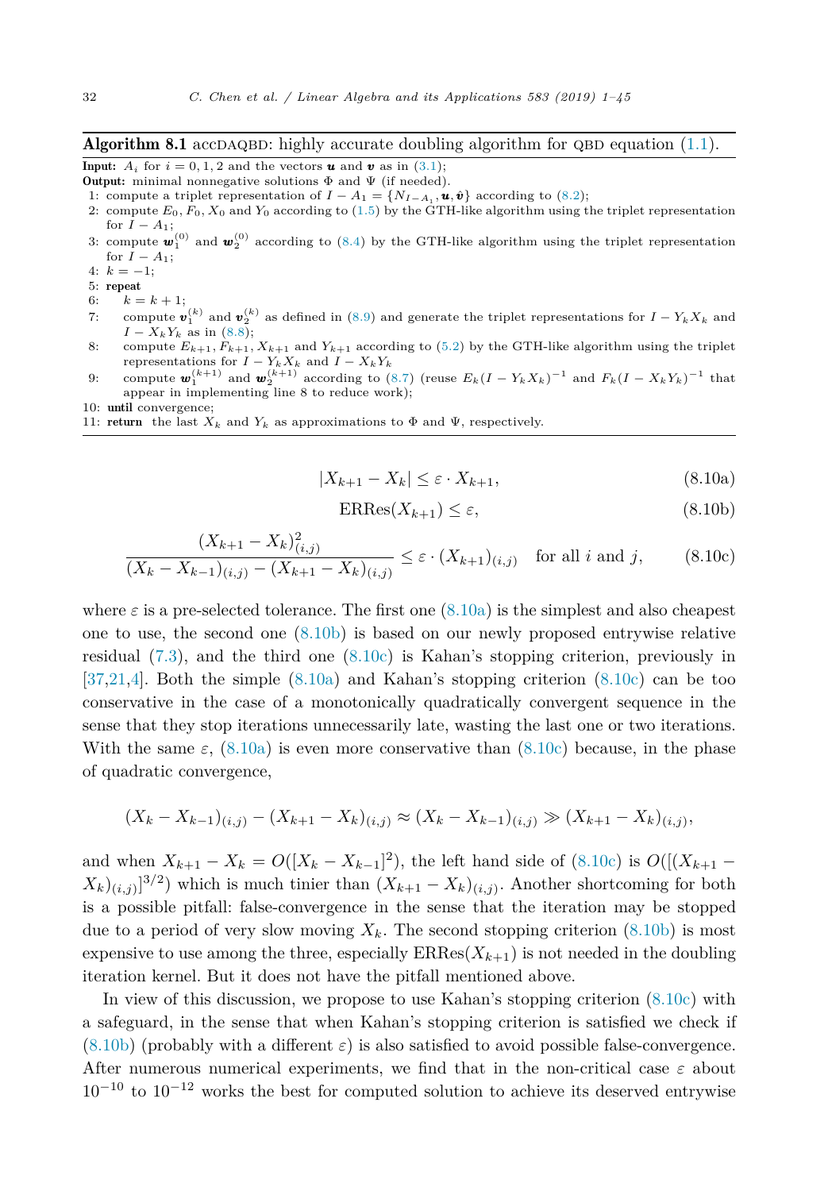**Algorithm 8.1** accDAQBD: highly accurate doubling algorithm for QBD equation (1.1).

**Input:** $A_i$ for $i = 0, 1, 2$ and the vectors $\boldsymbol{u}$ and $\boldsymbol{v}$ as in (3.1);
**Output:** minimal nonnegative solutions $\Phi$ and $\Psi$ (if needed).

1: compute a triplet representation of $I - A_1 = \{N_{I-A_1}, \boldsymbol{u}, \hat{\boldsymbol{v}}\}$ according to (8.2);
2: compute $E_0, F_0, X_0$ and $Y_0$ according to (1.5) by the GTH-like algorithm using the triplet representation for $I - A_1$;
3: compute $\boldsymbol{w}_1^{(0)}$ and $\boldsymbol{w}_2^{(0)}$ according to (8.4) by the GTH-like algorithm using the triplet representation for $I - A_1$;
4: $k = -1$;
5: **repeat**
6: $k = k + 1$;
7: compute $\boldsymbol{v}_1^{(k)}$ and $\boldsymbol{v}_2^{(k)}$ as defined in (8.9) and generate the triplet representations for $I - Y_k X_k$ and $I - X_k Y_k$ as in (8.8);
8: compute $E_{k+1}, F_{k+1}, X_{k+1}$ and $Y_{k+1}$ according to (5.2) by the GTH-like algorithm using the triplet representations for $I - Y_k X_k$ and $I - X_k Y_k$
9: compute $\boldsymbol{w}_1^{(k+1)}$ and $\boldsymbol{w}_2^{(k+1)}$ according to (8.7) (reuse $E_k(I - Y_k X_k)^{-1}$ and $F_k(I - X_k Y_k)^{-1}$ that appear in implementing line 8 to reduce work);
10: **until** convergence;
11: **return** the last $X_k$ and $Y_k$ as approximations to $\Phi$ and $\Psi$, respectively.

$$|X_{k+1} - X_k| \le \varepsilon \cdot X_{k+1}, \tag{8.10a}$$

$$\mathrm{ERRes}(X_{k+1}) \le \varepsilon, \tag{8.10b}$$

$$\frac{(X_{k+1} - X_k)^2_{(i,j)}}{(X_k - X_{k-1})_{(i,j)} - (X_{k+1} - X_k)_{(i,j)}} \le \varepsilon \cdot (X_{k+1})_{(i,j)} \quad \text{for all } i \text{ and } j, \tag{8.10c}$$

where $\varepsilon$ is a pre-selected tolerance. The first one (8.10a) is the simplest and also cheapest one to use, the second one (8.10b) is based on our newly proposed entrywise relative residual (7.3), and the third one (8.10c) is Kahan's stopping criterion, previously in [37,21,4]. Both the simple (8.10a) and Kahan's stopping criterion (8.10c) can be too conservative in the case of a monotonically quadratically convergent sequence in the sense that they stop iterations unnecessarily late, wasting the last one or two iterations. With the same $\varepsilon$, (8.10a) is even more conservative than (8.10c) because, in the phase of quadratic convergence,

$$(X_k - X_{k-1})_{(i,j)} - (X_{k+1} - X_k)_{(i,j)} \approx (X_k - X_{k-1})_{(i,j)} \gg (X_{k+1} - X_k)_{(i,j)},$$

and when $X_{k+1} - X_k = O([X_k - X_{k-1}]^2)$, the left hand side of (8.10c) is $O([(X_{k+1} - X_k)_{(i,j)}]^{3/2})$ which is much tinier than $(X_{k+1} - X_k)_{(i,j)}$. Another shortcoming for both is a possible pitfall: false-convergence in the sense that the iteration may be stopped due to a period of very slow moving $X_k$. The second stopping criterion (8.10b) is most expensive to use among the three, especially $\mathrm{ERRes}(X_{k+1})$ is not needed in the doubling iteration kernel. But it does not have the pitfall mentioned above.

In view of this discussion, we propose to use Kahan's stopping criterion (8.10c) with a safeguard, in the sense that when Kahan's stopping criterion is satisfied we check if (8.10b) (probably with a different $\varepsilon$) is also satisfied to avoid possible false-convergence. After numerous numerical experiments, we find that in the non-critical case $\varepsilon$ about $10^{-10}$ to $10^{-12}$ works the best for computed solution to achieve its deserved entrywise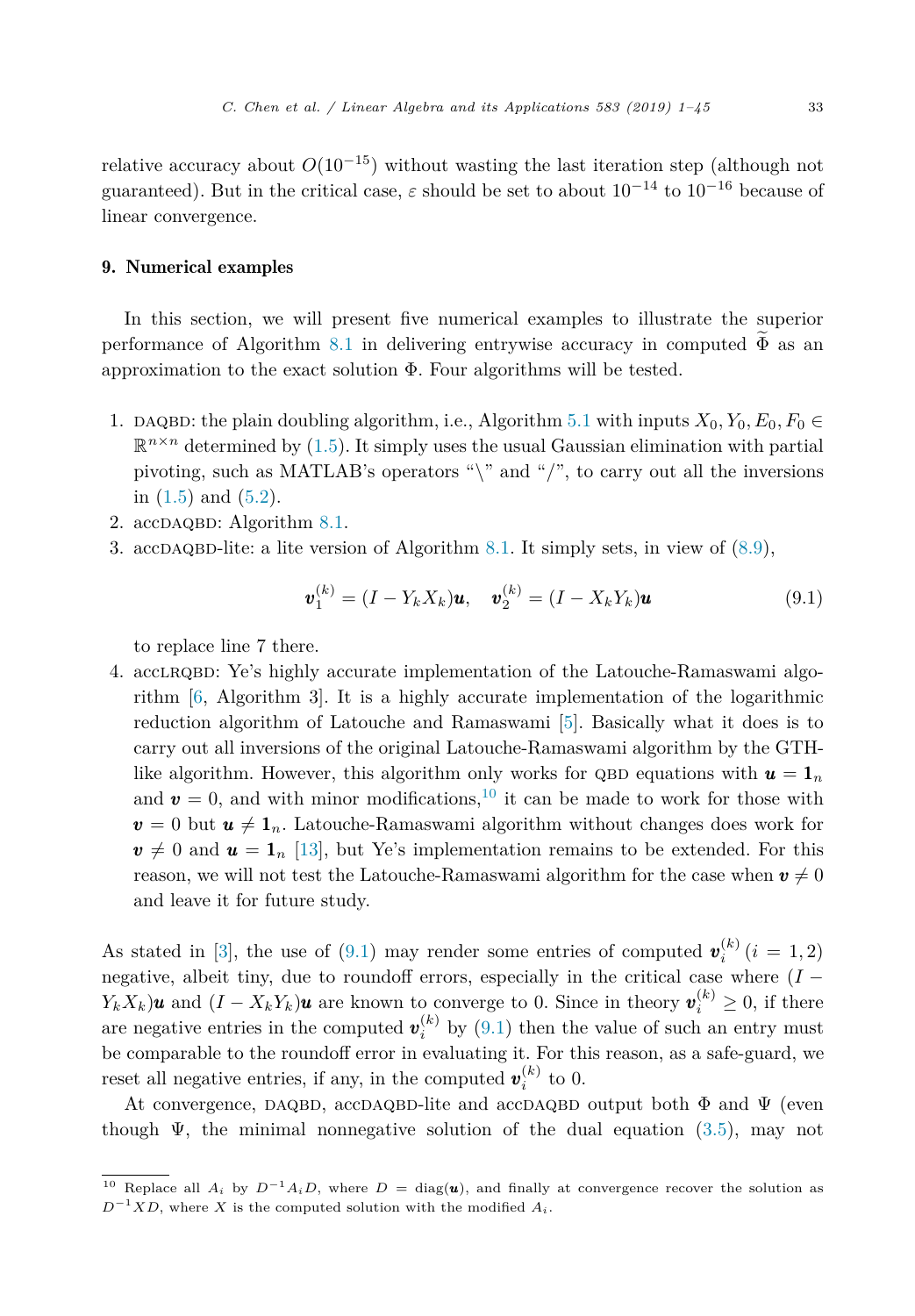relative accuracy about $O(10^{-15})$ without wasting the last iteration step (although not guaranteed). But in the critical case, $\varepsilon$ should be set to about $10^{-14}$ to $10^{-16}$ because of linear convergence.

## 9. Numerical examples

In this section, we will present five numerical examples to illustrate the superior performance of Algorithm 8.1 in delivering entrywise accuracy in computed $\widetilde{\Phi}$ as an approximation to the exact solution $\Phi$. Four algorithms will be tested.

1. DAQBD: the plain doubling algorithm, i.e., Algorithm 5.1 with inputs $X_0, Y_0, E_0, F_0 \in \mathbb{R}^{n\times n}$ determined by (1.5). It simply uses the usual Gaussian elimination with partial pivoting, such as MATLAB's operators "\" and "/", to carry out all the inversions in (1.5) and (5.2).
2. accDAQBD: Algorithm 8.1.
3. accDAQBD-lite: a lite version of Algorithm 8.1. It simply sets, in view of (8.9),
$$\boldsymbol{v}_1^{(k)} = (I - Y_kX_k)\boldsymbol{u}, \quad \boldsymbol{v}_2^{(k)} = (I - X_kY_k)\boldsymbol{u} \tag{9.1}$$
to replace line 7 there.
4. accLRQBD: Ye's highly accurate implementation of the Latouche-Ramaswami algorithm [6, Algorithm 3]. It is a highly accurate implementation of the logarithmic reduction algorithm of Latouche and Ramaswami [5]. Basically what it does is to carry out all inversions of the original Latouche-Ramaswami algorithm by the GTH-like algorithm. However, this algorithm only works for QBD equations with $\boldsymbol{u} = \mathbf{1}_n$ and $\boldsymbol{v} = 0$, and with minor modifications,[10] it can be made to work for those with $\boldsymbol{v} = 0$ but $\boldsymbol{u} \neq \mathbf{1}_n$. Latouche-Ramaswami algorithm without changes does work for $\boldsymbol{v} \neq 0$ and $\boldsymbol{u} = \mathbf{1}_n$ [13], but Ye's implementation remains to be extended. For this reason, we will not test the Latouche-Ramaswami algorithm for the case when $\boldsymbol{v} \neq 0$ and leave it for future study.

As stated in [3], the use of (9.1) may render some entries of computed $\boldsymbol{v}_i^{(k)}$ $(i = 1, 2)$ negative, albeit tiny, due to roundoff errors, especially in the critical case where $(I - Y_kX_k)\boldsymbol{u}$ and $(I - X_kY_k)\boldsymbol{u}$ are known to converge to 0. Since in theory $\boldsymbol{v}_i^{(k)} \geq 0$, if there are negative entries in the computed $\boldsymbol{v}_i^{(k)}$ by (9.1) then the value of such an entry must be comparable to the roundoff error in evaluating it. For this reason, as a safe-guard, we reset all negative entries, if any, in the computed $\boldsymbol{v}_i^{(k)}$ to 0.

At convergence, DAQBD, accDAQBD-lite and accDAQBD output both $\Phi$ and $\Psi$ (even though $\Psi$, the minimal nonnegative solution of the dual equation (3.5), may not

[10] Replace all $A_i$ by $D^{-1}A_iD$, where $D = \mathrm{diag}(\boldsymbol{u})$, and finally at convergence recover the solution as $D^{-1}XD$, where $X$ is the computed solution with the modified $A_i$.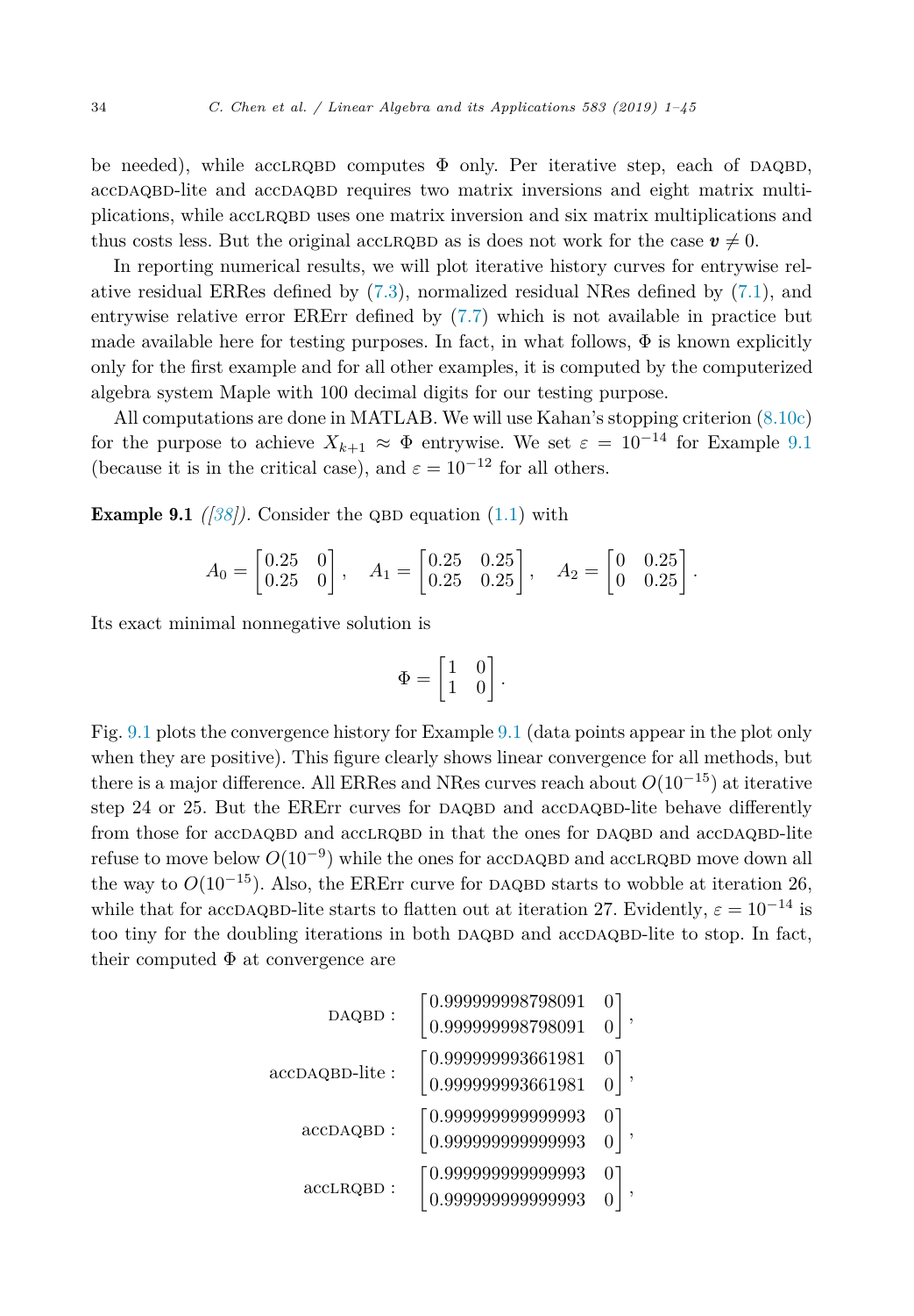be needed), while accLRQBD computes $\Phi$ only. Per iterative step, each of DAQBD, accDAQBD-lite and accDAQBD requires two matrix inversions and eight matrix multiplications, while accLRQBD uses one matrix inversion and six matrix multiplications and thus costs less. But the original accLRQBD as is does not work for the case $\boldsymbol{v} \neq 0$.

In reporting numerical results, we will plot iterative history curves for entrywise relative residual ERRes defined by (7.3), normalized residual NRes defined by (7.1), and entrywise relative error ERErr defined by (7.7) which is not available in practice but made available here for testing purposes. In fact, in what follows, $\Phi$ is known explicitly only for the first example and for all other examples, it is computed by the computerized algebra system Maple with 100 decimal digits for our testing purpose.

All computations are done in MATLAB. We will use Kahan's stopping criterion (8.10c) for the purpose to achieve $X_{k+1} \approx \Phi$ entrywise. We set $\varepsilon = 10^{-14}$ for Example 9.1 (because it is in the critical case), and $\varepsilon = 10^{-12}$ for all others.

**Example 9.1** *([38]).* Consider the QBD equation (1.1) with

$$A_0 = \begin{bmatrix} 0.25 & 0 \\ 0.25 & 0 \end{bmatrix}, \quad A_1 = \begin{bmatrix} 0.25 & 0.25 \\ 0.25 & 0.25 \end{bmatrix}, \quad A_2 = \begin{bmatrix} 0 & 0.25 \\ 0 & 0.25 \end{bmatrix}.$$

Its exact minimal nonnegative solution is

$$\Phi = \begin{bmatrix} 1 & 0 \\ 1 & 0 \end{bmatrix}.$$

Fig. 9.1 plots the convergence history for Example 9.1 (data points appear in the plot only when they are positive). This figure clearly shows linear convergence for all methods, but there is a major difference. All ERRes and NRes curves reach about $O(10^{-15})$ at iterative step 24 or 25. But the ERErr curves for DAQBD and accDAQBD-lite behave differently from those for accDAQBD and accLRQBD in that the ones for DAQBD and accDAQBD-lite refuse to move below $O(10^{-9})$ while the ones for accDAQBD and accLRQBD move down all the way to $O(10^{-15})$. Also, the ERErr curve for DAQBD starts to wobble at iteration 26, while that for accDAQBD-lite starts to flatten out at iteration 27. Evidently, $\varepsilon = 10^{-14}$ is too tiny for the doubling iterations in both DAQBD and accDAQBD-lite to stop. In fact, their computed $\Phi$ at convergence are

$$\text{DAQBD}: \quad \begin{bmatrix} 0.999999998798091 & 0 \\ 0.999999998798091 & 0 \end{bmatrix},$$

$$\text{accDAQBD-lite}: \quad \begin{bmatrix} 0.999999993661981 & 0 \\ 0.999999993661981 & 0 \end{bmatrix},$$

$$\text{accDAQBD}: \quad \begin{bmatrix} 0.999999999999993 & 0 \\ 0.999999999999993 & 0 \end{bmatrix},$$

$$\text{accLRQBD}: \quad \begin{bmatrix} 0.999999999999993 & 0 \\ 0.999999999999993 & 0 \end{bmatrix},$$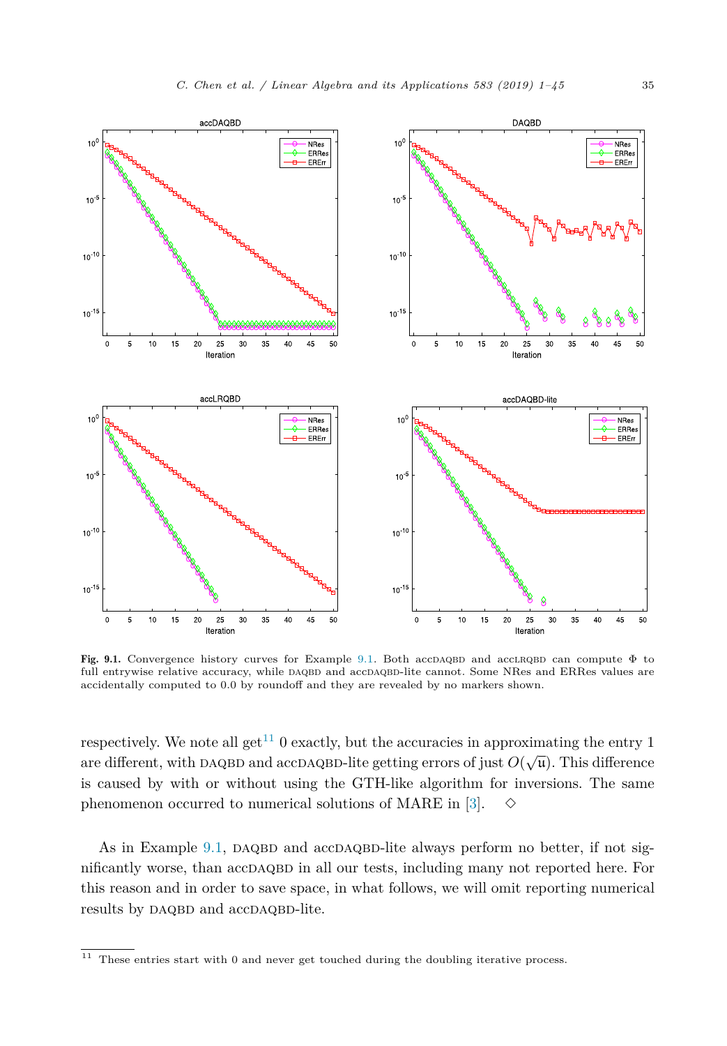**Fig. 9.1.** Convergence history curves for Example 9.1. Both accDAQBD and accLRQBD can compute $\Phi$ to full entrywise relative accuracy, while DAQBD and accDAQBD-lite cannot. Some NRes and ERRes values are accidentally computed to 0.0 by roundoff and they are revealed by no markers shown.

respectively. We note all get[11] 0 exactly, but the accuracies in approximating the entry 1 are different, with DAQBD and accDAQBD-lite getting errors of just $O(\sqrt{\mathfrak{u}})$. This difference is caused by with or without using the GTH-like algorithm for inversions. The same phenomenon occurred to numerical solutions of MARE in [3]. $\diamond$

As in Example 9.1, DAQBD and accDAQBD-lite always perform no better, if not significantly worse, than accDAQBD in all our tests, including many not reported here. For this reason and in order to save space, in what follows, we will omit reporting numerical results by DAQBD and accDAQBD-lite.

---

[11] These entries start with 0 and never get touched during the doubling iterative process.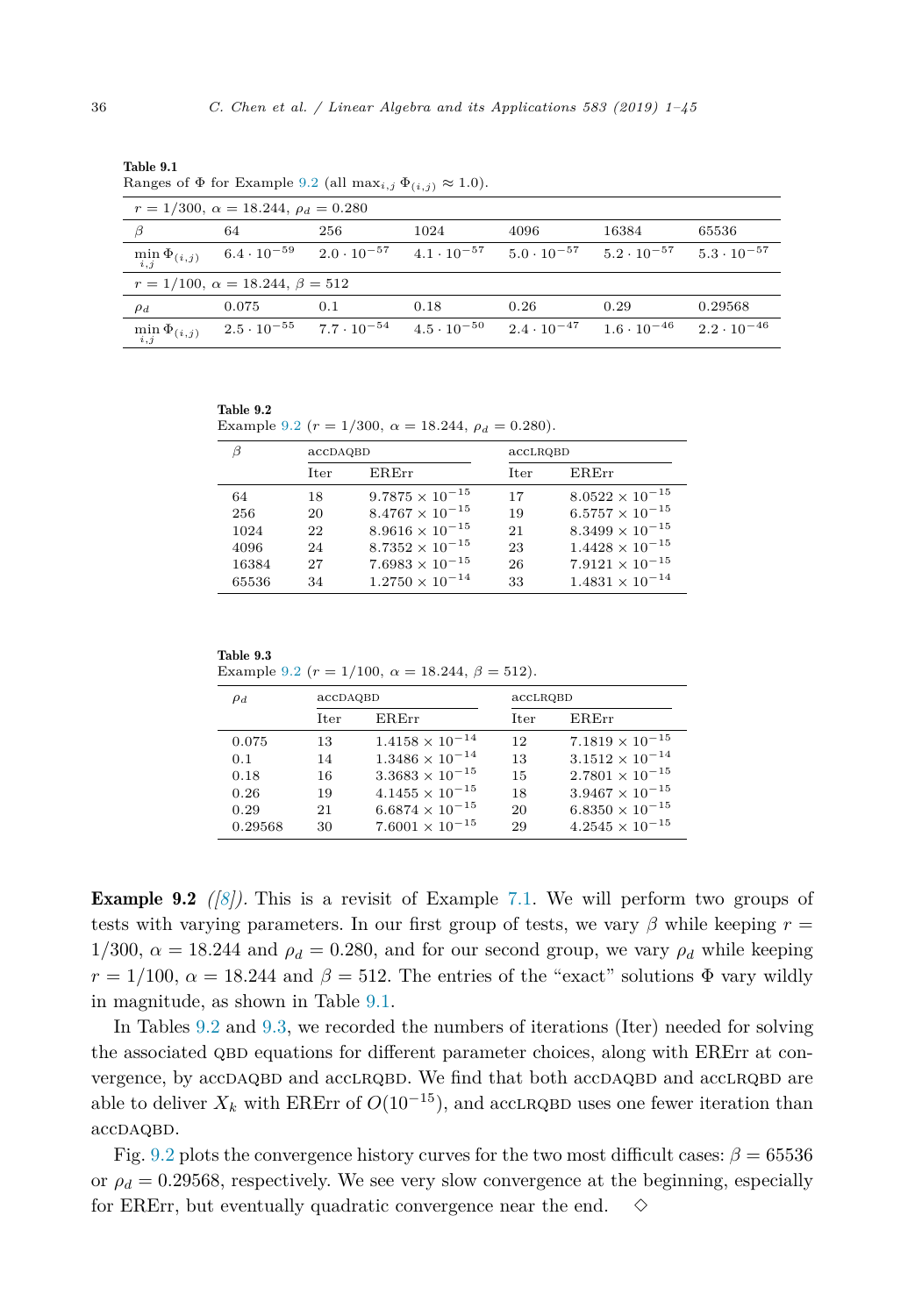**Table 9.1**
Ranges of $\Phi$ for Example 9.2 (all $\max_{i,j} \Phi_{(i,j)} \approx 1.0$).

| $r = 1/300$, $\alpha = 18.244$, $\rho_d = 0.280$ | | | | | | |
|---|---|---|---|---|---|---|
| $\beta$ | 64 | 256 | 1024 | 4096 | 16384 | 65536 |
| $\min_{i,j} \Phi_{(i,j)}$ | $6.4 \cdot 10^{-59}$ | $2.0 \cdot 10^{-57}$ | $4.1 \cdot 10^{-57}$ | $5.0 \cdot 10^{-57}$ | $5.2 \cdot 10^{-57}$ | $5.3 \cdot 10^{-57}$ |
| $r = 1/100$, $\alpha = 18.244$, $\beta = 512$ | | | | | | |
| $\rho_d$ | 0.075 | 0.1 | 0.18 | 0.26 | 0.29 | 0.29568 |
| $\min_{i,j} \Phi_{(i,j)}$ | $2.5 \cdot 10^{-55}$ | $7.7 \cdot 10^{-54}$ | $4.5 \cdot 10^{-50}$ | $2.4 \cdot 10^{-47}$ | $1.6 \cdot 10^{-46}$ | $2.2 \cdot 10^{-46}$ |

**Table 9.2**
Example 9.2 ($r = 1/300$, $\alpha = 18.244$, $\rho_d = 0.280$).

| $\beta$ | accDAQBD | | accLRQBD | |
|---|---|---|---|---|
| | Iter | ERErr | Iter | ERErr |
| 64 | 18 | $9.7875 \times 10^{-15}$ | 17 | $8.0522 \times 10^{-15}$ |
| 256 | 20 | $8.4767 \times 10^{-15}$ | 19 | $6.5757 \times 10^{-15}$ |
| 1024 | 22 | $8.9616 \times 10^{-15}$ | 21 | $8.3499 \times 10^{-15}$ |
| 4096 | 24 | $8.7352 \times 10^{-15}$ | 23 | $1.4428 \times 10^{-15}$ |
| 16384 | 27 | $7.6983 \times 10^{-15}$ | 26 | $7.9121 \times 10^{-15}$ |
| 65536 | 34 | $1.2750 \times 10^{-14}$ | 33 | $1.4831 \times 10^{-14}$ |

**Table 9.3**
Example 9.2 ($r = 1/100$, $\alpha = 18.244$, $\beta = 512$).

| $\rho_d$ | accDAQBD | | accLRQBD | |
|---|---|---|---|---|
| | Iter | ERErr | Iter | ERErr |
| 0.075 | 13 | $1.4158 \times 10^{-14}$ | 12 | $7.1819 \times 10^{-15}$ |
| 0.1 | 14 | $1.3486 \times 10^{-14}$ | 13 | $3.1512 \times 10^{-14}$ |
| 0.18 | 16 | $3.3683 \times 10^{-15}$ | 15 | $2.7801 \times 10^{-15}$ |
| 0.26 | 19 | $4.1455 \times 10^{-15}$ | 18 | $3.9467 \times 10^{-15}$ |
| 0.29 | 21 | $6.6874 \times 10^{-15}$ | 20 | $6.8350 \times 10^{-15}$ |
| 0.29568 | 30 | $7.6001 \times 10^{-15}$ | 29 | $4.2545 \times 10^{-15}$ |

**Example 9.2** *([8]).* This is a revisit of Example 7.1. We will perform two groups of tests with varying parameters. In our first group of tests, we vary $\beta$ while keeping $r = 1/300$, $\alpha = 18.244$ and $\rho_d = 0.280$, and for our second group, we vary $\rho_d$ while keeping $r = 1/100$, $\alpha = 18.244$ and $\beta = 512$. The entries of the "exact" solutions $\Phi$ vary wildly in magnitude, as shown in Table 9.1.

In Tables 9.2 and 9.3, we recorded the numbers of iterations (Iter) needed for solving the associated QBD equations for different parameter choices, along with ERErr at convergence, by accDAQBD and accLRQBD. We find that both accDAQBD and accLRQBD are able to deliver $X_k$ with ERErr of $O(10^{-15})$, and accLRQBD uses one fewer iteration than accDAQBD.

Fig. 9.2 plots the convergence history curves for the two most difficult cases: $\beta = 65536$ or $\rho_d = 0.29568$, respectively. We see very slow convergence at the beginning, especially for ERErr, but eventually quadratic convergence near the end. $\diamond$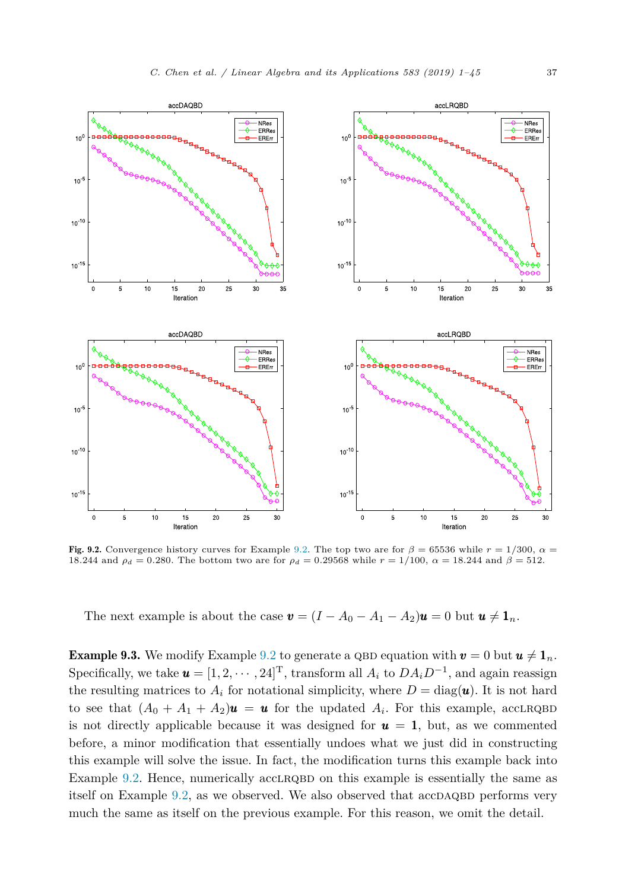**Fig. 9.2.** Convergence history curves for Example 9.2. The top two are for $\beta = 65536$ while $r = 1/300$, $\alpha = 18.244$ and $\rho_d = 0.280$. The bottom two are for $\rho_d = 0.29568$ while $r = 1/100$, $\alpha = 18.244$ and $\beta = 512$.

The next example is about the case $\boldsymbol{v} = (I - A_0 - A_1 - A_2)\boldsymbol{u} = 0$ but $\boldsymbol{u} \neq \mathbf{1}_n$.

**Example 9.3.** We modify Example 9.2 to generate a QBD equation with $\boldsymbol{v} = 0$ but $\boldsymbol{u} \neq \mathbf{1}_n$. Specifically, we take $\boldsymbol{u} = [1, 2, \cdots, 24]^{\mathrm{T}}$, transform all $A_i$ to $DA_iD^{-1}$, and again reassign the resulting matrices to $A_i$ for notational simplicity, where $D = \operatorname{diag}(\boldsymbol{u})$. It is not hard to see that $(A_0 + A_1 + A_2)\boldsymbol{u} = \boldsymbol{u}$ for the updated $A_i$. For this example, accLRQBD is not directly applicable because it was designed for $\boldsymbol{u} = \mathbf{1}$, but, as we commented before, a minor modification that essentially undoes what we just did in constructing this example will solve the issue. In fact, the modification turns this example back into Example 9.2. Hence, numerically accLRQBD on this example is essentially the same as itself on Example 9.2, as we observed. We also observed that accDAQBD performs very much the same as itself on the previous example. For this reason, we omit the detail.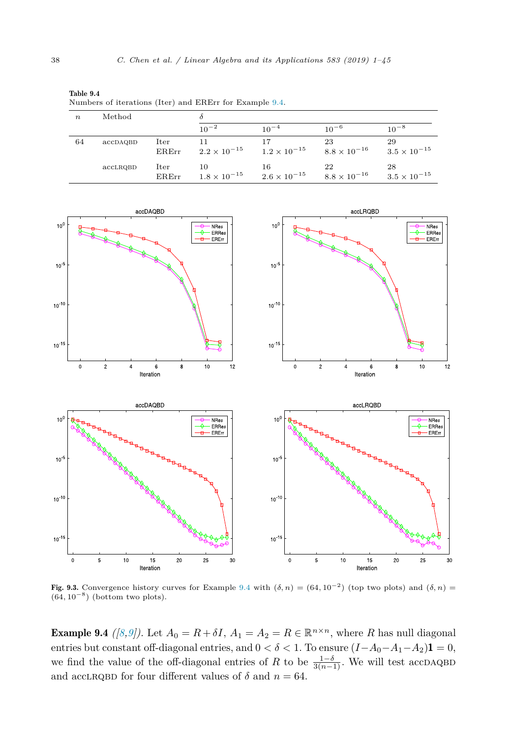**Table 9.4**
Numbers of iterations (Iter) and ERErr for Example 9.4.

| $n$ | Method | | $\delta$ | | | |
|---|---|---|---|---|---|---|
| | | | $10^{-2}$ | $10^{-4}$ | $10^{-6}$ | $10^{-8}$ |
| 64 | accDAQBD | Iter | 11 | 17 | 23 | 29 |
| | | ERErr | $2.2 \times 10^{-15}$ | $1.2 \times 10^{-15}$ | $8.8 \times 10^{-16}$ | $3.5 \times 10^{-15}$ |
| | accLRQBD | Iter | 10 | 16 | 22 | 28 |
| | | ERErr | $1.8 \times 10^{-15}$ | $2.6 \times 10^{-15}$ | $8.8 \times 10^{-16}$ | $3.5 \times 10^{-15}$ |

**Fig. 9.3.** Convergence history curves for Example 9.4 with $(\delta, n) = (64, 10^{-2})$ (top two plots) and $(\delta, n) = (64, 10^{-8})$ (bottom two plots).

**Example 9.4** *([8,9])*. Let $A_0 = R + \delta I$, $A_1 = A_2 = R \in \mathbb{R}^{n\times n}$, where $R$ has null diagonal entries but constant off-diagonal entries, and $0 < \delta < 1$. To ensure $(I - A_0 - A_1 - A_2)\mathbf{1} = 0$, we find the value of the off-diagonal entries of $R$ to be $\frac{1-\delta}{3(n-1)}$. We will test accDAQBD and accLRQBD for four different values of $\delta$ and $n = 64$.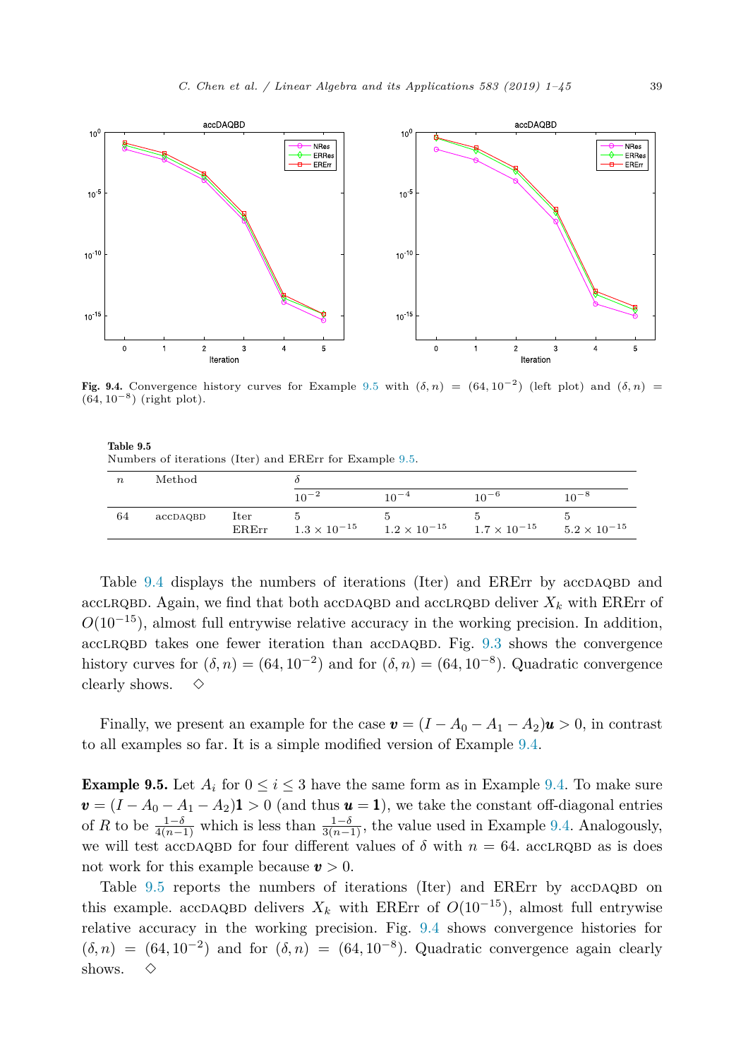Fig. 9.4. Convergence history curves for Example 9.5 with $(\delta, n) = (64, 10^{-2})$ (left plot) and $(\delta, n) = (64, 10^{-8})$ (right plot).

**Table 9.5**
Numbers of iterations (Iter) and ERErr for Example 9.5.

| $n$ | Method | | $\delta$ | | | |
|---|---|---|---|---|---|---|
| | | | $10^{-2}$ | $10^{-4}$ | $10^{-6}$ | $10^{-8}$ |
| 64 | accDAQBD | Iter | 5 | 5 | 5 | 5 |
| | | ERErr | $1.3 \times 10^{-15}$ | $1.2 \times 10^{-15}$ | $1.7 \times 10^{-15}$ | $5.2 \times 10^{-15}$ |

Table 9.4 displays the numbers of iterations (Iter) and ERErr by accDAQBD and accLRQBD. Again, we find that both accDAQBD and accLRQBD deliver $X_k$ with ERErr of $O(10^{-15})$, almost full entrywise relative accuracy in the working precision. In addition, accLRQBD takes one fewer iteration than accDAQBD. Fig. 9.3 shows the convergence history curves for $(\delta, n) = (64, 10^{-2})$ and for $(\delta, n) = (64, 10^{-8})$. Quadratic convergence clearly shows. $\diamond$

Finally, we present an example for the case $\boldsymbol{v} = (I - A_0 - A_1 - A_2)\boldsymbol{u} > 0$, in contrast to all examples so far. It is a simple modified version of Example 9.4.

**Example 9.5.** Let $A_i$ for $0 \le i \le 3$ have the same form as in Example 9.4. To make sure $\boldsymbol{v} = (I - A_0 - A_1 - A_2)\mathbf{1} > 0$ (and thus $\boldsymbol{u} = \mathbf{1}$), we take the constant off-diagonal entries of $R$ to be $\frac{1-\delta}{4(n-1)}$ which is less than $\frac{1-\delta}{3(n-1)}$, the value used in Example 9.4. Analogously, we will test accDAQBD for four different values of $\delta$ with $n = 64$. accLRQBD as is does not work for this example because $\boldsymbol{v} > 0$.

Table 9.5 reports the numbers of iterations (Iter) and ERErr by accDAQBD on this example. accDAQBD delivers $X_k$ with ERErr of $O(10^{-15})$, almost full entrywise relative accuracy in the working precision. Fig. 9.4 shows convergence histories for $(\delta, n) = (64, 10^{-2})$ and for $(\delta, n) = (64, 10^{-8})$. Quadratic convergence again clearly shows. $\diamond$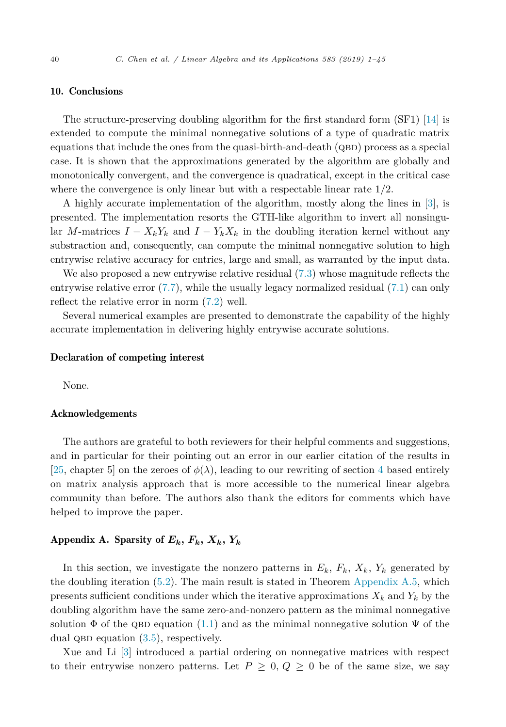## 10. Conclusions

The structure-preserving doubling algorithm for the first standard form (SF1) [14] is extended to compute the minimal nonnegative solutions of a type of quadratic matrix equations that include the ones from the quasi-birth-and-death (QBD) process as a special case. It is shown that the approximations generated by the algorithm are globally and monotonically convergent, and the convergence is quadratical, except in the critical case where the convergence is only linear but with a respectable linear rate 1/2.

A highly accurate implementation of the algorithm, mostly along the lines in [3], is presented. The implementation resorts the GTH-like algorithm to invert all nonsingular $M$-matrices $I - X_k Y_k$ and $I - Y_k X_k$ in the doubling iteration kernel without any substraction and, consequently, can compute the minimal nonnegative solution to high entrywise relative accuracy for entries, large and small, as warranted by the input data.

We also proposed a new entrywise relative residual (7.3) whose magnitude reflects the entrywise relative error (7.7), while the usually legacy normalized residual (7.1) can only reflect the relative error in norm (7.2) well.

Several numerical examples are presented to demonstrate the capability of the highly accurate implementation in delivering highly entrywise accurate solutions.

## Declaration of competing interest

None.

## Acknowledgements

The authors are grateful to both reviewers for their helpful comments and suggestions, and in particular for their pointing out an error in our earlier citation of the results in [25, chapter 5] on the zeroes of $\phi(\lambda)$, leading to our rewriting of section 4 based entirely on matrix analysis approach that is more accessible to the numerical linear algebra community than before. The authors also thank the editors for comments which have helped to improve the paper.

## Appendix A. Sparsity of $E_k$, $F_k$, $X_k$, $Y_k$

In this section, we investigate the nonzero patterns in $E_k$, $F_k$, $X_k$, $Y_k$ generated by the doubling iteration (5.2). The main result is stated in Theorem Appendix A.5, which presents sufficient conditions under which the iterative approximations $X_k$ and $Y_k$ by the doubling algorithm have the same zero-and-nonzero pattern as the minimal nonnegative solution $\Phi$ of the QBD equation (1.1) and as the minimal nonnegative solution $\Psi$ of the dual QBD equation (3.5), respectively.

Xue and Li [3] introduced a partial ordering on nonnegative matrices with respect to their entrywise nonzero patterns. Let $P \geq 0$, $Q \geq 0$ be of the same size, we say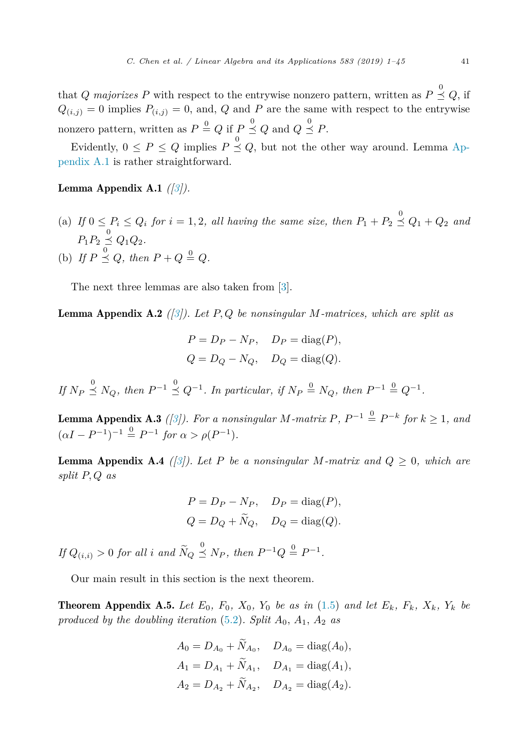that $Q$ *majorizes* $P$ with respect to the entrywise nonzero pattern, written as $P \overset{0}{\preceq} Q$, if $Q_{(i,j)} = 0$ implies $P_{(i,j)} = 0$, and, $Q$ and $P$ are the same with respect to the entrywise nonzero pattern, written as $P \overset{0}{=} Q$ if $P \overset{0}{\preceq} Q$ and $Q \overset{0}{\preceq} P$.

Evidently, $0 \le P \le Q$ implies $P \overset{0}{\preceq} Q$, but not the other way around. Lemma Appendix A.1 is rather straightforward.

**Lemma Appendix A.1** *([3]).*

(a) *If $0 \le P_i \le Q_i$ for $i = 1, 2$, all having the same size, then $P_1 + P_2 \overset{0}{\preceq} Q_1 + Q_2$ and $P_1 P_2 \overset{0}{\preceq} Q_1 Q_2$.*

(b) *If $P \overset{0}{\preceq} Q$, then $P + Q \overset{0}{=} Q$.*

The next three lemmas are also taken from [3].

**Lemma Appendix A.2** *([3]). Let $P, Q$ be nonsingular $M$-matrices, which are split as*

$$P = D_P - N_P, \quad D_P = \operatorname{diag}(P),$$
$$Q = D_Q - N_Q, \quad D_Q = \operatorname{diag}(Q).$$

*If $N_P \overset{0}{\preceq} N_Q$, then $P^{-1} \overset{0}{\preceq} Q^{-1}$. In particular, if $N_P \overset{0}{=} N_Q$, then $P^{-1} \overset{0}{=} Q^{-1}$.*

**Lemma Appendix A.3** *([3]). For a nonsingular $M$-matrix $P$, $P^{-1} \overset{0}{=} P^{-k}$ for $k \ge 1$, and $(\alpha I - P^{-1})^{-1} \overset{0}{=} P^{-1}$ for $\alpha > \rho(P^{-1})$.*

**Lemma Appendix A.4** *([3]). Let $P$ be a nonsingular $M$-matrix and $Q \ge 0$, which are split $P, Q$ as*

$$P = D_P - N_P, \quad D_P = \operatorname{diag}(P),$$
$$Q = D_Q + \widetilde{N}_Q, \quad D_Q = \operatorname{diag}(Q).$$

*If $Q_{(i,i)} > 0$ for all $i$ and $\widetilde{N}_Q \overset{0}{\preceq} N_P$, then $P^{-1} Q \overset{0}{=} P^{-1}$.*

Our main result in this section is the next theorem.

**Theorem Appendix A.5.** *Let $E_0$, $F_0$, $X_0$, $Y_0$ be as in (1.5) and let $E_k$, $F_k$, $X_k$, $Y_k$ be produced by the doubling iteration (5.2). Split $A_0$, $A_1$, $A_2$ as*

$$A_0 = D_{A_0} + \widetilde{N}_{A_0}, \quad D_{A_0} = \operatorname{diag}(A_0),$$
$$A_1 = D_{A_1} + \widetilde{N}_{A_1}, \quad D_{A_1} = \operatorname{diag}(A_1),$$
$$A_2 = D_{A_2} + \widetilde{N}_{A_2}, \quad D_{A_2} = \operatorname{diag}(A_2).$$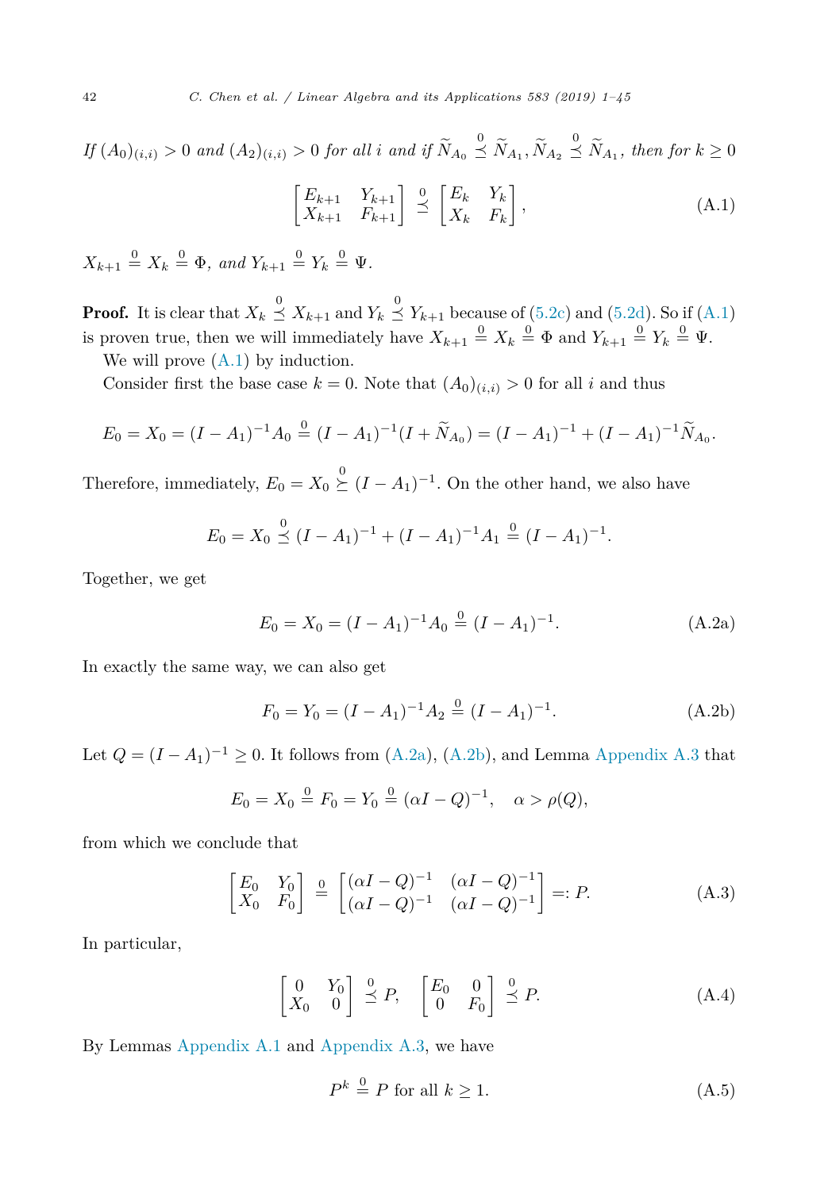*If* $(A_0)_{(i,i)} > 0$ *and* $(A_2)_{(i,i)} > 0$ *for all* $i$ *and if* $\widetilde{N}_{A_0} \overset{0}{\preceq} \widetilde{N}_{A_1}, \widetilde{N}_{A_2} \overset{0}{\preceq} \widetilde{N}_{A_1}$*, then for* $k \ge 0$

$$\begin{bmatrix} E_{k+1} & Y_{k+1} \\ X_{k+1} & F_{k+1} \end{bmatrix} \overset{0}{\preceq} \begin{bmatrix} E_k & Y_k \\ X_k & F_k \end{bmatrix}, \tag{A.1}$$

$X_{k+1} \overset{0}{=} X_k \overset{0}{=} \Phi$*, and* $Y_{k+1} \overset{0}{=} Y_k \overset{0}{=} \Psi$*.*

**Proof.** It is clear that $X_k \overset{0}{\preceq} X_{k+1}$ and $Y_k \overset{0}{\preceq} Y_{k+1}$ because of (5.2c) and (5.2d). So if (A.1) is proven true, then we will immediately have $X_{k+1} \overset{0}{=} X_k \overset{0}{=} \Phi$ and $Y_{k+1} \overset{0}{=} Y_k \overset{0}{=} \Psi$.

We will prove (A.1) by induction.

Consider first the base case $k = 0$. Note that $(A_0)_{(i,i)} > 0$ for all $i$ and thus

$$E_0 = X_0 = (I - A_1)^{-1} A_0 \overset{0}{=} (I - A_1)^{-1}(I + \widetilde{N}_{A_0}) = (I - A_1)^{-1} + (I - A_1)^{-1}\widetilde{N}_{A_0}.$$

Therefore, immediately, $E_0 = X_0 \overset{0}{\succeq} (I - A_1)^{-1}$. On the other hand, we also have

$$E_0 = X_0 \overset{0}{\preceq} (I - A_1)^{-1} + (I - A_1)^{-1} A_1 \overset{0}{=} (I - A_1)^{-1}.$$

Together, we get

$$E_0 = X_0 = (I - A_1)^{-1} A_0 \overset{0}{=} (I - A_1)^{-1}. \tag{A.2a}$$

In exactly the same way, we can also get

$$F_0 = Y_0 = (I - A_1)^{-1} A_2 \overset{0}{=} (I - A_1)^{-1}. \tag{A.2b}$$

Let $Q = (I - A_1)^{-1} \ge 0$. It follows from (A.2a), (A.2b), and Lemma Appendix A.3 that

$$E_0 = X_0 \overset{0}{=} F_0 = Y_0 \overset{0}{=} (\alpha I - Q)^{-1}, \quad \alpha > \rho(Q),$$

from which we conclude that

$$\begin{bmatrix} E_0 & Y_0 \\ X_0 & F_0 \end{bmatrix} \overset{0}{=} \begin{bmatrix} (\alpha I - Q)^{-1} & (\alpha I - Q)^{-1} \\ (\alpha I - Q)^{-1} & (\alpha I - Q)^{-1} \end{bmatrix} =: P. \tag{A.3}$$

In particular,

$$\begin{bmatrix} 0 & Y_0 \\ X_0 & 0 \end{bmatrix} \overset{0}{\preceq} P, \quad \begin{bmatrix} E_0 & 0 \\ 0 & F_0 \end{bmatrix} \overset{0}{\preceq} P. \tag{A.4}$$

By Lemmas Appendix A.1 and Appendix A.3, we have

$$P^k \overset{0}{=} P \text{ for all } k \ge 1. \tag{A.5}$$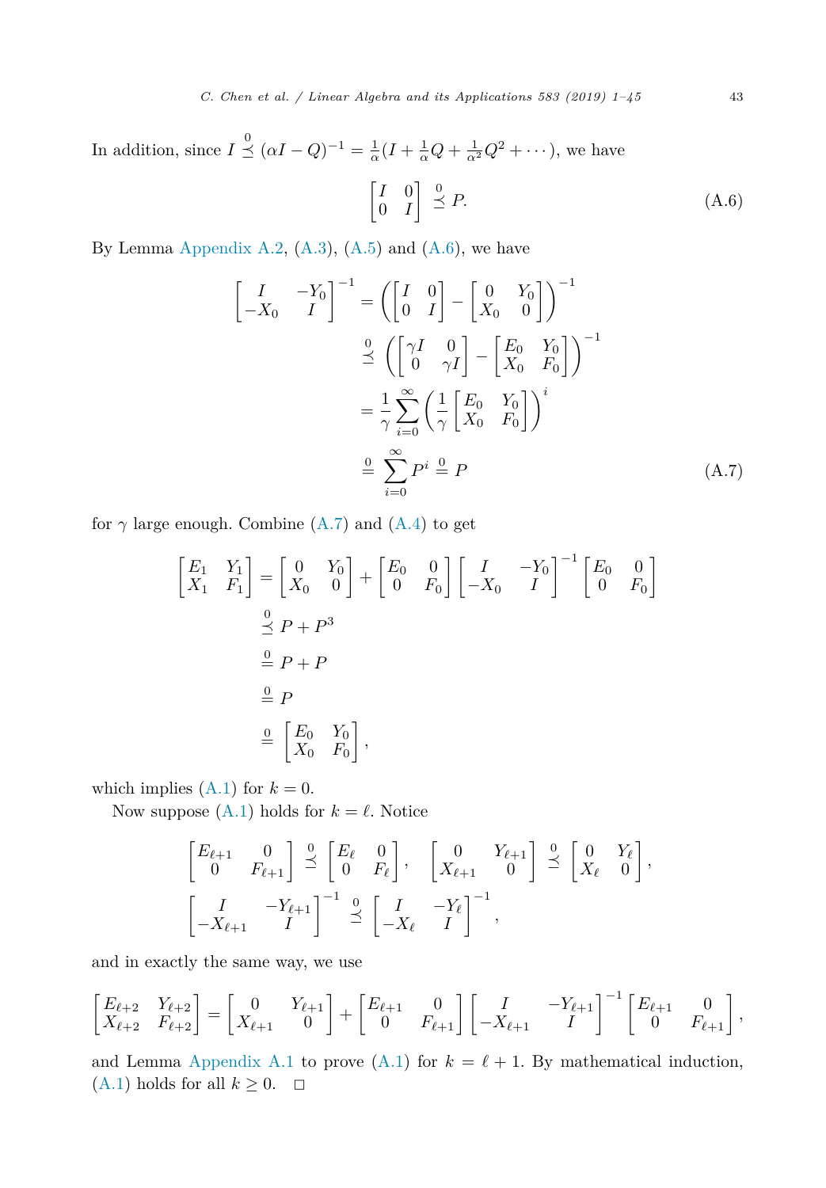In addition, since $I \overset{0}{\preceq} (\alpha I - Q)^{-1} = \frac{1}{\alpha}(I + \frac{1}{\alpha}Q + \frac{1}{\alpha^2}Q^2 + \cdots)$, we have

$$\begin{bmatrix} I & 0 \\ 0 & I \end{bmatrix} \overset{0}{\preceq} P. \tag{A.6}$$

By Lemma Appendix A.2, (A.3), (A.5) and (A.6), we have

$$\begin{aligned}
\begin{bmatrix} I & -Y_0 \\ -X_0 & I \end{bmatrix}^{-1} &= \left( \begin{bmatrix} I & 0 \\ 0 & I \end{bmatrix} - \begin{bmatrix} 0 & Y_0 \\ X_0 & 0 \end{bmatrix} \right)^{-1} \\
&\overset{0}{\preceq} \left( \begin{bmatrix} \gamma I & 0 \\ 0 & \gamma I \end{bmatrix} - \begin{bmatrix} E_0 & Y_0 \\ X_0 & F_0 \end{bmatrix} \right)^{-1} \\
&= \frac{1}{\gamma} \sum_{i=0}^{\infty} \left( \frac{1}{\gamma} \begin{bmatrix} E_0 & Y_0 \\ X_0 & F_0 \end{bmatrix} \right)^i \\
&\overset{0}{=} \sum_{i=0}^{\infty} P^i \overset{0}{=} P
\end{aligned} \tag{A.7}$$

for $\gamma$ large enough. Combine (A.7) and (A.4) to get

$$\begin{aligned}
\begin{bmatrix} E_1 & Y_1 \\ X_1 & F_1 \end{bmatrix} &= \begin{bmatrix} 0 & Y_0 \\ X_0 & 0 \end{bmatrix} + \begin{bmatrix} E_0 & 0 \\ 0 & F_0 \end{bmatrix} \begin{bmatrix} I & -Y_0 \\ -X_0 & I \end{bmatrix}^{-1} \begin{bmatrix} E_0 & 0 \\ 0 & F_0 \end{bmatrix} \\
&\overset{0}{\preceq} P + P^3 \\
&\overset{0}{=} P + P \\
&\overset{0}{=} P \\
&\overset{0}{=} \begin{bmatrix} E_0 & Y_0 \\ X_0 & F_0 \end{bmatrix},
\end{aligned}$$

which implies (A.1) for $k = 0$.

Now suppose (A.1) holds for $k = \ell$. Notice

$$\begin{bmatrix} E_{\ell+1} & 0 \\ 0 & F_{\ell+1} \end{bmatrix} \overset{0}{\preceq} \begin{bmatrix} E_\ell & 0 \\ 0 & F_\ell \end{bmatrix}, \quad \begin{bmatrix} 0 & Y_{\ell+1} \\ X_{\ell+1} & 0 \end{bmatrix} \overset{0}{\preceq} \begin{bmatrix} 0 & Y_\ell \\ X_\ell & 0 \end{bmatrix},$$
$$\begin{bmatrix} I & -Y_{\ell+1} \\ -X_{\ell+1} & I \end{bmatrix}^{-1} \overset{0}{\preceq} \begin{bmatrix} I & -Y_\ell \\ -X_\ell & I \end{bmatrix}^{-1},$$

and in exactly the same way, we use

$$\begin{bmatrix} E_{\ell+2} & Y_{\ell+2} \\ X_{\ell+2} & F_{\ell+2} \end{bmatrix} = \begin{bmatrix} 0 & Y_{\ell+1} \\ X_{\ell+1} & 0 \end{bmatrix} + \begin{bmatrix} E_{\ell+1} & 0 \\ 0 & F_{\ell+1} \end{bmatrix} \begin{bmatrix} I & -Y_{\ell+1} \\ -X_{\ell+1} & I \end{bmatrix}^{-1} \begin{bmatrix} E_{\ell+1} & 0 \\ 0 & F_{\ell+1} \end{bmatrix},$$

and Lemma Appendix A.1 to prove (A.1) for $k = \ell + 1$. By mathematical induction, (A.1) holds for all $k \geq 0$. $\square$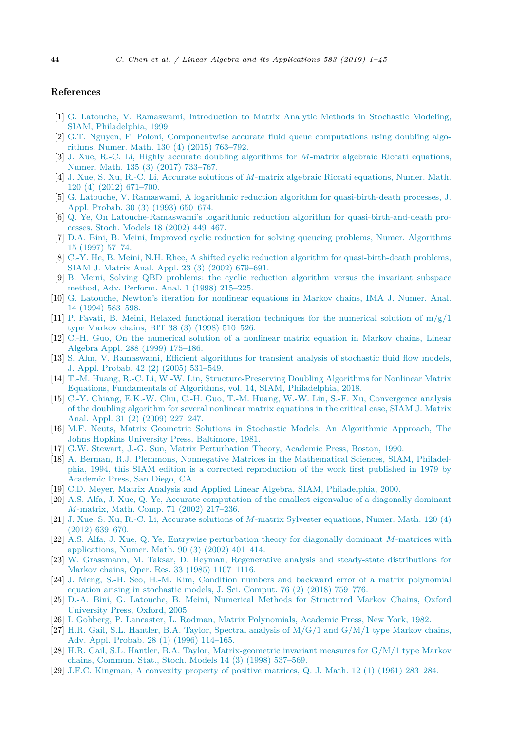# References

[1] G. Latouche, V. Ramaswami, Introduction to Matrix Analytic Methods in Stochastic Modeling, SIAM, Philadelphia, 1999.

[2] G.T. Nguyen, F. Poloni, Componentwise accurate fluid queue computations using doubling algorithms, Numer. Math. 130 (4) (2015) 763–792.

[3] J. Xue, R.-C. Li, Highly accurate doubling algorithms for $M$-matrix algebraic Riccati equations, Numer. Math. 135 (3) (2017) 733–767.

[4] J. Xue, S. Xu, R.-C. Li, Accurate solutions of $M$-matrix algebraic Riccati equations, Numer. Math. 120 (4) (2012) 671–700.

[5] G. Latouche, V. Ramaswami, A logarithmic reduction algorithm for quasi-birth-death processes, J. Appl. Probab. 30 (3) (1993) 650–674.

[6] Q. Ye, On Latouche-Ramaswami's logarithmic reduction algorithm for quasi-birth-and-death processes, Stoch. Models 18 (2002) 449–467.

[7] D.A. Bini, B. Meini, Improved cyclic reduction for solving queueing problems, Numer. Algorithms 15 (1997) 57–74.

[8] C.-Y. He, B. Meini, N.H. Rhee, A shifted cyclic reduction algorithm for quasi-birth-death problems, SIAM J. Matrix Anal. Appl. 23 (3) (2002) 679–691.

[9] B. Meini, Solving QBD problems: the cyclic reduction algorithm versus the invariant subspace method, Adv. Perform. Anal. 1 (1998) 215–225.

[10] G. Latouche, Newton's iteration for nonlinear equations in Markov chains, IMA J. Numer. Anal. 14 (1994) 583–598.

[11] P. Favati, B. Meini, Relaxed functional iteration techniques for the numerical solution of m/g/1 type Markov chains, BIT 38 (3) (1998) 510–526.

[12] C.-H. Guo, On the numerical solution of a nonlinear matrix equation in Markov chains, Linear Algebra Appl. 288 (1999) 175–186.

[13] S. Ahn, V. Ramaswami, Efficient algorithms for transient analysis of stochastic fluid flow models, J. Appl. Probab. 42 (2) (2005) 531–549.

[14] T.-M. Huang, R.-C. Li, W.-W. Lin, Structure-Preserving Doubling Algorithms for Nonlinear Matrix Equations, Fundamentals of Algorithms, vol. 14, SIAM, Philadelphia, 2018.

[15] C.-Y. Chiang, E.K.-W. Chu, C.-H. Guo, T.-M. Huang, W.-W. Lin, S.-F. Xu, Convergence analysis of the doubling algorithm for several nonlinear matrix equations in the critical case, SIAM J. Matrix Anal. Appl. 31 (2) (2009) 227–247.

[16] M.F. Neuts, Matrix Geometric Solutions in Stochastic Models: An Algorithmic Approach, The Johns Hopkins University Press, Baltimore, 1981.

[17] G.W. Stewart, J.-G. Sun, Matrix Perturbation Theory, Academic Press, Boston, 1990.

[18] A. Berman, R.J. Plemmons, Nonnegative Matrices in the Mathematical Sciences, SIAM, Philadelphia, 1994, this SIAM edition is a corrected reproduction of the work first published in 1979 by Academic Press, San Diego, CA.

[19] C.D. Meyer, Matrix Analysis and Applied Linear Algebra, SIAM, Philadelphia, 2000.

[20] A.S. Alfa, J. Xue, Q. Ye, Accurate computation of the smallest eigenvalue of a diagonally dominant $M$-matrix, Math. Comp. 71 (2002) 217–236.

[21] J. Xue, S. Xu, R.-C. Li, Accurate solutions of $M$-matrix Sylvester equations, Numer. Math. 120 (4) (2012) 639–670.

[22] A.S. Alfa, J. Xue, Q. Ye, Entrywise perturbation theory for diagonally dominant $M$-matrices with applications, Numer. Math. 90 (3) (2002) 401–414.

[23] W. Grassmann, M. Taksar, D. Heyman, Regenerative analysis and steady-state distributions for Markov chains, Oper. Res. 33 (1985) 1107–1116.

[24] J. Meng, S.-H. Seo, H.-M. Kim, Condition numbers and backward error of a matrix polynomial equation arising in stochastic models, J. Sci. Comput. 76 (2) (2018) 759–776.

[25] D.-A. Bini, G. Latouche, B. Meini, Numerical Methods for Structured Markov Chains, Oxford University Press, Oxford, 2005.

[26] I. Gohberg, P. Lancaster, L. Rodman, Matrix Polynomials, Academic Press, New York, 1982.

[27] H.R. Gail, S.L. Hantler, B.A. Taylor, Spectral analysis of M/G/1 and G/M/1 type Markov chains, Adv. Appl. Probab. 28 (1) (1996) 114–165.

[28] H.R. Gail, S.L. Hantler, B.A. Taylor, Matrix-geometric invariant measures for G/M/1 type Markov chains, Commun. Stat., Stoch. Models 14 (3) (1998) 537–569.

[29] J.F.C. Kingman, A convexity property of positive matrices, Q. J. Math. 12 (1) (1961) 283–284.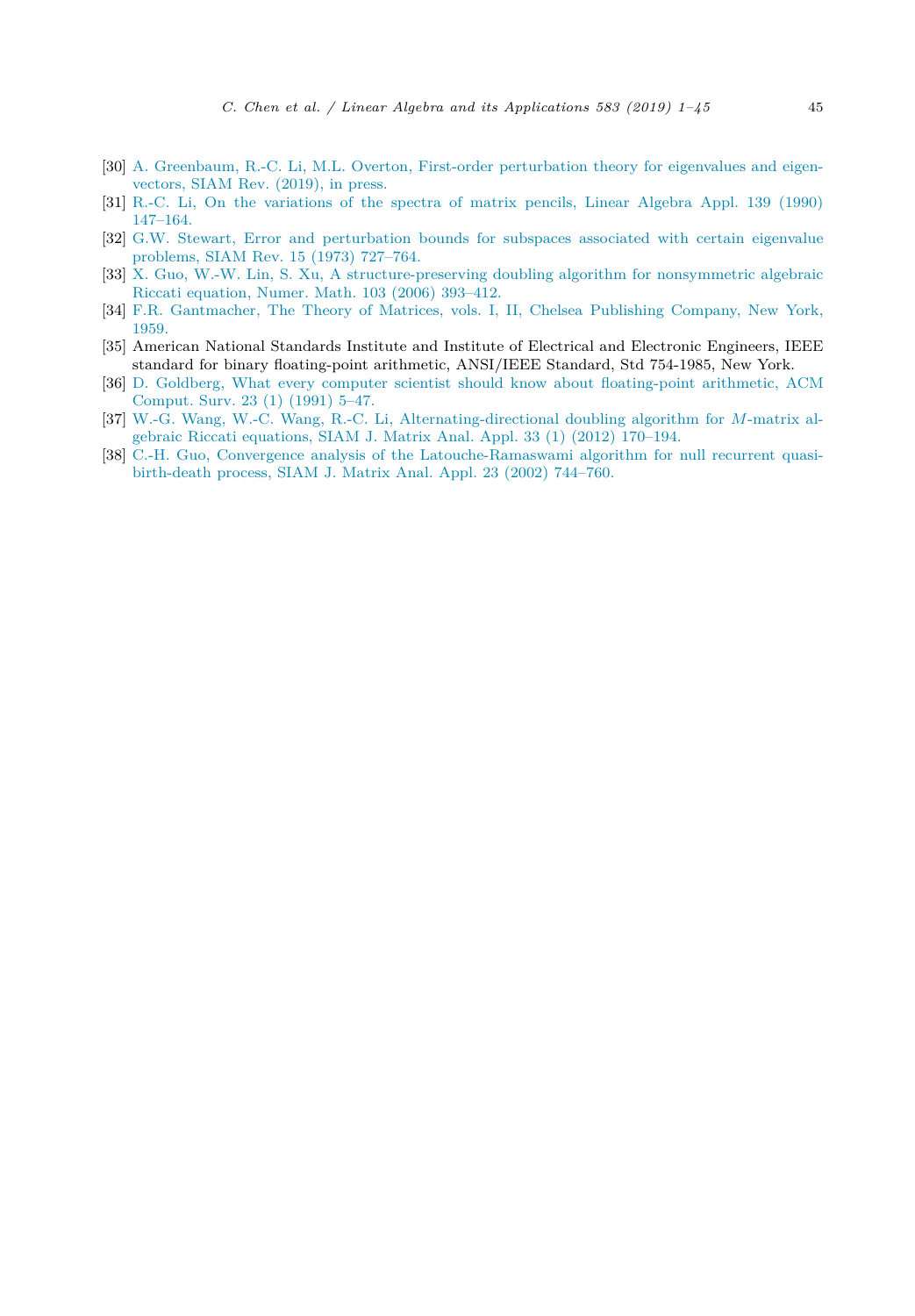[30] A. Greenbaum, R.-C. Li, M.L. Overton, First-order perturbation theory for eigenvalues and eigenvectors, SIAM Rev. (2019), in press.

[31] R.-C. Li, On the variations of the spectra of matrix pencils, Linear Algebra Appl. 139 (1990) 147–164.

[32] G.W. Stewart, Error and perturbation bounds for subspaces associated with certain eigenvalue problems, SIAM Rev. 15 (1973) 727–764.

[33] X. Guo, W.-W. Lin, S. Xu, A structure-preserving doubling algorithm for nonsymmetric algebraic Riccati equation, Numer. Math. 103 (2006) 393–412.

[34] F.R. Gantmacher, The Theory of Matrices, vols. I, II, Chelsea Publishing Company, New York, 1959.

[35] American National Standards Institute and Institute of Electrical and Electronic Engineers, IEEE standard for binary floating-point arithmetic, ANSI/IEEE Standard, Std 754-1985, New York.

[36] D. Goldberg, What every computer scientist should know about floating-point arithmetic, ACM Comput. Surv. 23 (1) (1991) 5–47.

[37] W.-G. Wang, W.-C. Wang, R.-C. Li, Alternating-directional doubling algorithm for $M$-matrix algebraic Riccati equations, SIAM J. Matrix Anal. Appl. 33 (1) (2012) 170–194.

[38] C.-H. Guo, Convergence analysis of the Latouche-Ramaswami algorithm for null recurrent quasi-birth-death process, SIAM J. Matrix Anal. Appl. 23 (2002) 744–760.